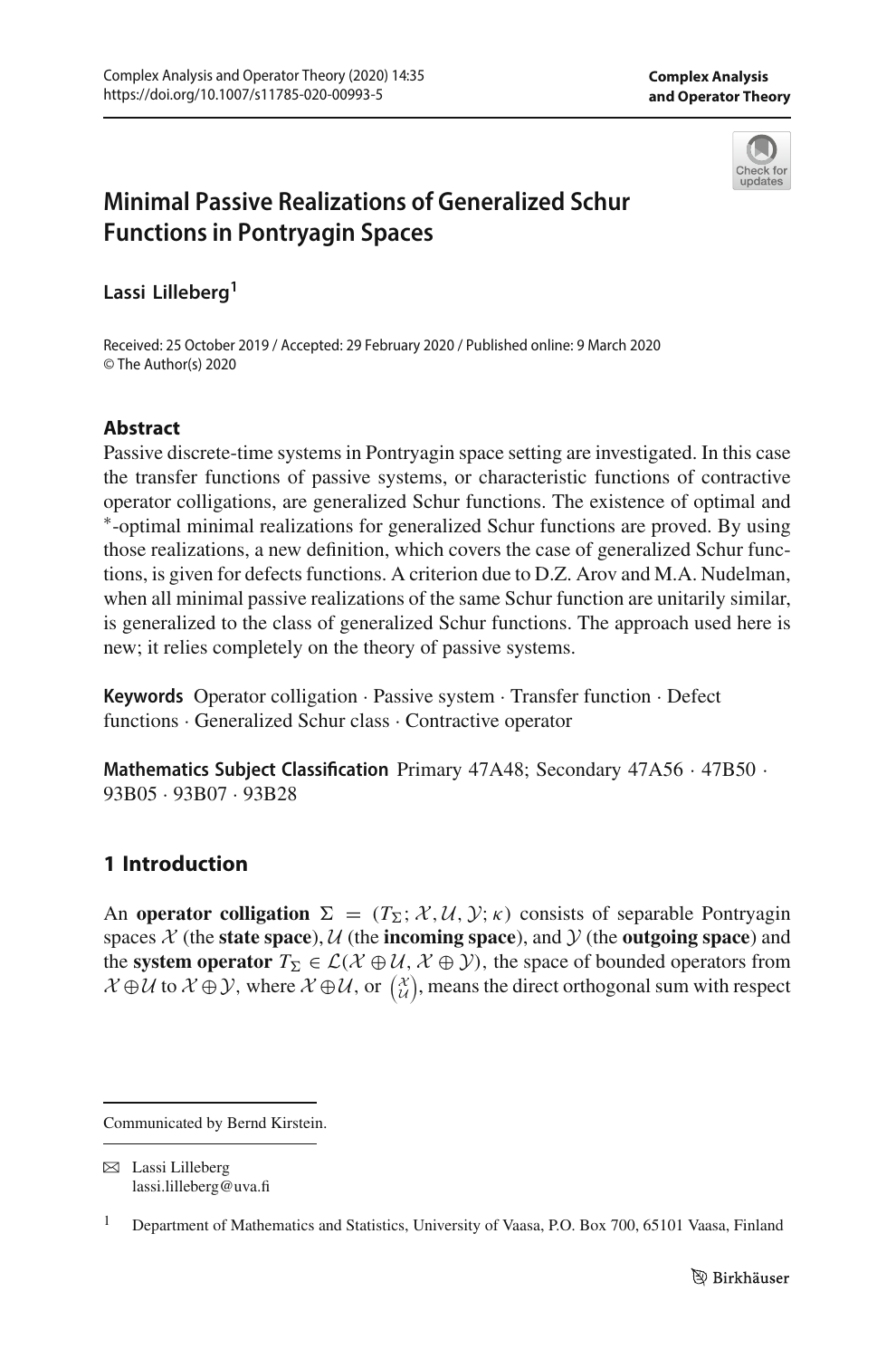# Minimal Passive Realizations of Generalized Schur Functions in Pontryagin Spaces

**Lassi Lilleberg**[1]

Received: 25 October 2019 / Accepted: 29 February 2020 / Published online: 9 March 2020
© The Author(s) 2020

## Abstract

Passive discrete-time systems in Pontryagin space setting are investigated. In this case the transfer functions of passive systems, or characteristic functions of contractive operator colligations, are generalized Schur functions. The existence of optimal and $^*$-optimal minimal realizations for generalized Schur functions are proved. By using those realizations, a new definition, which covers the case of generalized Schur functions, is given for defects functions. A criterion due to D.Z. Arov and M.A. Nudelman, when all minimal passive realizations of the same Schur function are unitarily similar, is generalized to the class of generalized Schur functions. The approach used here is new; it relies completely on the theory of passive systems.

**Keywords** Operator colligation · Passive system · Transfer function · Defect functions · Generalized Schur class · Contractive operator

**Mathematics Subject Classification** Primary 47A48; Secondary 47A56 · 47B50 · 93B05 · 93B07 · 93B28

## 1 Introduction

An **operator colligation** $\Sigma = (T_\Sigma; \mathcal{X}, \mathcal{U}, \mathcal{Y}; \kappa)$ consists of separable Pontryagin spaces $\mathcal{X}$ (the **state space**), $\mathcal{U}$ (the **incoming space**), and $\mathcal{Y}$ (the **outgoing space**) and the **system operator** $T_\Sigma \in \mathcal{L}(\mathcal{X} \oplus \mathcal{U}, \mathcal{X} \oplus \mathcal{Y})$, the space of bounded operators from $\mathcal{X} \oplus \mathcal{U}$ to $\mathcal{X} \oplus \mathcal{Y}$, where $\mathcal{X} \oplus \mathcal{U}$, or $\binom{\mathcal{X}}{\mathcal{U}}$, means the direct orthogonal sum with respect

---

Communicated by Bernd Kirstein.

✉ Lassi Lilleberg
lassi.lilleberg@uva.fi

[1] Department of Mathematics and Statistics, University of Vaasa, P.O. Box 700, 65101 Vaasa, Finland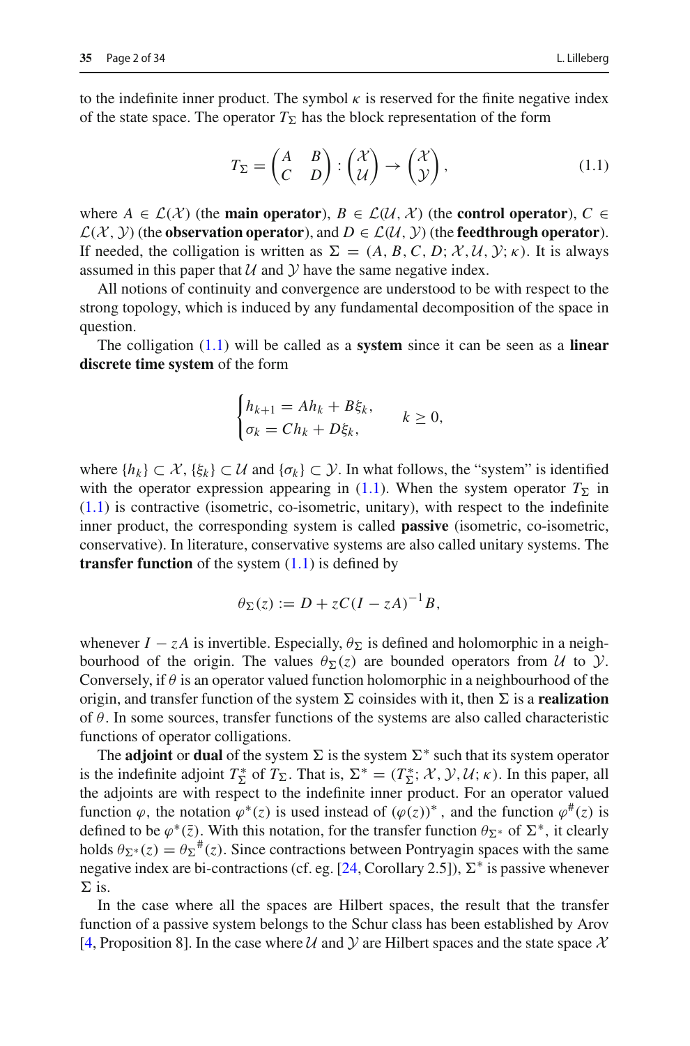to the indefinite inner product. The symbol $\kappa$ is reserved for the finite negative index of the state space. The operator $T_\Sigma$ has the block representation of the form

$$T_\Sigma = \begin{pmatrix} A & B \\ C & D \end{pmatrix} : \begin{pmatrix} \mathcal{X} \\ \mathcal{U} \end{pmatrix} \to \begin{pmatrix} \mathcal{X} \\ \mathcal{Y} \end{pmatrix}, \tag{1.1}$$

where $A \in \mathcal{L}(\mathcal{X})$ (the **main operator**), $B \in \mathcal{L}(\mathcal{U}, \mathcal{X})$ (the **control operator**), $C \in \mathcal{L}(\mathcal{X}, \mathcal{Y})$ (the **observation operator**), and $D \in \mathcal{L}(\mathcal{U}, \mathcal{Y})$ (the **feedthrough operator**). If needed, the colligation is written as $\Sigma = (A, B, C, D; \mathcal{X}, \mathcal{U}, \mathcal{Y}; \kappa)$. It is always assumed in this paper that $\mathcal{U}$ and $\mathcal{Y}$ have the same negative index.

All notions of continuity and convergence are understood to be with respect to the strong topology, which is induced by any fundamental decomposition of the space in question.

The colligation (1.1) will be called as a **system** since it can be seen as a **linear discrete time system** of the form

$$\begin{cases} h_{k+1} = Ah_k + B\xi_k, \\ \sigma_k = Ch_k + D\xi_k, \end{cases} \qquad k \geq 0,$$

where $\{h_k\} \subset \mathcal{X}$, $\{\xi_k\} \subset \mathcal{U}$ and $\{\sigma_k\} \subset \mathcal{Y}$. In what follows, the "system" is identified with the operator expression appearing in (1.1). When the system operator $T_\Sigma$ in (1.1) is contractive (isometric, co-isometric, unitary), with respect to the indefinite inner product, the corresponding system is called **passive** (isometric, co-isometric, conservative). In literature, conservative systems are also called unitary systems. The **transfer function** of the system (1.1) is defined by

$$\theta_\Sigma(z) := D + zC(I - zA)^{-1}B,$$

whenever $I - zA$ is invertible. Especially, $\theta_\Sigma$ is defined and holomorphic in a neighbourhood of the origin. The values $\theta_\Sigma(z)$ are bounded operators from $\mathcal{U}$ to $\mathcal{Y}$. Conversely, if $\theta$ is an operator valued function holomorphic in a neighbourhood of the origin, and transfer function of the system $\Sigma$ coinsides with it, then $\Sigma$ is a **realization** of $\theta$. In some sources, transfer functions of the systems are also called characteristic functions of operator colligations.

The **adjoint** or **dual** of the system $\Sigma$ is the system $\Sigma^*$ such that its system operator is the indefinite adjoint $T_\Sigma^*$ of $T_\Sigma$. That is, $\Sigma^* = (T_\Sigma^*; \mathcal{X}, \mathcal{Y}, \mathcal{U}; \kappa)$. In this paper, all the adjoints are with respect to the indefinite inner product. For an operator valued function $\varphi$, the notation $\varphi^*(z)$ is used instead of $(\varphi(z))^*$, and the function $\varphi^\#(z)$ is defined to be $\varphi^*(\bar{z})$. With this notation, for the transfer function $\theta_{\Sigma^*}$ of $\Sigma^*$, it clearly holds $\theta_{\Sigma^*}(z) = {\theta_\Sigma}^\#(z)$. Since contractions between Pontryagin spaces with the same negative index are bi-contractions (cf. eg. [24, Corollary 2.5]), $\Sigma^*$ is passive whenever $\Sigma$ is.

In the case where all the spaces are Hilbert spaces, the result that the transfer function of a passive system belongs to the Schur class has been established by Arov [4, Proposition 8]. In the case where $\mathcal{U}$ and $\mathcal{Y}$ are Hilbert spaces and the state space $\mathcal{X}$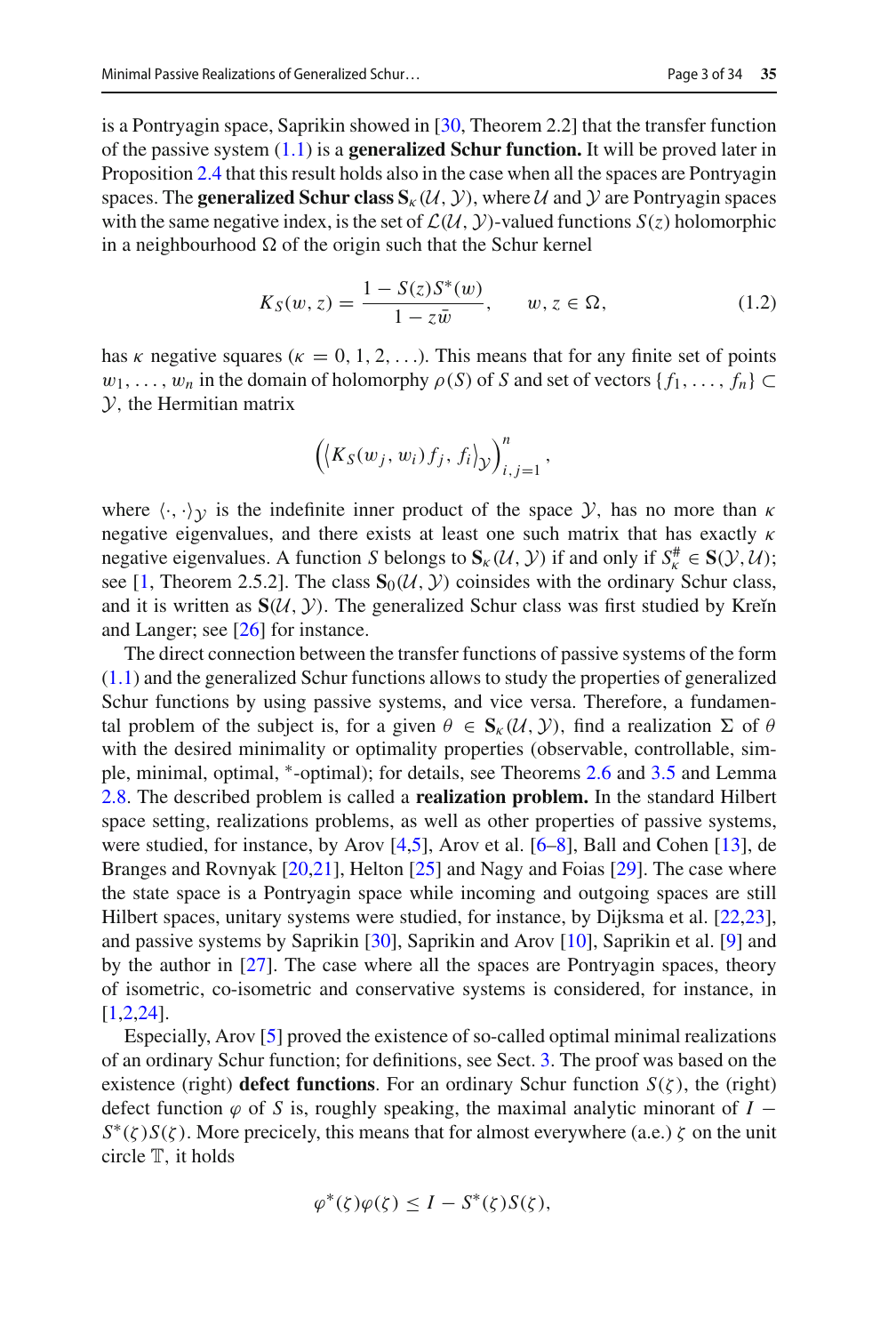is a Pontryagin space, Saprikin showed in [30, Theorem 2.2] that the transfer function of the passive system (1.1) is a **generalized Schur function.** It will be proved later in Proposition 2.4 that this result holds also in the case when all the spaces are Pontryagin spaces. The **generalized Schur class** $\mathbf{S}_\kappa(\mathcal{U}, \mathcal{Y})$, where $\mathcal{U}$ and $\mathcal{Y}$ are Pontryagin spaces with the same negative index, is the set of $\mathcal{L}(\mathcal{U}, \mathcal{Y})$-valued functions $S(z)$ holomorphic in a neighbourhood $\Omega$ of the origin such that the Schur kernel

$$K_S(w, z) = \frac{1 - S(z)S^*(w)}{1 - z\bar{w}}, \qquad w, z \in \Omega, \tag{1.2}$$

has $\kappa$ negative squares ($\kappa = 0, 1, 2, \ldots$). This means that for any finite set of points $w_1, \ldots, w_n$ in the domain of holomorphy $\rho(S)$ of $S$ and set of vectors $\{f_1, \ldots, f_n\} \subset \mathcal{Y}$, the Hermitian matrix

$$\left( \langle K_S(w_j, w_i) f_j, f_i \rangle_{\mathcal{Y}} \right)_{i,j=1}^{n},$$

where $\langle \cdot, \cdot \rangle_{\mathcal{Y}}$ is the indefinite inner product of the space $\mathcal{Y}$, has no more than $\kappa$ negative eigenvalues, and there exists at least one such matrix that has exactly $\kappa$ negative eigenvalues. A function $S$ belongs to $\mathbf{S}_\kappa(\mathcal{U}, \mathcal{Y})$ if and only if $S_\kappa^\# \in \mathbf{S}(\mathcal{Y}, \mathcal{U})$; see [1, Theorem 2.5.2]. The class $\mathbf{S}_0(\mathcal{U}, \mathcal{Y})$ coinsides with the ordinary Schur class, and it is written as $\mathbf{S}(\mathcal{U}, \mathcal{Y})$. The generalized Schur class was first studied by Kreĭn and Langer; see [26] for instance.

The direct connection between the transfer functions of passive systems of the form (1.1) and the generalized Schur functions allows to study the properties of generalized Schur functions by using passive systems, and vice versa. Therefore, a fundamental problem of the subject is, for a given $\theta \in \mathbf{S}_\kappa(\mathcal{U}, \mathcal{Y})$, find a realization $\Sigma$ of $\theta$ with the desired minimality or optimality properties (observable, controllable, simple, minimal, optimal, $^*$-optimal); for details, see Theorems 2.6 and 3.5 and Lemma 2.8. The described problem is called a **realization problem.** In the standard Hilbert space setting, realizations problems, as well as other properties of passive systems, were studied, for instance, by Arov [4,5], Arov et al. [6–8], Ball and Cohen [13], de Branges and Rovnyak [20,21], Helton [25] and Nagy and Foias [29]. The case where the state space is a Pontryagin space while incoming and outgoing spaces are still Hilbert spaces, unitary systems were studied, for instance, by Dijksma et al. [22,23], and passive systems by Saprikin [30], Saprikin and Arov [10], Saprikin et al. [9] and by the author in [27]. The case where all the spaces are Pontryagin spaces, theory of isometric, co-isometric and conservative systems is considered, for instance, in [1,2,24].

Especially, Arov [5] proved the existence of so-called optimal minimal realizations of an ordinary Schur function; for definitions, see Sect. 3. The proof was based on the existence (right) **defect functions**. For an ordinary Schur function $S(\zeta)$, the (right) defect function $\varphi$ of $S$ is, roughly speaking, the maximal analytic minorant of $I - S^*(\zeta)S(\zeta)$. More precicely, this means that for almost everywhere (a.e.) $\zeta$ on the unit circle $\mathbb{T}$, it holds

$$\varphi^*(\zeta)\varphi(\zeta) \le I - S^*(\zeta)S(\zeta),$$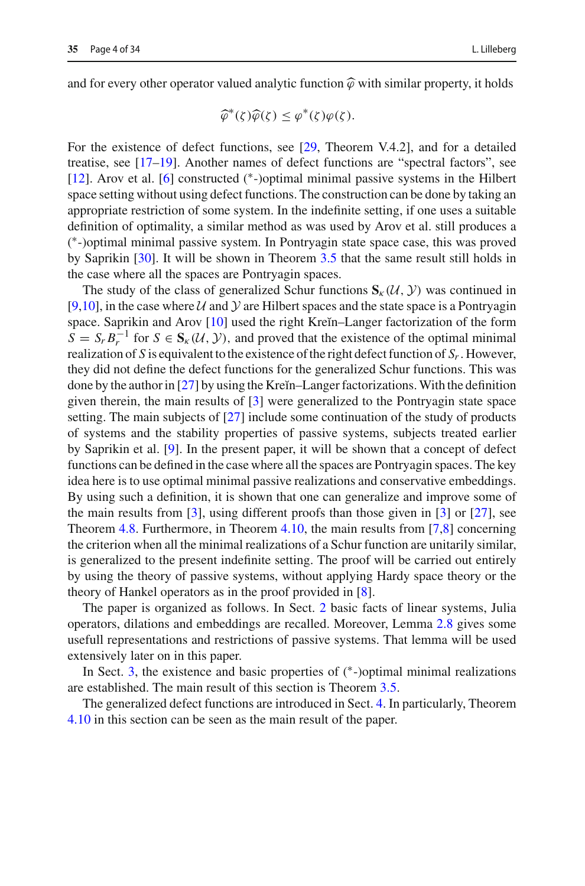and for every other operator valued analytic function $\widehat{\varphi}$ with similar property, it holds

$$\widehat{\varphi}^*(\zeta)\widehat{\varphi}(\zeta) \le \varphi^*(\zeta)\varphi(\zeta).$$

For the existence of defect functions, see [29, Theorem V.4.2], and for a detailed treatise, see [17–19]. Another names of defect functions are "spectral factors", see [12]. Arov et al. [6] constructed ($^*$-)optimal minimal passive systems in the Hilbert space setting without using defect functions. The construction can be done by taking an appropriate restriction of some system. In the indefinite setting, if one uses a suitable definition of optimality, a similar method as was used by Arov et al. still produces a ($^*$-)optimal minimal passive system. In Pontryagin state space case, this was proved by Saprikin [30]. It will be shown in Theorem 3.5 that the same result still holds in the case where all the spaces are Pontryagin spaces.

The study of the class of generalized Schur functions $\mathbf{S}_\kappa(\mathcal{U}, \mathcal{Y})$ was continued in [9,10], in the case where $\mathcal{U}$ and $\mathcal{Y}$ are Hilbert spaces and the state space is a Pontryagin space. Saprikin and Arov [10] used the right Kreĭn–Langer factorization of the form $S = S_r B_r^{-1}$ for $S \in \mathbf{S}_\kappa(\mathcal{U}, \mathcal{Y})$, and proved that the existence of the optimal minimal realization of $S$ is equivalent to the existence of the right defect function of $S_r$. However, they did not define the defect functions for the generalized Schur functions. This was done by the author in [27] by using the Kreĭn–Langer factorizations. With the definition given therein, the main results of [3] were generalized to the Pontryagin state space setting. The main subjects of [27] include some continuation of the study of products of systems and the stability properties of passive systems, subjects treated earlier by Saprikin et al. [9]. In the present paper, it will be shown that a concept of defect functions can be defined in the case where all the spaces are Pontryagin spaces. The key idea here is to use optimal minimal passive realizations and conservative embeddings. By using such a definition, it is shown that one can generalize and improve some of the main results from [3], using different proofs than those given in [3] or [27], see Theorem 4.8. Furthermore, in Theorem 4.10, the main results from [7,8] concerning the criterion when all the minimal realizations of a Schur function are unitarily similar, is generalized to the present indefinite setting. The proof will be carried out entirely by using the theory of passive systems, without applying Hardy space theory or the theory of Hankel operators as in the proof provided in [8].

The paper is organized as follows. In Sect. 2 basic facts of linear systems, Julia operators, dilations and embeddings are recalled. Moreover, Lemma 2.8 gives some usefull representations and restrictions of passive systems. That lemma will be used extensively later on in this paper.

In Sect. 3, the existence and basic properties of ($^*$-)optimal minimal realizations are established. The main result of this section is Theorem 3.5.

The generalized defect functions are introduced in Sect. 4. In particularly, Theorem 4.10 in this section can be seen as the main result of the paper.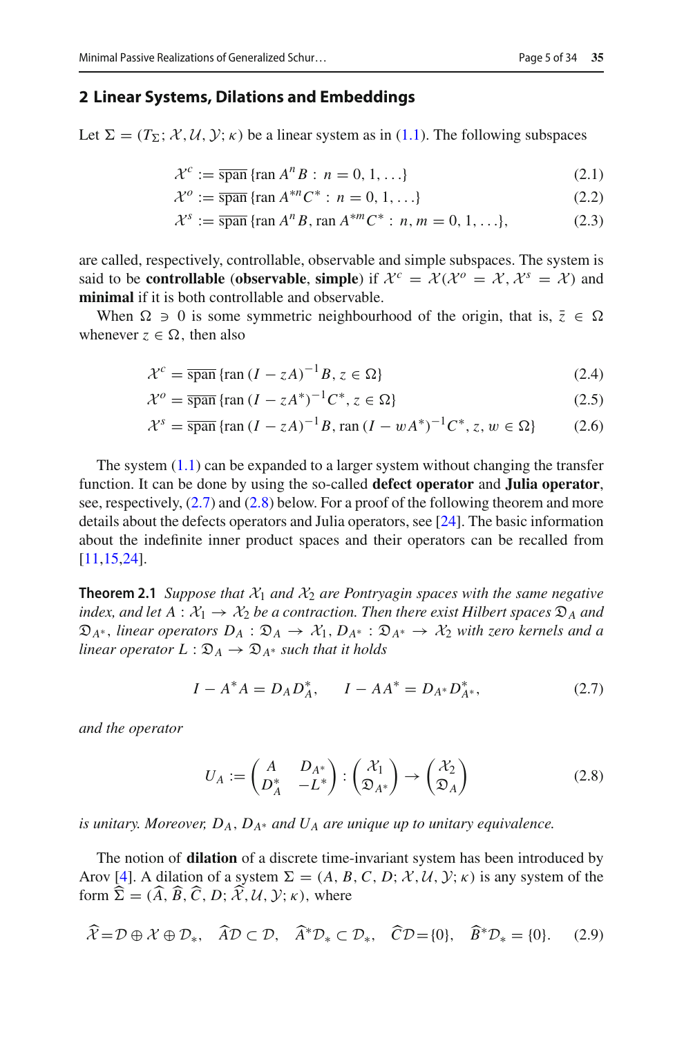## 2 Linear Systems, Dilations and Embeddings

Let $\Sigma = (T_\Sigma; \mathcal{X}, \mathcal{U}, \mathcal{Y}; \kappa)$ be a linear system as in (1.1). The following subspaces

$$\mathcal{X}^c := \overline{\operatorname{span}}\{\operatorname{ran} A^n B : n = 0, 1, \ldots\} \tag{2.1}$$

$$\mathcal{X}^o := \overline{\operatorname{span}}\{\operatorname{ran} A^{*n} C^* : n = 0, 1, \ldots\} \tag{2.2}$$

$$\mathcal{X}^s := \overline{\operatorname{span}}\{\operatorname{ran} A^n B, \operatorname{ran} A^{*m} C^* : n, m = 0, 1, \ldots\}, \tag{2.3}$$

are called, respectively, controllable, observable and simple subspaces. The system is said to be **controllable** (**observable**, **simple**) if $\mathcal{X}^c = \mathcal{X}(\mathcal{X}^o = \mathcal{X}, \mathcal{X}^s = \mathcal{X})$ and **minimal** if it is both controllable and observable.

When $\Omega \ni 0$ is some symmetric neighbourhood of the origin, that is, $\bar{z} \in \Omega$ whenever $z \in \Omega$, then also

$$\mathcal{X}^c = \overline{\operatorname{span}}\{\operatorname{ran}(I - zA)^{-1}B, z \in \Omega\} \tag{2.4}$$

$$\mathcal{X}^o = \overline{\operatorname{span}}\{\operatorname{ran}(I - zA^*)^{-1}C^*, z \in \Omega\} \tag{2.5}$$

$$\mathcal{X}^s = \overline{\operatorname{span}}\{\operatorname{ran}(I - zA)^{-1}B, \operatorname{ran}(I - wA^*)^{-1}C^*, z, w \in \Omega\} \tag{2.6}$$

The system (1.1) can be expanded to a larger system without changing the transfer function. It can be done by using the so-called **defect operator** and **Julia operator**, see, respectively, (2.7) and (2.8) below. For a proof of the following theorem and more details about the defects operators and Julia operators, see [24]. The basic information about the indefinite inner product spaces and their operators can be recalled from [11,15,24].

**Theorem 2.1** *Suppose that $\mathcal{X}_1$ and $\mathcal{X}_2$ are Pontryagin spaces with the same negative index, and let $A : \mathcal{X}_1 \to \mathcal{X}_2$ be a contraction. Then there exist Hilbert spaces $\mathfrak{D}_A$ and $\mathfrak{D}_{A^*}$, linear operators $D_A : \mathfrak{D}_A \to \mathcal{X}_1$, $D_{A^*} : \mathfrak{D}_{A^*} \to \mathcal{X}_2$ with zero kernels and a linear operator $L : \mathfrak{D}_A \to \mathfrak{D}_{A^*}$ such that it holds*

$$I - A^*A = D_A D_A^*, \qquad I - AA^* = D_{A^*} D_{A^*}^*, \tag{2.7}$$

*and the operator*

$$U_A := \begin{pmatrix} A & D_{A^*} \\ D_A^* & -L^* \end{pmatrix} : \begin{pmatrix} \mathcal{X}_1 \\ \mathfrak{D}_{A^*} \end{pmatrix} \to \begin{pmatrix} \mathcal{X}_2 \\ \mathfrak{D}_A \end{pmatrix} \tag{2.8}$$

*is unitary. Moreover, $D_A$, $D_{A^*}$ and $U_A$ are unique up to unitary equivalence.*

The notion of **dilation** of a discrete time-invariant system has been introduced by Arov [4]. A dilation of a system $\Sigma = (A, B, C, D; \mathcal{X}, \mathcal{U}, \mathcal{Y}; \kappa)$ is any system of the form $\widehat{\Sigma} = (\widehat{A}, \widehat{B}, \widehat{C}, D; \widehat{\mathcal{X}}, \mathcal{U}, \mathcal{Y}; \kappa)$, where

$$\widehat{\mathcal{X}} = \mathcal{D} \oplus \mathcal{X} \oplus \mathcal{D}_*, \quad \widehat{A}\mathcal{D} \subset \mathcal{D}, \quad \widehat{A}^*\mathcal{D}_* \subset \mathcal{D}_*, \quad \widehat{C}\mathcal{D} = \{0\}, \quad \widehat{B}^*\mathcal{D}_* = \{0\}. \tag{2.9}$$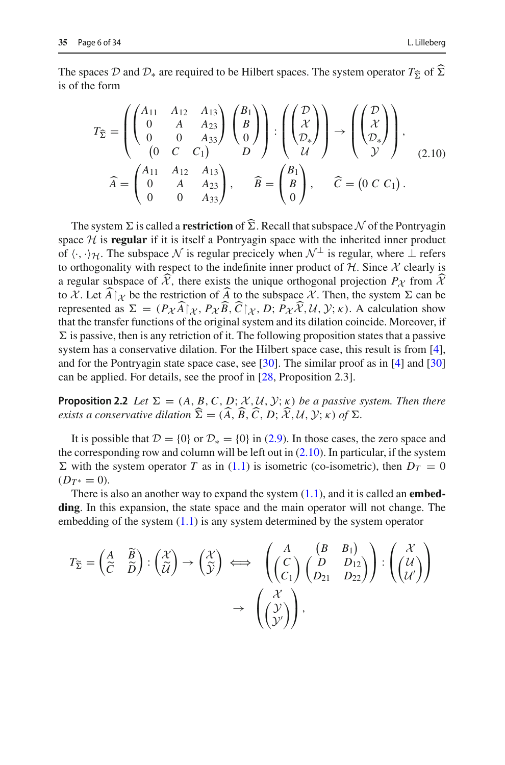The spaces $\mathcal{D}$ and $\mathcal{D}_*$ are required to be Hilbert spaces. The system operator $T_{\widehat{\Sigma}}$ of $\widehat{\Sigma}$ is of the form

$$
\begin{gathered}
T_{\widehat{\Sigma}} = \left( \begin{pmatrix} A_{11} & A_{12} & A_{13} \\ 0 & A & A_{23} \\ 0 & 0 & A_{33} \end{pmatrix} \begin{pmatrix} B_1 \\ B \\ 0 \end{pmatrix} \right) : \left( \begin{pmatrix} \mathcal{D} \\ \mathcal{X} \\ \mathcal{D}_* \end{pmatrix} \right) \to \left( \begin{pmatrix} \mathcal{D} \\ \mathcal{X} \\ \mathcal{D}_* \end{pmatrix} \right), \\
\qquad\qquad \begin{pmatrix} 0 & C & C_1 \end{pmatrix} \qquad\quad D \qquad\qquad\quad \mathcal{U} \qquad\qquad\qquad \mathcal{Y} \\
\widehat{A} = \begin{pmatrix} A_{11} & A_{12} & A_{13} \\ 0 & A & A_{23} \\ 0 & 0 & A_{33} \end{pmatrix}, \qquad \widehat{B} = \begin{pmatrix} B_1 \\ B \\ 0 \end{pmatrix}, \qquad \widehat{C} = \begin{pmatrix} 0 & C & C_1 \end{pmatrix}.
\end{gathered} \tag{2.10}
$$

The system $\Sigma$ is called a **restriction** of $\widehat{\Sigma}$. Recall that subspace $\mathcal{N}$ of the Pontryagin space $\mathcal{H}$ is **regular** if it is itself a Pontryagin space with the inherited inner product of $\langle\cdot,\cdot\rangle_{\mathcal{H}}$. The subspace $\mathcal{N}$ is regular precisely when $\mathcal{N}^{\perp}$ is regular, where $\perp$ refers to orthogonality with respect to the indefinite inner product of $\mathcal{H}$. Since $\mathcal{X}$ clearly is a regular subspace of $\widehat{\mathcal{X}}$, there exists the unique orthogonal projection $P_{\mathcal{X}}$ from $\widehat{\mathcal{X}}$ to $\mathcal{X}$. Let $\widehat{A}\restriction_{\mathcal{X}}$ be the restriction of $\widehat{A}$ to the subspace $\mathcal{X}$. Then, the system $\Sigma$ can be represented as $\Sigma = (P_{\mathcal{X}}\widehat{A}\restriction_{\mathcal{X}}, P_{\mathcal{X}}\widehat{B}, \widehat{C}\restriction_{\mathcal{X}}, D; P_{\mathcal{X}}\widehat{\mathcal{X}}, \mathcal{U}, \mathcal{Y}; \kappa)$. A calculation show that the transfer functions of the original system and its dilation coincide. Moreover, if $\Sigma$ is passive, then is any retriction of it. The following proposition states that a passive system has a conservative dilation. For the Hilbert space case, this result is from [4], and for the Pontryagin state space case, see [30]. The similar proof as in [4] and [30] can be applied. For details, see the proof in [28, Proposition 2.3].

**Proposition 2.2** *Let $\Sigma = (A, B, C, D; \mathcal{X}, \mathcal{U}, \mathcal{Y}; \kappa)$ be a passive system. Then there exists a conservative dilation $\widehat{\Sigma} = (\widehat{A}, \widehat{B}, \widehat{C}, D; \widehat{\mathcal{X}}, \mathcal{U}, \mathcal{Y}; \kappa)$ of $\Sigma$.*

It is possible that $\mathcal{D} = \{0\}$ or $\mathcal{D}_* = \{0\}$ in (2.9). In those cases, the zero space and the corresponding row and column will be left out in (2.10). In particular, if the system $\Sigma$ with the system operator $T$ as in (1.1) is isometric (co-isometric), then $D_T = 0$ ($D_{T^*} = 0$).

There is also an another way to expand the system (1.1), and it is called an **embedding**. In this expansion, the state space and the main operator will not change. The embedding of the system (1.1) is any system determined by the system operator

$$
T_{\widetilde{\Sigma}} = \begin{pmatrix} A & \widetilde{B} \\ \widetilde{C} & \widetilde{D} \end{pmatrix} : \begin{pmatrix} \mathcal{X} \\ \widetilde{\mathcal{U}} \end{pmatrix} \to \begin{pmatrix} \mathcal{X} \\ \widetilde{\mathcal{Y}} \end{pmatrix} \iff \begin{pmatrix} A & \begin{pmatrix} B & B_1 \end{pmatrix} \\ \begin{pmatrix} C \\ C_1 \end{pmatrix} & \begin{pmatrix} D & D_{12} \\ D_{21} & D_{22} \end{pmatrix} \end{pmatrix} : \begin{pmatrix} \mathcal{X} \\ \begin{pmatrix} \mathcal{U} \\ \mathcal{U}' \end{pmatrix} \end{pmatrix} \to \begin{pmatrix} \mathcal{X} \\ \begin{pmatrix} \mathcal{Y} \\ \mathcal{Y}' \end{pmatrix} \end{pmatrix},
$$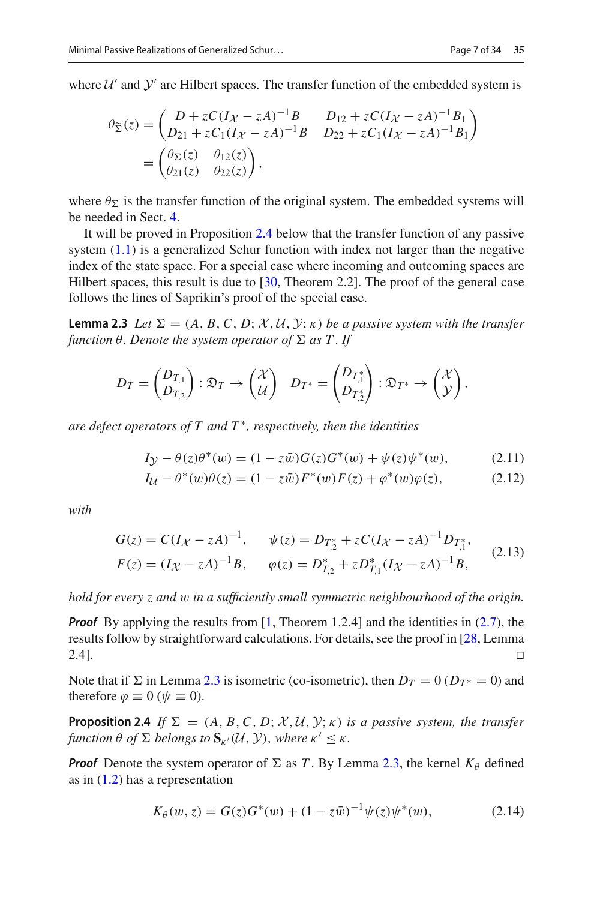where $\mathcal{U}'$ and $\mathcal{Y}'$ are Hilbert spaces. The transfer function of the embedded system is

$$
\begin{aligned}
\theta_{\widetilde{\Sigma}}(z) &= \begin{pmatrix} D + zC(I_{\mathcal{X}} - zA)^{-1}B & D_{12} + zC(I_{\mathcal{X}} - zA)^{-1}B_1 \\ D_{21} + zC_1(I_{\mathcal{X}} - zA)^{-1}B & D_{22} + zC_1(I_{\mathcal{X}} - zA)^{-1}B_1 \end{pmatrix} \\
&= \begin{pmatrix} \theta_{\Sigma}(z) & \theta_{12}(z) \\ \theta_{21}(z) & \theta_{22}(z) \end{pmatrix},
\end{aligned}
$$

where $\theta_{\Sigma}$ is the transfer function of the original system. The embedded systems will be needed in Sect. 4.

It will be proved in Proposition 2.4 below that the transfer function of any passive system (1.1) is a generalized Schur function with index not larger than the negative index of the state space. For a special case where incoming and outcoming spaces are Hilbert spaces, this result is due to [30, Theorem 2.2]. The proof of the general case follows the lines of Saprikin's proof of the special case.

**Lemma 2.3** *Let $\Sigma = (A, B, C, D; \mathcal{X}, \mathcal{U}, \mathcal{Y}; \kappa)$ be a passive system with the transfer function $\theta$. Denote the system operator of $\Sigma$ as $T$. If*

$$
D_T = \begin{pmatrix} D_{T,1} \\ D_{T,2} \end{pmatrix} : \mathfrak{D}_T \to \begin{pmatrix} \mathcal{X} \\ \mathcal{U} \end{pmatrix} \quad D_{T^*} = \begin{pmatrix} D_{T^*_{,1}} \\ D_{T^*_{,2}} \end{pmatrix} : \mathfrak{D}_{T^*} \to \begin{pmatrix} \mathcal{X} \\ \mathcal{Y} \end{pmatrix},
$$

*are defect operators of $T$ and $T^*$, respectively, then the identities*

$$
I_{\mathcal{Y}} - \theta(z)\theta^*(w) = (1 - z\bar{w})G(z)G^*(w) + \psi(z)\psi^*(w), \tag{2.11}
$$

$$
I_{\mathcal{U}} - \theta^*(w)\theta(z) = (1 - z\bar{w})F^*(w)F(z) + \varphi^*(w)\varphi(z), \tag{2.12}
$$

*with*

$$
\begin{aligned}
G(z) &= C(I_{\mathcal{X}} - zA)^{-1}, \qquad \psi(z) = D_{T^*_{,2}} + zC(I_{\mathcal{X}} - zA)^{-1}D_{T^*_{,1}}, \\
F(z) &= (I_{\mathcal{X}} - zA)^{-1}B, \qquad \varphi(z) = D^*_{T,2} + zD^*_{T,1}(I_{\mathcal{X}} - zA)^{-1}B,
\end{aligned} \tag{2.13}
$$

*hold for every $z$ and $w$ in a sufficiently small symmetric neighbourhood of the origin.*

***Proof*** By applying the results from [1, Theorem 1.2.4] and the identities in (2.7), the results follow by straightforward calculations. For details, see the proof in [28, Lemma 2.4]. ◻

Note that if $\Sigma$ in Lemma 2.3 is isometric (co-isometric), then $D_T = 0$ ($D_{T^*} = 0$) and therefore $\varphi \equiv 0$ ($\psi \equiv 0$).

**Proposition 2.4** *If $\Sigma = (A, B, C, D; \mathcal{X}, \mathcal{U}, \mathcal{Y}; \kappa)$ is a passive system, the transfer function $\theta$ of $\Sigma$ belongs to $\mathbf{S}_{\kappa'}(\mathcal{U}, \mathcal{Y})$, where $\kappa' \leq \kappa$.*

***Proof*** Denote the system operator of $\Sigma$ as $T$. By Lemma 2.3, the kernel $K_\theta$ defined as in (1.2) has a representation

$$
K_\theta(w, z) = G(z)G^*(w) + (1 - z\bar{w})^{-1}\psi(z)\psi^*(w), \tag{2.14}
$$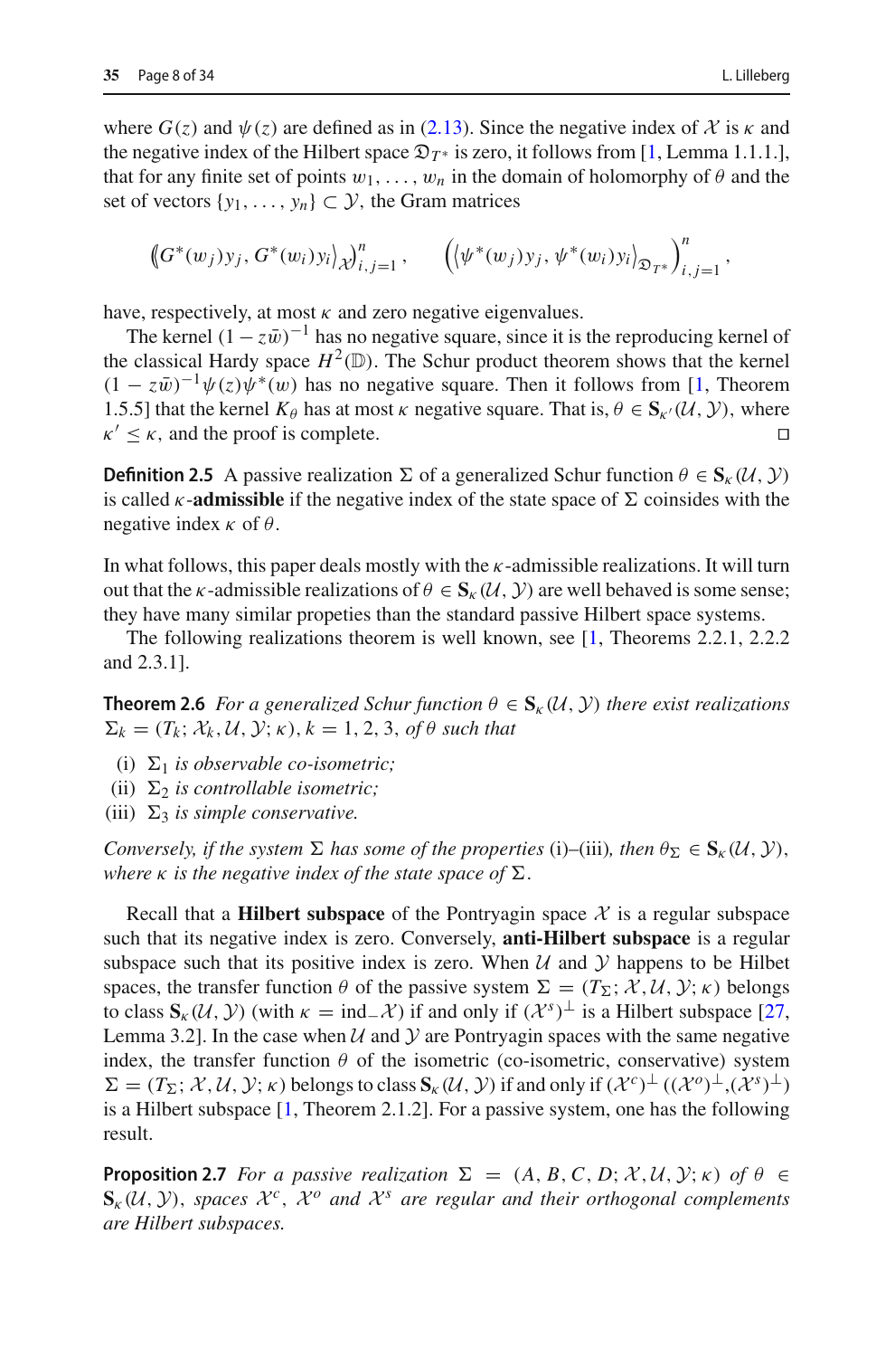where $G(z)$ and $\psi(z)$ are defined as in (2.13). Since the negative index of $\mathcal{X}$ is $\kappa$ and the negative index of the Hilbert space $\mathfrak{D}_{T^*}$ is zero, it follows from [1, Lemma 1.1.1.], that for any finite set of points $w_1, \ldots, w_n$ in the domain of holomorphy of $\theta$ and the set of vectors $\{y_1, \ldots, y_n\} \subset \mathcal{Y}$, the Gram matrices

$$\left( \langle G^*(w_j)y_j, G^*(w_i)y_i \rangle_{\mathcal{X}} \right)_{i,j=1}^n, \qquad \left( \langle \psi^*(w_j)y_j, \psi^*(w_i)y_i \rangle_{\mathfrak{D}_{T^*}} \right)_{i,j=1}^n,$$

have, respectively, at most $\kappa$ and zero negative eigenvalues.

The kernel $(1 - z\bar{w})^{-1}$ has no negative square, since it is the reproducing kernel of the classical Hardy space $H^2(\mathbb{D})$. The Schur product theorem shows that the kernel $(1 - z\bar{w})^{-1}\psi(z)\psi^*(w)$ has no negative square. Then it follows from [1, Theorem 1.5.5] that the kernel $K_\theta$ has at most $\kappa$ negative square. That is, $\theta \in \mathbf{S}_{\kappa'}(\mathcal{U}, \mathcal{Y})$, where $\kappa' \leq \kappa$, and the proof is complete. □

**Definition 2.5** A passive realization $\Sigma$ of a generalized Schur function $\theta \in \mathbf{S}_\kappa(\mathcal{U}, \mathcal{Y})$ is called $\kappa$-**admissible** if the negative index of the state space of $\Sigma$ coinsides with the negative index $\kappa$ of $\theta$.

In what follows, this paper deals mostly with the $\kappa$-admissible realizations. It will turn out that the $\kappa$-admissible realizations of $\theta \in \mathbf{S}_\kappa(\mathcal{U}, \mathcal{Y})$ are well behaved is some sense; they have many similar propeties than the standard passive Hilbert space systems.

The following realizations theorem is well known, see [1, Theorems 2.2.1, 2.2.2 and 2.3.1].

**Theorem 2.6** *For a generalized Schur function $\theta \in \mathbf{S}_\kappa(\mathcal{U}, \mathcal{Y})$ there exist realizations $\Sigma_k = (T_k; \mathcal{X}_k, \mathcal{U}, \mathcal{Y}; \kappa)$, $k = 1, 2, 3$, of $\theta$ such that*

- (i) *$\Sigma_1$ is observable co-isometric;*
- (ii) *$\Sigma_2$ is controllable isometric;*
- (iii) *$\Sigma_3$ is simple conservative.*

*Conversely, if the system $\Sigma$ has some of the properties* (i)–(iii)*, then $\theta_\Sigma \in \mathbf{S}_\kappa(\mathcal{U}, \mathcal{Y})$, where $\kappa$ is the negative index of the state space of $\Sigma$.*

Recall that a **Hilbert subspace** of the Pontryagin space $\mathcal{X}$ is a regular subspace such that its negative index is zero. Conversely, **anti-Hilbert subspace** is a regular subspace such that its positive index is zero. When $\mathcal{U}$ and $\mathcal{Y}$ happens to be Hilbet spaces, the transfer function $\theta$ of the passive system $\Sigma = (T_\Sigma; \mathcal{X}, \mathcal{U}, \mathcal{Y}; \kappa)$ belongs to class $\mathbf{S}_\kappa(\mathcal{U}, \mathcal{Y})$ (with $\kappa = \operatorname{ind}_- \mathcal{X}$) if and only if $(\mathcal{X}^s)^\perp$ is a Hilbert subspace [27, Lemma 3.2]. In the case when $\mathcal{U}$ and $\mathcal{Y}$ are Pontryagin spaces with the same negative index, the transfer function $\theta$ of the isometric (co-isometric, conservative) system $\Sigma = (T_\Sigma; \mathcal{X}, \mathcal{U}, \mathcal{Y}; \kappa)$ belongs to class $\mathbf{S}_\kappa(\mathcal{U}, \mathcal{Y})$ if and only if $(\mathcal{X}^c)^\perp$ $((\mathcal{X}^o)^\perp, (\mathcal{X}^s)^\perp)$ is a Hilbert subspace [1, Theorem 2.1.2]. For a passive system, one has the following result.

**Proposition 2.7** *For a passive realization $\Sigma = (A, B, C, D; \mathcal{X}, \mathcal{U}, \mathcal{Y}; \kappa)$ of $\theta \in \mathbf{S}_\kappa(\mathcal{U}, \mathcal{Y})$, spaces $\mathcal{X}^c$, $\mathcal{X}^o$ and $\mathcal{X}^s$ are regular and their orthogonal complements are Hilbert subspaces.*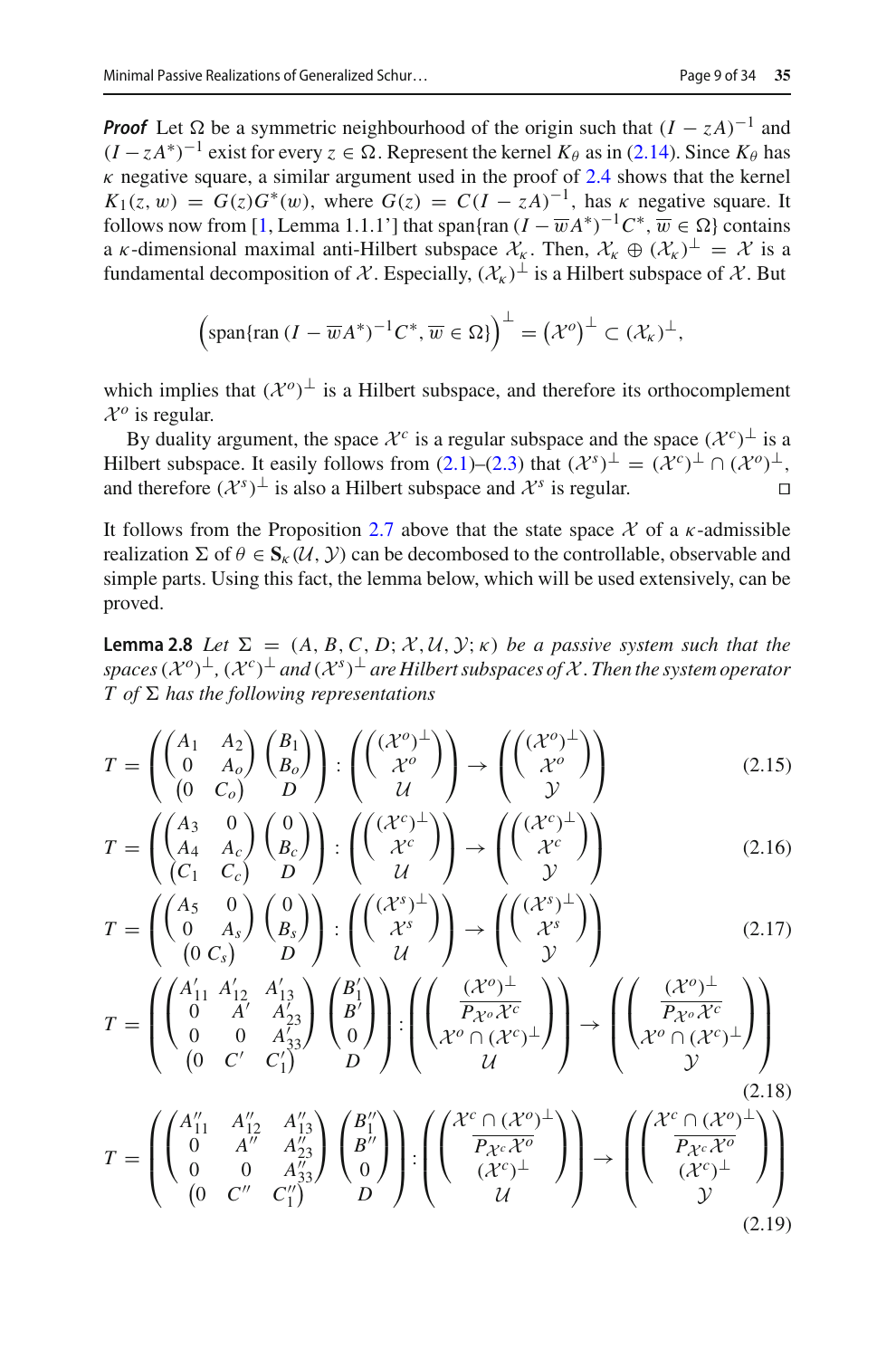***Proof*** Let $\Omega$ be a symmetric neighbourhood of the origin such that $(I - zA)^{-1}$ and $(I - zA^*)^{-1}$ exist for every $z \in \Omega$. Represent the kernel $K_\theta$ as in (2.14). Since $K_\theta$ has $\kappa$ negative square, a similar argument used in the proof of 2.4 shows that the kernel $K_1(z, w) = G(z)G^*(w)$, where $G(z) = C(I - zA)^{-1}$, has $\kappa$ negative square. It follows now from [1, Lemma 1.1.1'] that $\operatorname{span}\{\operatorname{ran}(I - \overline{w}A^*)^{-1}C^*, \overline{w} \in \Omega\}$ contains a $\kappa$-dimensional maximal anti-Hilbert subspace $\mathcal{X}_\kappa$. Then, $\mathcal{X}_\kappa \oplus (\mathcal{X}_\kappa)^\perp = \mathcal{X}$ is a fundamental decomposition of $\mathcal{X}$. Especially, $(\mathcal{X}_\kappa)^\perp$ is a Hilbert subspace of $\mathcal{X}$. But

$$\left(\operatorname{span}\{\operatorname{ran}(I - \overline{w}A^*)^{-1}C^*, \overline{w} \in \Omega\}\right)^\perp = \left(\mathcal{X}^o\right)^\perp \subset (\mathcal{X}_\kappa)^\perp,$$

which implies that $(\mathcal{X}^o)^\perp$ is a Hilbert subspace, and therefore its orthocomplement $\mathcal{X}^o$ is regular.

By duality argument, the space $\mathcal{X}^c$ is a regular subspace and the space $(\mathcal{X}^c)^\perp$ is a Hilbert subspace. It easily follows from (2.1)–(2.3) that $(\mathcal{X}^s)^\perp = (\mathcal{X}^c)^\perp \cap (\mathcal{X}^o)^\perp$, and therefore $(\mathcal{X}^s)^\perp$ is also a Hilbert subspace and $\mathcal{X}^s$ is regular. ◻

It follows from the Proposition 2.7 above that the state space $\mathcal{X}$ of a $\kappa$-admissible realization $\Sigma$ of $\theta \in \mathbf{S}_\kappa(\mathcal{U}, \mathcal{Y})$ can be decombosed to the controllable, observable and simple parts. Using this fact, the lemma below, which will be used extensively, can be proved.

**Lemma 2.8** *Let $\Sigma = (A, B, C, D; \mathcal{X}, \mathcal{U}, \mathcal{Y}; \kappa)$ be a passive system such that the spaces $(\mathcal{X}^o)^\perp$, $(\mathcal{X}^c)^\perp$ and $(\mathcal{X}^s)^\perp$ are Hilbert subspaces of $\mathcal{X}$. Then the system operator $T$ of $\Sigma$ has the following representations*

$$T = \left(\begin{pmatrix} A_1 & A_2 \\ 0 & A_o \end{pmatrix} \begin{pmatrix} B_1 \\ B_o \end{pmatrix} \atop \begin{pmatrix} 0 & C_o \end{pmatrix} \quad D \right) : \left(\begin{pmatrix} (\mathcal{X}^o)^\perp \\ \mathcal{X}^o \end{pmatrix} \atop \mathcal{U}\right) \to \left(\begin{pmatrix} (\mathcal{X}^o)^\perp \\ \mathcal{X}^o \end{pmatrix} \atop \mathcal{Y}\right) \tag{2.15}$$

$$T = \left(\begin{pmatrix} A_3 & 0 \\ A_4 & A_c \end{pmatrix} \begin{pmatrix} 0 \\ B_c \end{pmatrix} \atop \begin{pmatrix} C_1 & C_c \end{pmatrix} \quad D \right) : \left(\begin{pmatrix} (\mathcal{X}^c)^\perp \\ \mathcal{X}^c \end{pmatrix} \atop \mathcal{U}\right) \to \left(\begin{pmatrix} (\mathcal{X}^c)^\perp \\ \mathcal{X}^c \end{pmatrix} \atop \mathcal{Y}\right) \tag{2.16}$$

$$T = \left(\begin{pmatrix} A_5 & 0 \\ 0 & A_s \end{pmatrix} \begin{pmatrix} 0 \\ B_s \end{pmatrix} \atop \begin{pmatrix} 0 & C_s \end{pmatrix} \quad D \right) : \left(\begin{pmatrix} (\mathcal{X}^s)^\perp \\ \mathcal{X}^s \end{pmatrix} \atop \mathcal{U}\right) \to \left(\begin{pmatrix} (\mathcal{X}^s)^\perp \\ \mathcal{X}^s \end{pmatrix} \atop \mathcal{Y}\right) \tag{2.17}$$

$$T = \left(\begin{pmatrix} A'_{11} & A'_{12} & A'_{13} \\ 0 & A' & A'_{23} \\ 0 & 0 & A'_{33} \end{pmatrix} \begin{pmatrix} B'_1 \\ B' \\ 0 \end{pmatrix} \atop \begin{pmatrix} 0 & C' & C'_1 \end{pmatrix} \quad D \right) : \left(\begin{pmatrix} (\mathcal{X}^o)^\perp \\ \overline{P_{\mathcal{X}^o}\mathcal{X}^c} \\ \mathcal{X}^o \cap (\mathcal{X}^c)^\perp \end{pmatrix} \atop \mathcal{U}\right) \to \left(\begin{pmatrix} (\mathcal{X}^o)^\perp \\ \overline{P_{\mathcal{X}^o}\mathcal{X}^c} \\ \mathcal{X}^o \cap (\mathcal{X}^c)^\perp \end{pmatrix} \atop \mathcal{Y}\right) \tag{2.18}$$

$$T = \left(\begin{pmatrix} A''_{11} & A''_{12} & A''_{13} \\ 0 & A'' & A''_{23} \\ 0 & 0 & A''_{33} \end{pmatrix} \begin{pmatrix} B''_1 \\ B'' \\ 0 \end{pmatrix} \atop \begin{pmatrix} 0 & C'' & C''_1 \end{pmatrix} \quad D \right) : \left(\begin{pmatrix} \mathcal{X}^c \cap (\mathcal{X}^o)^\perp \\ \overline{P_{\mathcal{X}^c}\mathcal{X}^o} \\ (\mathcal{X}^c)^\perp \end{pmatrix} \atop \mathcal{U}\right) \to \left(\begin{pmatrix} \mathcal{X}^c \cap (\mathcal{X}^o)^\perp \\ \overline{P_{\mathcal{X}^c}\mathcal{X}^o} \\ (\mathcal{X}^c)^\perp \end{pmatrix} \atop \mathcal{Y}\right) \tag{2.19}$$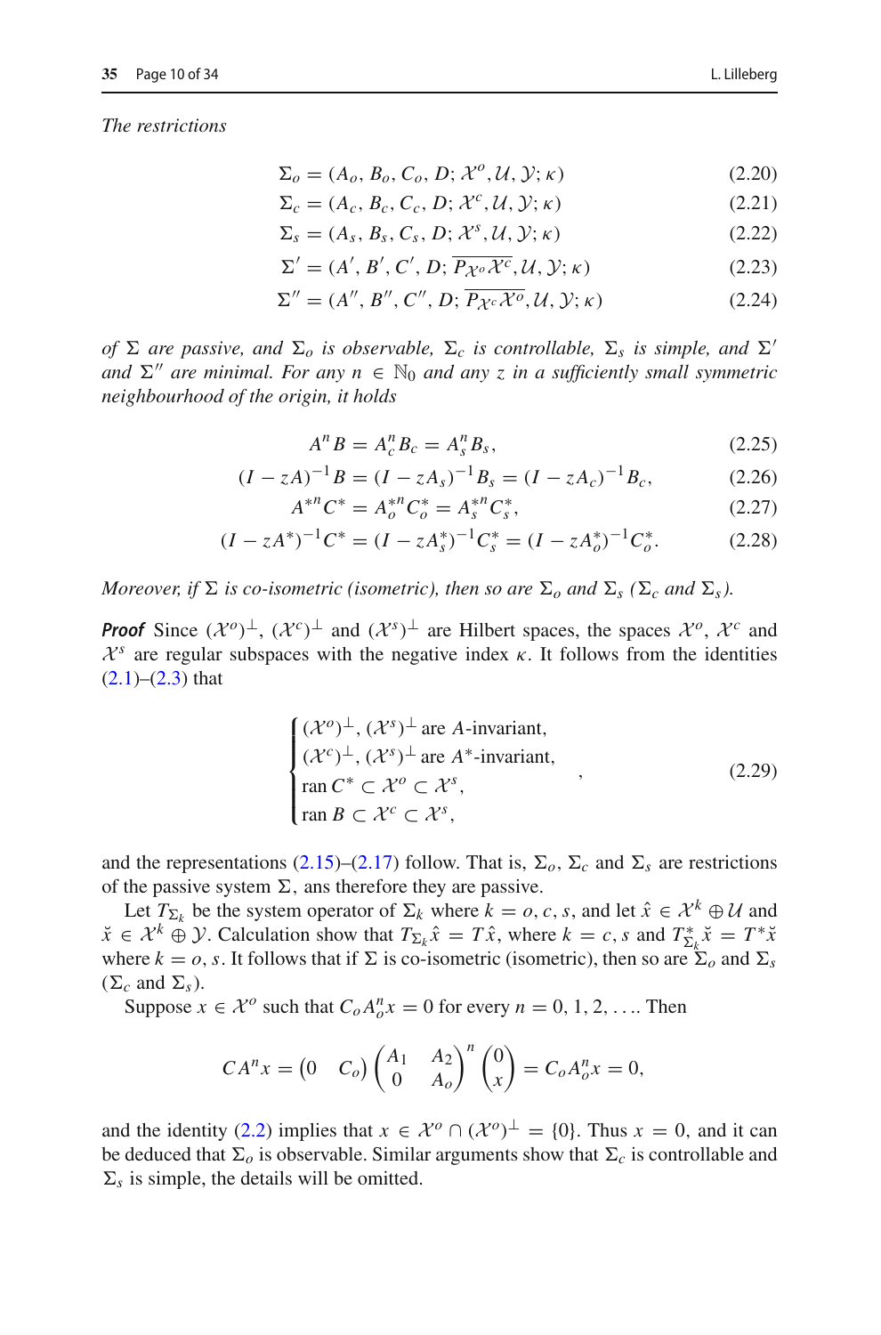*The restrictions*

$$\Sigma_o = (A_o, B_o, C_o, D; \mathcal{X}^o, \mathcal{U}, \mathcal{Y}; \kappa) \tag{2.20}$$

$$\Sigma_c = (A_c, B_c, C_c, D; \mathcal{X}^c, \mathcal{U}, \mathcal{Y}; \kappa) \tag{2.21}$$

$$\Sigma_s = (A_s, B_s, C_s, D; \mathcal{X}^s, \mathcal{U}, \mathcal{Y}; \kappa) \tag{2.22}$$

$$\Sigma' = (A', B', C', D; \overline{P_{\mathcal{X}^o}\mathcal{X}^c}, \mathcal{U}, \mathcal{Y}; \kappa) \tag{2.23}$$

$$\Sigma'' = (A'', B'', C'', D; \overline{P_{\mathcal{X}^c}\mathcal{X}^o}, \mathcal{U}, \mathcal{Y}; \kappa) \tag{2.24}$$

*of $\Sigma$ are passive, and $\Sigma_o$ is observable, $\Sigma_c$ is controllable, $\Sigma_s$ is simple, and $\Sigma'$ and $\Sigma''$ are minimal. For any $n \in \mathbb{N}_0$ and any $z$ in a sufficiently small symmetric neighbourhood of the origin, it holds*

$$A^n B = A_c^n B_c = A_s^n B_s, \tag{2.25}$$

$$(I - zA)^{-1} B = (I - zA_s)^{-1} B_s = (I - zA_c)^{-1} B_c, \tag{2.26}$$

$$A^{*n} C^* = A_o^{*n} C_o^* = A_s^{*n} C_s^*, \tag{2.27}$$

$$(I - zA^*)^{-1} C^* = (I - zA_s^*)^{-1} C_s^* = (I - zA_o^*)^{-1} C_o^*. \tag{2.28}$$

*Moreover, if $\Sigma$ is co-isometric (isometric), then so are $\Sigma_o$ and $\Sigma_s$ ($\Sigma_c$ and $\Sigma_s$).*

***Proof*** Since $(\mathcal{X}^o)^\perp$, $(\mathcal{X}^c)^\perp$ and $(\mathcal{X}^s)^\perp$ are Hilbert spaces, the spaces $\mathcal{X}^o$, $\mathcal{X}^c$ and $\mathcal{X}^s$ are regular subspaces with the negative index $\kappa$. It follows from the identities (2.1)–(2.3) that

$$\begin{cases} (\mathcal{X}^o)^\perp, (\mathcal{X}^s)^\perp \text{ are } A\text{-invariant}, \\ (\mathcal{X}^c)^\perp, (\mathcal{X}^s)^\perp \text{ are } A^*\text{-invariant}, \\ \operatorname{ran} C^* \subset \mathcal{X}^o \subset \mathcal{X}^s, \\ \operatorname{ran} B \subset \mathcal{X}^c \subset \mathcal{X}^s, \end{cases} \tag{2.29}$$

and the representations (2.15)–(2.17) follow. That is, $\Sigma_o$, $\Sigma_c$ and $\Sigma_s$ are restrictions of the passive system $\Sigma$, ans therefore they are passive.

Let $T_{\Sigma_k}$ be the system operator of $\Sigma_k$ where $k = o, c, s$, and let $\hat{x} \in \mathcal{X}^k \oplus \mathcal{U}$ and $\check{x} \in \mathcal{X}^k \oplus \mathcal{Y}$. Calculation show that $T_{\Sigma_k}\hat{x} = T\hat{x}$, where $k = c, s$ and $T_{\Sigma_k}^*\check{x} = T^*\check{x}$ where $k = o, s$. It follows that if $\Sigma$ is co-isometric (isometric), then so are $\Sigma_o$ and $\Sigma_s$ ($\Sigma_c$ and $\Sigma_s$).

Suppose $x \in \mathcal{X}^o$ such that $C_o A_o^n x = 0$ for every $n = 0, 1, 2, \ldots$. Then

$$CA^n x = \begin{pmatrix} 0 & C_o \end{pmatrix} \begin{pmatrix} A_1 & A_2 \\ 0 & A_o \end{pmatrix}^n \begin{pmatrix} 0 \\ x \end{pmatrix} = C_o A_o^n x = 0,$$

and the identity (2.2) implies that $x \in \mathcal{X}^o \cap (\mathcal{X}^o)^\perp = \{0\}$. Thus $x = 0$, and it can be deduced that $\Sigma_o$ is observable. Similar arguments show that $\Sigma_c$ is controllable and $\Sigma_s$ is simple, the details will be omitted.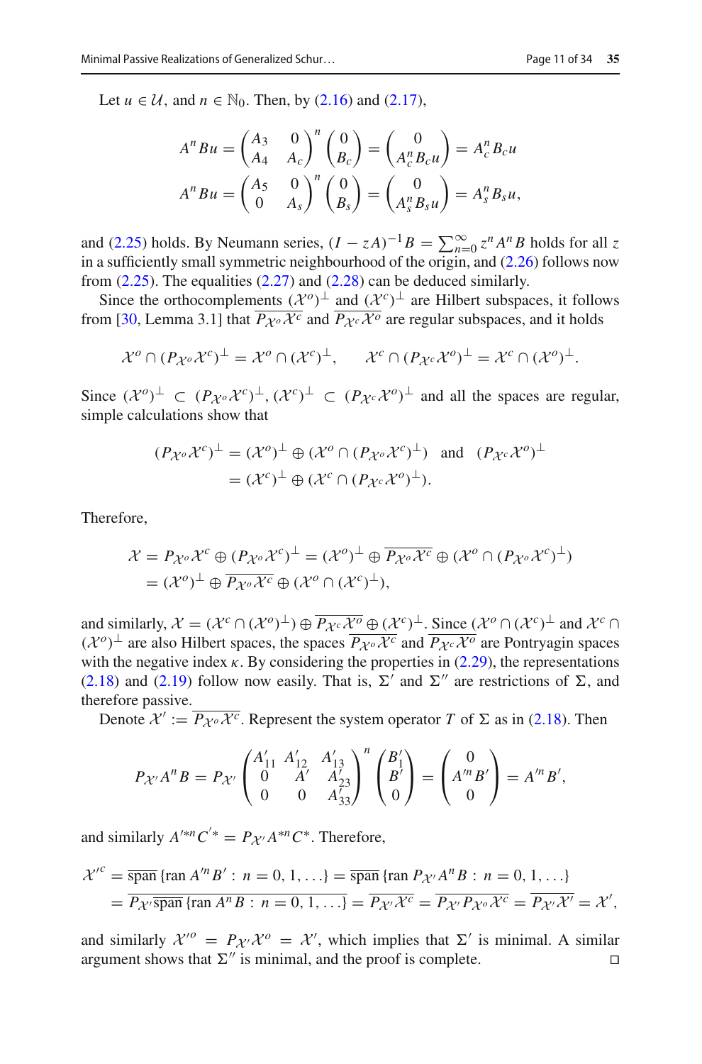Let $u \in \mathcal{U}$, and $n \in \mathbb{N}_0$. Then, by (2.16) and (2.17),

$$A^n B u = \begin{pmatrix} A_3 & 0 \\ A_4 & A_c \end{pmatrix}^n \begin{pmatrix} 0 \\ B_c \end{pmatrix} = \begin{pmatrix} 0 \\ A_c^n B_c u \end{pmatrix} = A_c^n B_c u$$

$$A^n B u = \begin{pmatrix} A_5 & 0 \\ 0 & A_s \end{pmatrix}^n \begin{pmatrix} 0 \\ B_s \end{pmatrix} = \begin{pmatrix} 0 \\ A_s^n B_s u \end{pmatrix} = A_s^n B_s u,$$

and (2.25) holds. By Neumann series, $(I - zA)^{-1} B = \sum_{n=0}^{\infty} z^n A^n B$ holds for all $z$ in a sufficiently small symmetric neighbourhood of the origin, and (2.26) follows now from (2.25). The equalities (2.27) and (2.28) can be deduced similarly.

Since the orthocomplements $(\mathcal{X}^o)^\perp$ and $(\mathcal{X}^c)^\perp$ are Hilbert subspaces, it follows from [30, Lemma 3.1] that $\overline{P_{\mathcal{X}^o} \mathcal{X}^c}$ and $\overline{P_{\mathcal{X}^c} \mathcal{X}^o}$ are regular subspaces, and it holds

$$\mathcal{X}^o \cap (P_{\mathcal{X}^o} \mathcal{X}^c)^\perp = \mathcal{X}^o \cap (\mathcal{X}^c)^\perp, \qquad \mathcal{X}^c \cap (P_{\mathcal{X}^c} \mathcal{X}^o)^\perp = \mathcal{X}^c \cap (\mathcal{X}^o)^\perp.$$

Since $(\mathcal{X}^o)^\perp \subset (P_{\mathcal{X}^o} \mathcal{X}^c)^\perp, (\mathcal{X}^c)^\perp \subset (P_{\mathcal{X}^c} \mathcal{X}^o)^\perp$ and all the spaces are regular, simple calculations show that

$$(P_{\mathcal{X}^o} \mathcal{X}^c)^\perp = (\mathcal{X}^o)^\perp \oplus (\mathcal{X}^o \cap (P_{\mathcal{X}^o} \mathcal{X}^c)^\perp) \quad \text{and} \quad (P_{\mathcal{X}^c} \mathcal{X}^o)^\perp$$
$$= (\mathcal{X}^c)^\perp \oplus (\mathcal{X}^c \cap (P_{\mathcal{X}^c} \mathcal{X}^o)^\perp).$$

Therefore,

$$\mathcal{X} = P_{\mathcal{X}^o} \mathcal{X}^c \oplus (P_{\mathcal{X}^o} \mathcal{X}^c)^\perp = (\mathcal{X}^o)^\perp \oplus \overline{P_{\mathcal{X}^o} \mathcal{X}^c} \oplus (\mathcal{X}^o \cap (P_{\mathcal{X}^o} \mathcal{X}^c)^\perp)$$
$$= (\mathcal{X}^o)^\perp \oplus \overline{P_{\mathcal{X}^o} \mathcal{X}^c} \oplus (\mathcal{X}^o \cap (\mathcal{X}^c)^\perp),$$

and similarly, $\mathcal{X} = (\mathcal{X}^c \cap (\mathcal{X}^o)^\perp) \oplus \overline{P_{\mathcal{X}^c} \mathcal{X}^o} \oplus (\mathcal{X}^c)^\perp$. Since $(\mathcal{X}^o \cap (\mathcal{X}^c)^\perp$ and $\mathcal{X}^c \cap (\mathcal{X}^o)^\perp$ are also Hilbert spaces, the spaces $\overline{P_{\mathcal{X}^o} \mathcal{X}^c}$ and $\overline{P_{\mathcal{X}^c} \mathcal{X}^o}$ are Pontryagin spaces with the negative index $\kappa$. By considering the properties in (2.29), the representations (2.18) and (2.19) follow now easily. That is, $\Sigma'$ and $\Sigma''$ are restrictions of $\Sigma$, and therefore passive.

Denote $\mathcal{X}' := \overline{P_{\mathcal{X}^o} \mathcal{X}^c}$. Represent the system operator $T$ of $\Sigma$ as in (2.18). Then

$$P_{\mathcal{X}'} A^n B = P_{\mathcal{X}'} \begin{pmatrix} A'_{11} & A'_{12} & A'_{13} \\ 0 & A' & A'_{23} \\ 0 & 0 & A'_{33} \end{pmatrix}^n \begin{pmatrix} B'_1 \\ B' \\ 0 \end{pmatrix} = \begin{pmatrix} 0 \\ A'^n B' \\ 0 \end{pmatrix} = A'^n B',$$

and similarly $A'^{*n} C'^* = P_{\mathcal{X}'} A^{*n} C^*$. Therefore,

$$\mathcal{X}'^c = \overline{\operatorname{span}} \{\operatorname{ran} A'^n B' : n = 0, 1, \ldots\} = \overline{\operatorname{span}} \{\operatorname{ran} P_{\mathcal{X}'} A^n B : n = 0, 1, \ldots\}$$
$$= \overline{P_{\mathcal{X}'} \overline{\operatorname{span}} \{\operatorname{ran} A^n B : n = 0, 1, \ldots\}} = \overline{P_{\mathcal{X}'} \mathcal{X}^c} = \overline{P_{\mathcal{X}'} P_{\mathcal{X}^o} \mathcal{X}^c} = \overline{P_{\mathcal{X}'} \mathcal{X}'} = \mathcal{X}',$$

and similarly $\mathcal{X}'^o = \overline{P_{\mathcal{X}'} \mathcal{X}^o} = \mathcal{X}'$, which implies that $\Sigma'$ is minimal. A similar argument shows that $\Sigma''$ is minimal, and the proof is complete. □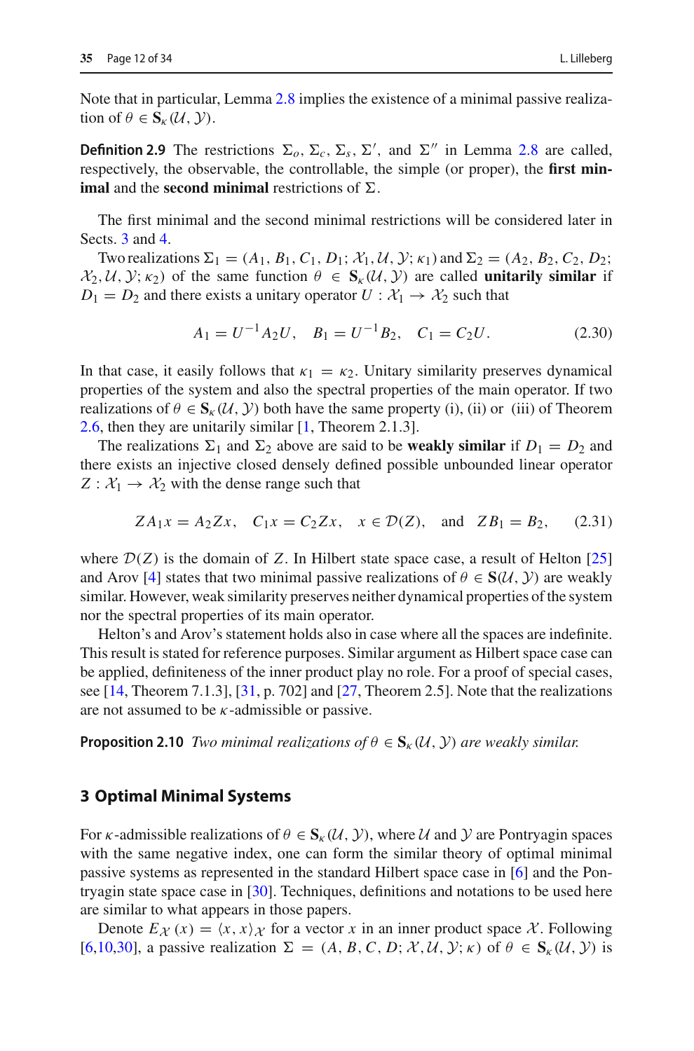Note that in particular, Lemma 2.8 implies the existence of a minimal passive realization of $\theta \in \mathbf{S}_\kappa(\mathcal{U}, \mathcal{Y})$.

**Definition 2.9** The restrictions $\Sigma_o$, $\Sigma_c$, $\Sigma_s$, $\Sigma'$, and $\Sigma''$ in Lemma 2.8 are called, respectively, the observable, the controllable, the simple (or proper), the **first minimal** and the **second minimal** restrictions of $\Sigma$.

The first minimal and the second minimal restrictions will be considered later in Sects. 3 and 4.

Two realizations $\Sigma_1 = (A_1, B_1, C_1, D_1; \mathcal{X}_1, \mathcal{U}, \mathcal{Y}; \kappa_1)$ and $\Sigma_2 = (A_2, B_2, C_2, D_2; \mathcal{X}_2, \mathcal{U}, \mathcal{Y}; \kappa_2)$ of the same function $\theta \in \mathbf{S}_\kappa(\mathcal{U}, \mathcal{Y})$ are called **unitarily similar** if $D_1 = D_2$ and there exists a unitary operator $U : \mathcal{X}_1 \to \mathcal{X}_2$ such that

$$A_1 = U^{-1} A_2 U, \quad B_1 = U^{-1} B_2, \quad C_1 = C_2 U. \tag{2.30}$$

In that case, it easily follows that $\kappa_1 = \kappa_2$. Unitary similarity preserves dynamical properties of the system and also the spectral properties of the main operator. If two realizations of $\theta \in \mathbf{S}_\kappa(\mathcal{U}, \mathcal{Y})$ both have the same property (i), (ii) or (iii) of Theorem 2.6, then they are unitarily similar [1, Theorem 2.1.3].

The realizations $\Sigma_1$ and $\Sigma_2$ above are said to be **weakly similar** if $D_1 = D_2$ and there exists an injective closed densely defined possible unbounded linear operator $Z : \mathcal{X}_1 \to \mathcal{X}_2$ with the dense range such that

$$Z A_1 x = A_2 Z x, \quad C_1 x = C_2 Z x, \quad x \in \mathcal{D}(Z), \quad \text{and} \quad Z B_1 = B_2, \tag{2.31}$$

where $\mathcal{D}(Z)$ is the domain of $Z$. In Hilbert state space case, a result of Helton [25] and Arov [4] states that two minimal passive realizations of $\theta \in \mathbf{S}(\mathcal{U}, \mathcal{Y})$ are weakly similar. However, weak similarity preserves neither dynamical properties of the system nor the spectral properties of its main operator.

Helton's and Arov's statement holds also in case where all the spaces are indefinite. This result is stated for reference purposes. Similar argument as Hilbert space case can be applied, definiteness of the inner product play no role. For a proof of special cases, see [14, Theorem 7.1.3], [31, p. 702] and [27, Theorem 2.5]. Note that the realizations are not assumed to be $\kappa$-admissible or passive.

**Proposition 2.10** *Two minimal realizations of $\theta \in \mathbf{S}_\kappa(\mathcal{U}, \mathcal{Y})$ are weakly similar.*

## 3 Optimal Minimal Systems

For $\kappa$-admissible realizations of $\theta \in \mathbf{S}_\kappa(\mathcal{U}, \mathcal{Y})$, where $\mathcal{U}$ and $\mathcal{Y}$ are Pontryagin spaces with the same negative index, one can form the similar theory of optimal minimal passive systems as represented in the standard Hilbert space case in [6] and the Pontryagin state space case in [30]. Techniques, definitions and notations to be used here are similar to what appears in those papers.

Denote $E_{\mathcal{X}}(x) = \langle x, x \rangle_{\mathcal{X}}$ for a vector $x$ in an inner product space $\mathcal{X}$. Following [6,10,30], a passive realization $\Sigma = (A, B, C, D; \mathcal{X}, \mathcal{U}, \mathcal{Y}; \kappa)$ of $\theta \in \mathbf{S}_\kappa(\mathcal{U}, \mathcal{Y})$ is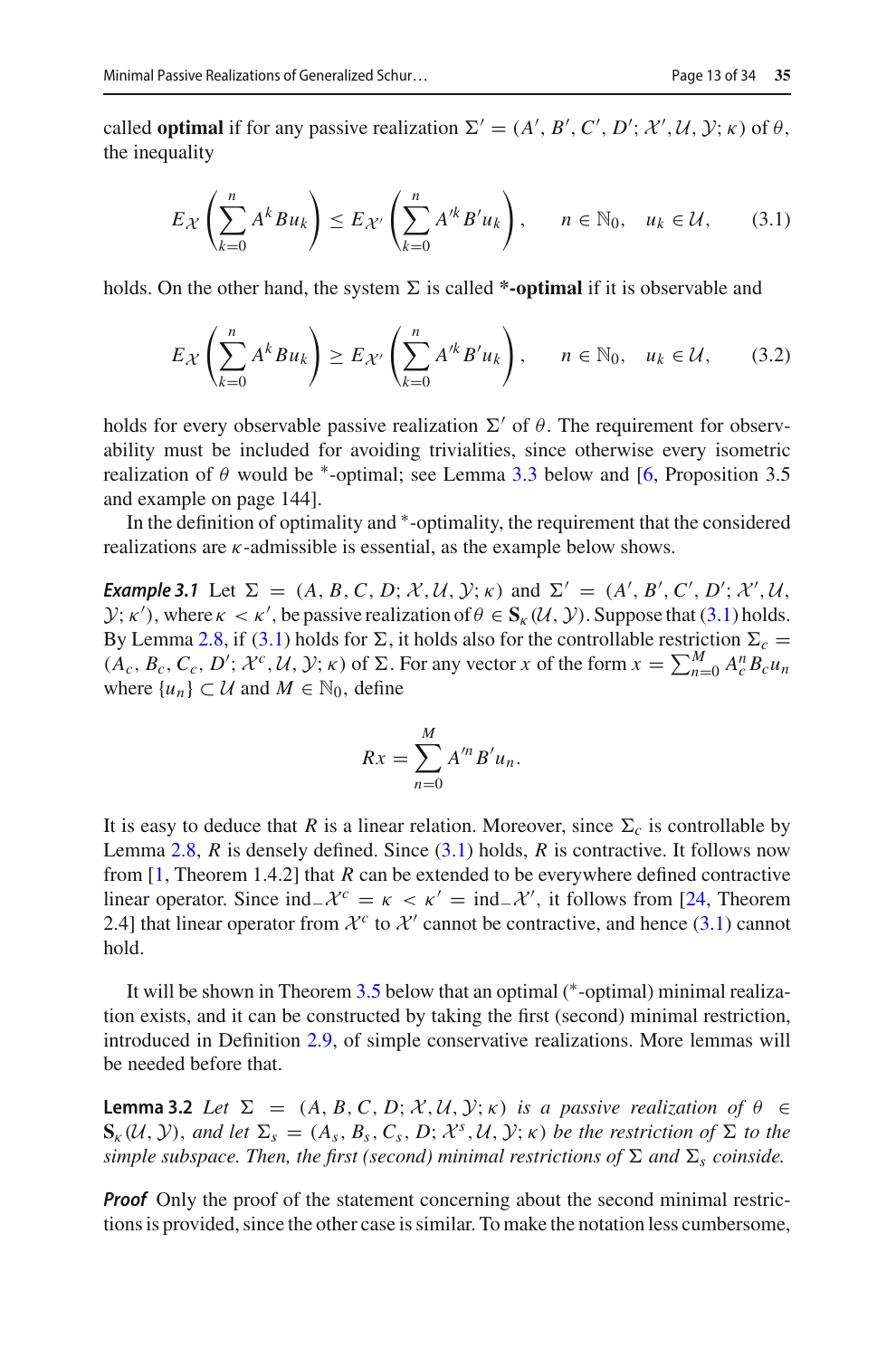called **optimal** if for any passive realization $\Sigma' = (A', B', C', D'; \mathcal{X}', \mathcal{U}, \mathcal{Y}; \kappa)$ of $\theta$, the inequality

$$E_{\mathcal{X}}\left(\sum_{k=0}^{n} A^k B u_k\right) \leq E_{\mathcal{X}'}\left(\sum_{k=0}^{n} A'^k B' u_k\right), \qquad n \in \mathbb{N}_0, \quad u_k \in \mathcal{U}, \tag{3.1}$$

holds. On the other hand, the system $\Sigma$ is called **\*-optimal** if it is observable and

$$E_{\mathcal{X}}\left(\sum_{k=0}^{n} A^k B u_k\right) \geq E_{\mathcal{X}'}\left(\sum_{k=0}^{n} A'^k B' u_k\right), \qquad n \in \mathbb{N}_0, \quad u_k \in \mathcal{U}, \tag{3.2}$$

holds for every observable passive realization $\Sigma'$ of $\theta$. The requirement for observability must be included for avoiding trivialities, since otherwise every isometric realization of $\theta$ would be $^*$-optimal; see Lemma 3.3 below and [6, Proposition 3.5 and example on page 144].

In the definition of optimality and $^*$-optimality, the requirement that the considered realizations are $\kappa$-admissible is essential, as the example below shows.

***Example 3.1*** Let $\Sigma = (A, B, C, D; \mathcal{X}, \mathcal{U}, \mathcal{Y}; \kappa)$ and $\Sigma' = (A', B', C', D'; \mathcal{X}', \mathcal{U}, \mathcal{Y}; \kappa')$, where $\kappa < \kappa'$, be passive realization of $\theta \in \mathbf{S}_\kappa(\mathcal{U}, \mathcal{Y})$. Suppose that (3.1) holds. By Lemma 2.8, if (3.1) holds for $\Sigma$, it holds also for the controllable restriction $\Sigma_c = (A_c, B_c, C_c, D'; \mathcal{X}^c, \mathcal{U}, \mathcal{Y}; \kappa)$ of $\Sigma$. For any vector $x$ of the form $x = \sum_{n=0}^{M} A_c^n B_c u_n$ where $\{u_n\} \subset \mathcal{U}$ and $M \in \mathbb{N}_0$, define

$$Rx = \sum_{n=0}^{M} A'^n B' u_n.$$

It is easy to deduce that $R$ is a linear relation. Moreover, since $\Sigma_c$ is controllable by Lemma 2.8, $R$ is densely defined. Since (3.1) holds, $R$ is contractive. It follows now from [1, Theorem 1.4.2] that $R$ can be extended to be everywhere defined contractive linear operator. Since $\text{ind}_{-}\mathcal{X}^c = \kappa < \kappa' = \text{ind}_{-}\mathcal{X}'$, it follows from [24, Theorem 2.4] that linear operator from $\mathcal{X}^c$ to $\mathcal{X}'$ cannot be contractive, and hence (3.1) cannot hold.

It will be shown in Theorem 3.5 below that an optimal ($^*$-optimal) minimal realization exists, and it can be constructed by taking the first (second) minimal restriction, introduced in Definition 2.9, of simple conservative realizations. More lemmas will be needed before that.

**Lemma 3.2** *Let $\Sigma = (A, B, C, D; \mathcal{X}, \mathcal{U}, \mathcal{Y}; \kappa)$ is a passive realization of $\theta \in \mathbf{S}_\kappa(\mathcal{U}, \mathcal{Y})$, and let $\Sigma_s = (A_s, B_s, C_s, D; \mathcal{X}^s, \mathcal{U}, \mathcal{Y}; \kappa)$ be the restriction of $\Sigma$ to the simple subspace. Then, the first (second) minimal restrictions of $\Sigma$ and $\Sigma_s$ coinside.*

***Proof*** Only the proof of the statement concerning about the second minimal restrictions is provided, since the other case is similar. To make the notation less cumbersome,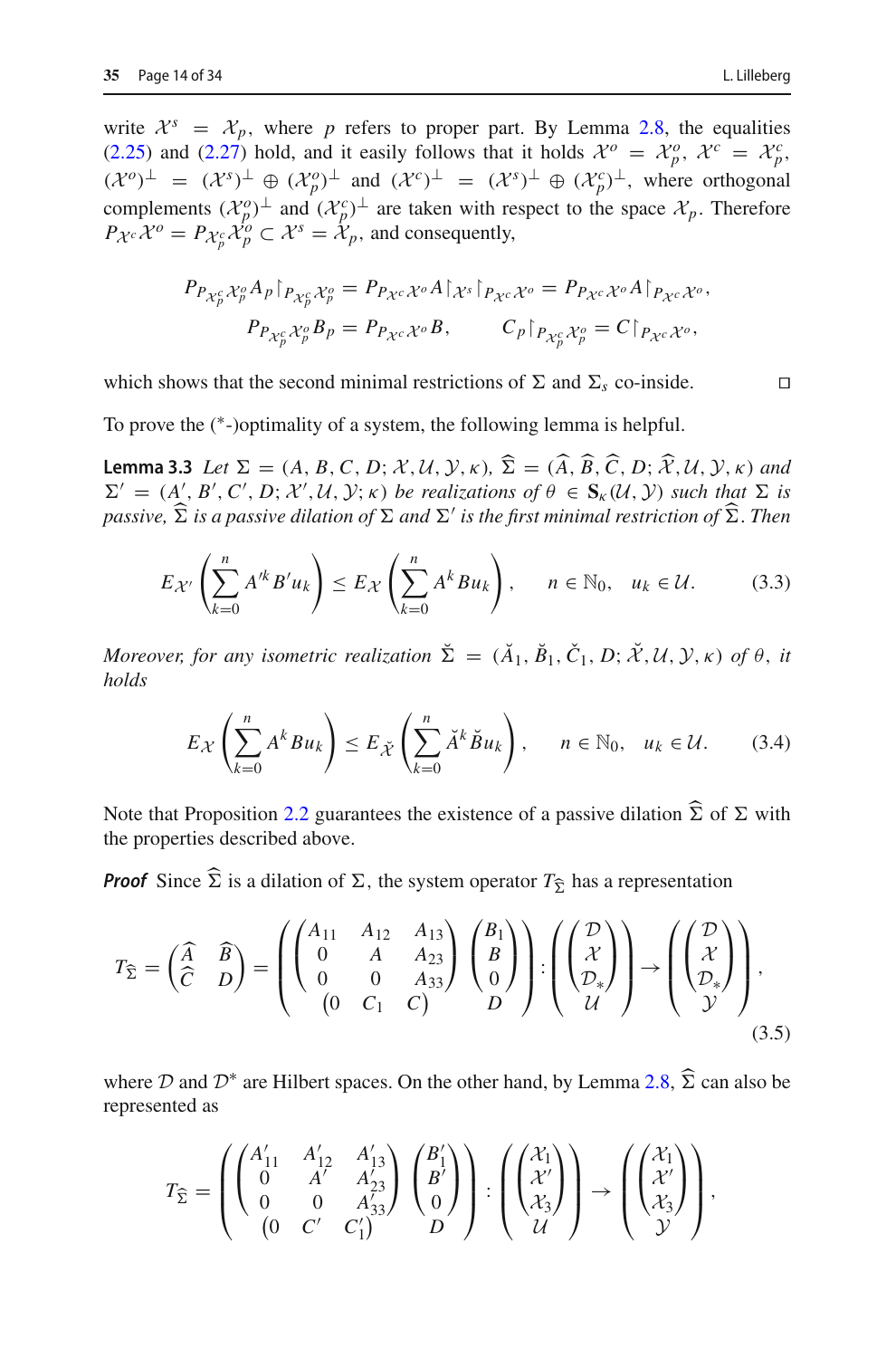write $\mathcal{X}^s = \mathcal{X}_p$, where $p$ refers to proper part. By Lemma 2.8, the equalities (2.25) and (2.27) hold, and it easily follows that it holds $\mathcal{X}^o = \mathcal{X}_p^o$, $\mathcal{X}^c = \mathcal{X}_p^c$, $(\mathcal{X}^o)^\perp = (\mathcal{X}^s)^\perp \oplus (\mathcal{X}_p^o)^\perp$ and $(\mathcal{X}^c)^\perp = (\mathcal{X}^s)^\perp \oplus (\mathcal{X}_p^c)^\perp$, where orthogonal complements $(\mathcal{X}_p^o)^\perp$ and $(\mathcal{X}_p^c)^\perp$ are taken with respect to the space $\mathcal{X}_p$. Therefore $P_{\mathcal{X}^c}\mathcal{X}^o = P_{\mathcal{X}_p^c}\mathcal{X}_p^o \subset \mathcal{X}^s = \mathcal{X}_p$, and consequently,

$$
\begin{aligned}
P_{P_{\mathcal{X}_p^c}\mathcal{X}_p^o} A_p \restriction_{P_{\mathcal{X}_p^c}\mathcal{X}_p^o} &= P_{P_{\mathcal{X}^c}\mathcal{X}^o} A \restriction_{\mathcal{X}^s} \restriction_{P_{\mathcal{X}^c}\mathcal{X}^o} = P_{P_{\mathcal{X}^c}\mathcal{X}^o} A \restriction_{P_{\mathcal{X}^c}\mathcal{X}^o}, \\
P_{P_{\mathcal{X}_p^c}\mathcal{X}_p^o} B_p = P_{P_{\mathcal{X}^c}\mathcal{X}^o} B, &\qquad C_p \restriction_{P_{\mathcal{X}_p^c}\mathcal{X}_p^o} = C \restriction_{P_{\mathcal{X}^c}\mathcal{X}^o},
\end{aligned}
$$

which shows that the second minimal restrictions of $\Sigma$ and $\Sigma_s$ co-inside. $\square$

To prove the (*-)optimality of a system, the following lemma is helpful.

**Lemma 3.3** *Let $\Sigma = (A, B, C, D; \mathcal{X}, \mathcal{U}, \mathcal{Y}, \kappa)$, $\widehat{\Sigma} = (\widehat{A}, \widehat{B}, \widehat{C}, D; \widehat{\mathcal{X}}, \mathcal{U}, \mathcal{Y}, \kappa)$ and $\Sigma' = (A', B', C', D; \mathcal{X}', \mathcal{U}, \mathcal{Y}; \kappa)$ be realizations of $\theta \in \mathbf{S}_\kappa(\mathcal{U}, \mathcal{Y})$ such that $\Sigma$ is passive, $\widehat{\Sigma}$ is a passive dilation of $\Sigma$ and $\Sigma'$ is the first minimal restriction of $\widehat{\Sigma}$. Then*

$$
E_{\mathcal{X}'}\left(\sum_{k=0}^{n} A'^k B' u_k\right) \leq E_{\mathcal{X}}\left(\sum_{k=0}^{n} A^k B u_k\right), \qquad n \in \mathbb{N}_0, \quad u_k \in \mathcal{U}. \tag{3.3}
$$

*Moreover, for any isometric realization $\breve{\Sigma} = (\breve{A}_1, \breve{B}_1, \breve{C}_1, D; \breve{\mathcal{X}}, \mathcal{U}, \mathcal{Y}, \kappa)$ of $\theta$, it holds*

$$
E_{\mathcal{X}}\left(\sum_{k=0}^{n} A^k B u_k\right) \leq E_{\breve{\mathcal{X}}}\left(\sum_{k=0}^{n} \breve{A}^k \breve{B} u_k\right), \qquad n \in \mathbb{N}_0, \quad u_k \in \mathcal{U}. \tag{3.4}
$$

Note that Proposition 2.2 guarantees the existence of a passive dilation $\widehat{\Sigma}$ of $\Sigma$ with the properties described above.

***Proof*** Since $\widehat{\Sigma}$ is a dilation of $\Sigma$, the system operator $T_{\widehat{\Sigma}}$ has a representation

$$
T_{\widehat{\Sigma}} = \begin{pmatrix} \widehat{A} & \widehat{B} \\ \widehat{C} & D \end{pmatrix} = \left( \begin{pmatrix} A_{11} & A_{12} & A_{13} \\ 0 & A & A_{23} \\ 0 & 0 & A_{33} \\ (0 & C_1 & C) \end{pmatrix} \begin{pmatrix} B_1 \\ B \\ 0 \\ D \end{pmatrix} \right) : \left( \begin{pmatrix} \mathcal{D} \\ \mathcal{X} \\ \mathcal{D}_* \end{pmatrix} \\ \mathcal{U} \right) \to \left( \begin{pmatrix} \mathcal{D} \\ \mathcal{X} \\ \mathcal{D}_* \end{pmatrix} \\ \mathcal{Y} \right), \tag{3.5}
$$

where $\mathcal{D}$ and $\mathcal{D}^*$ are Hilbert spaces. On the other hand, by Lemma 2.8, $\widehat{\Sigma}$ can also be represented as

$$
T_{\widehat{\Sigma}} = \left( \begin{pmatrix} A'_{11} & A'_{12} & A'_{13} \\ 0 & A' & A'_{23} \\ 0 & 0 & A'_{33} \\ (0 & C' & C'_1) \end{pmatrix} \begin{pmatrix} B'_1 \\ B' \\ 0 \\ D \end{pmatrix} \right) : \left( \begin{pmatrix} \mathcal{X}_1 \\ \mathcal{X}' \\ \mathcal{X}_3 \end{pmatrix} \\ \mathcal{U} \right) \to \left( \begin{pmatrix} \mathcal{X}_1 \\ \mathcal{X}' \\ \mathcal{X}_3 \end{pmatrix} \\ \mathcal{Y} \right),
$$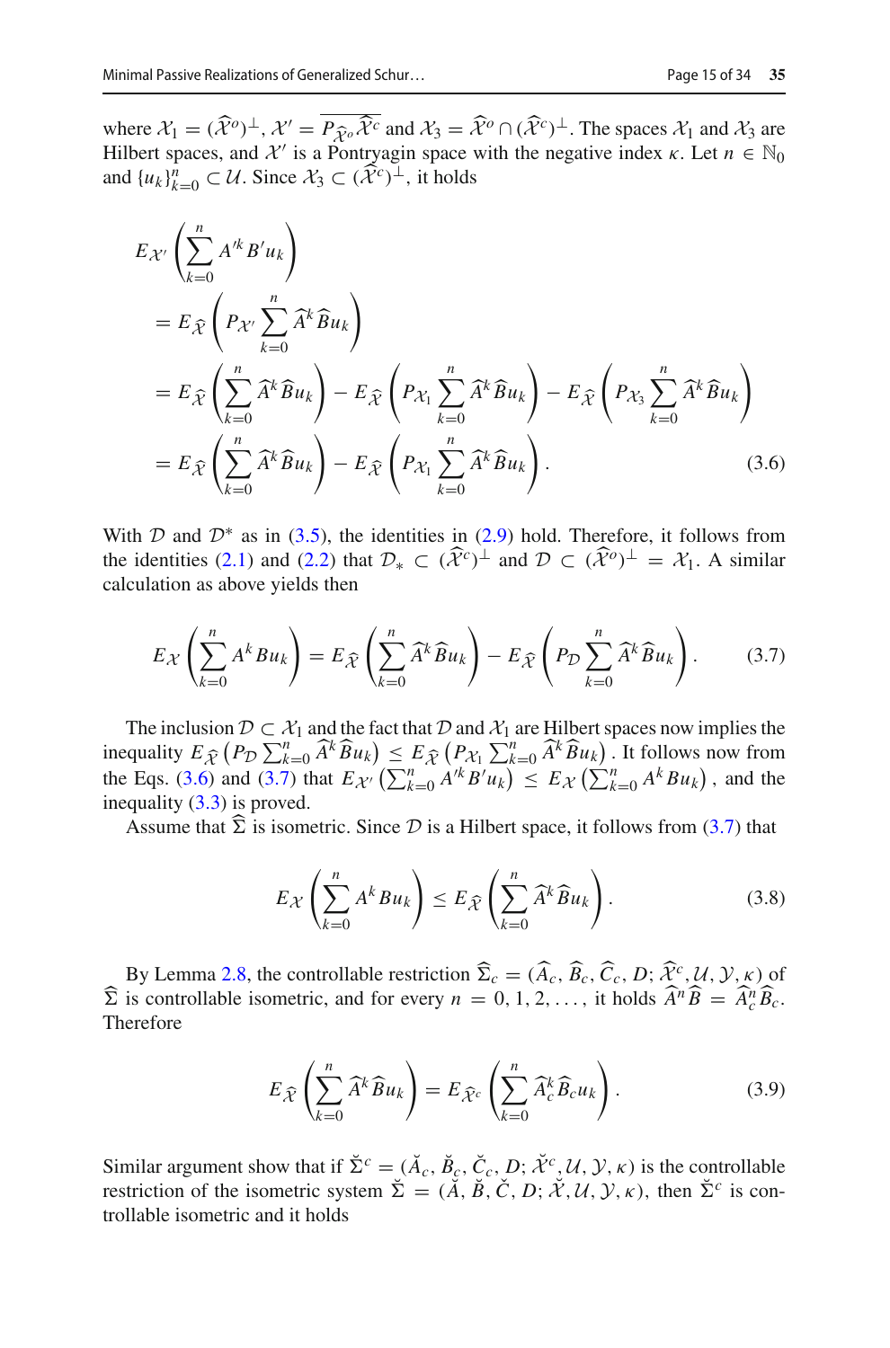where $\mathcal{X}_1 = (\widehat{\mathcal{X}}^o)^\perp$, $\mathcal{X}' = \overline{P_{\widehat{\mathcal{X}}^o}\widehat{\mathcal{X}}^c}$ and $\mathcal{X}_3 = \widehat{\mathcal{X}}^o \cap (\widehat{\mathcal{X}}^c)^\perp$. The spaces $\mathcal{X}_1$ and $\mathcal{X}_3$ are Hilbert spaces, and $\mathcal{X}'$ is a Pontryagin space with the negative index $\kappa$. Let $n \in \mathbb{N}_0$ and $\{u_k\}_{k=0}^n \subset \mathcal{U}$. Since $\mathcal{X}_3 \subset (\widehat{\mathcal{X}}^c)^\perp$, it holds

$$
\begin{aligned}
&E_{\mathcal{X}'}\left(\sum_{k=0}^n A'^k B' u_k\right)\\
&= E_{\widehat{\mathcal{X}}}\left(P_{\mathcal{X}'}\sum_{k=0}^n \widehat{A}^k \widehat{B} u_k\right)\\
&= E_{\widehat{\mathcal{X}}}\left(\sum_{k=0}^n \widehat{A}^k \widehat{B} u_k\right) - E_{\widehat{\mathcal{X}}}\left(P_{\mathcal{X}_1}\sum_{k=0}^n \widehat{A}^k \widehat{B} u_k\right) - E_{\widehat{\mathcal{X}}}\left(P_{\mathcal{X}_3}\sum_{k=0}^n \widehat{A}^k \widehat{B} u_k\right)\\
&= E_{\widehat{\mathcal{X}}}\left(\sum_{k=0}^n \widehat{A}^k \widehat{B} u_k\right) - E_{\widehat{\mathcal{X}}}\left(P_{\mathcal{X}_1}\sum_{k=0}^n \widehat{A}^k \widehat{B} u_k\right). \qquad (3.6)
\end{aligned}
$$

With $\mathcal{D}$ and $\mathcal{D}^*$ as in (3.5), the identities in (2.9) hold. Therefore, it follows from the identities (2.1) and (2.2) that $\mathcal{D}_* \subset (\widehat{\mathcal{X}}^c)^\perp$ and $\mathcal{D} \subset (\widehat{\mathcal{X}}^o)^\perp = \mathcal{X}_1$. A similar calculation as above yields then

$$
E_{\mathcal{X}}\left(\sum_{k=0}^n A^k B u_k\right) = E_{\widehat{\mathcal{X}}}\left(\sum_{k=0}^n \widehat{A}^k \widehat{B} u_k\right) - E_{\widehat{\mathcal{X}}}\left(P_{\mathcal{D}}\sum_{k=0}^n \widehat{A}^k \widehat{B} u_k\right). \qquad (3.7)
$$

The inclusion $\mathcal{D} \subset \mathcal{X}_1$ and the fact that $\mathcal{D}$ and $\mathcal{X}_1$ are Hilbert spaces now implies the inequality $E_{\widehat{\mathcal{X}}}\left(P_{\mathcal{D}}\sum_{k=0}^n \widehat{A}^k \widehat{B} u_k\right) \le E_{\widehat{\mathcal{X}}}\left(P_{\mathcal{X}_1}\sum_{k=0}^n \widehat{A}^k \widehat{B} u_k\right)$. It follows now from the Eqs. (3.6) and (3.7) that $E_{\mathcal{X}'}\left(\sum_{k=0}^n A'^k B' u_k\right) \le E_{\mathcal{X}}\left(\sum_{k=0}^n A^k B u_k\right)$, and the inequality (3.3) is proved.

Assume that $\widehat{\Sigma}$ is isometric. Since $\mathcal{D}$ is a Hilbert space, it follows from (3.7) that

$$
E_{\mathcal{X}}\left(\sum_{k=0}^n A^k B u_k\right) \le E_{\widehat{\mathcal{X}}}\left(\sum_{k=0}^n \widehat{A}^k \widehat{B} u_k\right). \qquad (3.8)
$$

By Lemma 2.8, the controllable restriction $\widehat{\Sigma}_c = (\widehat{A}_c, \widehat{B}_c, \widehat{C}_c, D; \widehat{\mathcal{X}}^c, \mathcal{U}, \mathcal{Y}, \kappa)$ of $\widehat{\Sigma}$ is controllable isometric, and for every $n = 0, 1, 2, \ldots$, it holds $\widehat{A}^n \widehat{B} = \widehat{A}_c^n \widehat{B}_c$. Therefore

$$
E_{\widehat{\mathcal{X}}}\left(\sum_{k=0}^n \widehat{A}^k \widehat{B} u_k\right) = E_{\widehat{\mathcal{X}}^c}\left(\sum_{k=0}^n \widehat{A}_c^k \widehat{B}_c u_k\right). \qquad (3.9)
$$

Similar argument show that if $\breve{\Sigma}^c = (\breve{A}_c, \breve{B}_c, \breve{C}_c, D; \breve{\mathcal{X}}^c, \mathcal{U}, \mathcal{Y}, \kappa)$ is the controllable restriction of the isometric system $\breve{\Sigma} = (\breve{A}, \breve{B}, \breve{C}, D; \breve{\mathcal{X}}, \mathcal{U}, \mathcal{Y}, \kappa)$, then $\breve{\Sigma}^c$ is controllable isometric and it holds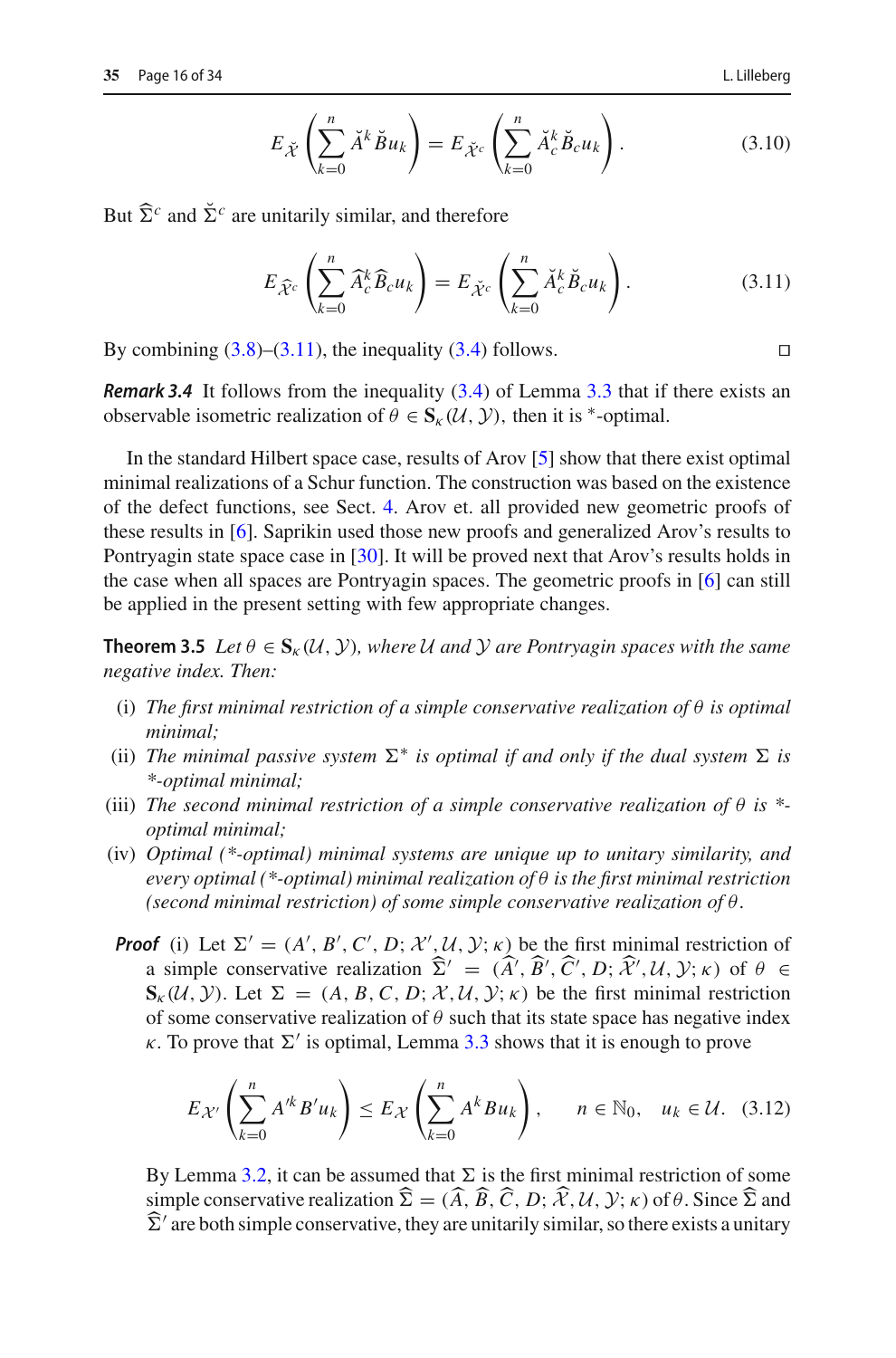$$
E_{\breve{\mathcal{X}}}\left(\sum_{k=0}^{n} \breve{A}^{k} \breve{B} u_{k}\right)=E_{\breve{\mathcal{X}}^{c}}\left(\sum_{k=0}^{n} \breve{A}_{c}^{k} \breve{B}_{c} u_{k}\right). \tag{3.10}
$$

But $\widehat{\Sigma}^{c}$ and $\breve{\Sigma}^{c}$ are unitarily similar, and therefore

$$
E_{\widehat{\mathcal{X}}^{c}}\left(\sum_{k=0}^{n} \widehat{A}_{c}^{k} \widehat{B}_{c} u_{k}\right)=E_{\breve{\mathcal{X}}^{c}}\left(\sum_{k=0}^{n} \breve{A}_{c}^{k} \breve{B}_{c} u_{k}\right). \tag{3.11}
$$

By combining (3.8)–(3.11), the inequality (3.4) follows. □

***Remark 3.4*** It follows from the inequality (3.4) of Lemma 3.3 that if there exists an observable isometric realization of $\theta \in \mathbf{S}_{\kappa}(\mathcal{U}, \mathcal{Y})$, then it is $^*$-optimal.

In the standard Hilbert space case, results of Arov [5] show that there exist optimal minimal realizations of a Schur function. The construction was based on the existence of the defect functions, see Sect. 4. Arov et. all provided new geometric proofs of these results in [6]. Saprikin used those new proofs and generalized Arov's results to Pontryagin state space case in [30]. It will be proved next that Arov's results holds in the case when all spaces are Pontryagin spaces. The geometric proofs in [6] can still be applied in the present setting with few appropriate changes.

**Theorem 3.5** *Let $\theta \in \mathbf{S}_{\kappa}(\mathcal{U}, \mathcal{Y})$, where $\mathcal{U}$ and $\mathcal{Y}$ are Pontryagin spaces with the same negative index. Then:*

- (i) *The first minimal restriction of a simple conservative realization of $\theta$ is optimal minimal;*
- (ii) *The minimal passive system $\Sigma^{*}$ is optimal if and only if the dual system $\Sigma$ is \*-optimal minimal;*
- (iii) *The second minimal restriction of a simple conservative realization of $\theta$ is \*-optimal minimal;*
- (iv) *Optimal (\*-optimal) minimal systems are unique up to unitary similarity, and every optimal (\*-optimal) minimal realization of $\theta$ is the first minimal restriction (second minimal restriction) of some simple conservative realization of $\theta$.*

***Proof*** (i) Let $\Sigma^{\prime}=(A^{\prime}, B^{\prime}, C^{\prime}, D ; \mathcal{X}^{\prime}, \mathcal{U}, \mathcal{Y} ; \kappa)$ be the first minimal restriction of a simple conservative realization $\widehat{\Sigma}^{\prime}=(\widehat{A}^{\prime}, \widehat{B}^{\prime}, \widehat{C}^{\prime}, D ; \widehat{\mathcal{X}}^{\prime}, \mathcal{U}, \mathcal{Y} ; \kappa)$ of $\theta \in \mathbf{S}_{\kappa}(\mathcal{U}, \mathcal{Y})$. Let $\Sigma=(A, B, C, D ; \mathcal{X}, \mathcal{U}, \mathcal{Y} ; \kappa)$ be the first minimal restriction of some conservative realization of $\theta$ such that its state space has negative index $\kappa$. To prove that $\Sigma^{\prime}$ is optimal, Lemma 3.3 shows that it is enough to prove

$$
E_{\mathcal{X}^{\prime}}\left(\sum_{k=0}^{n} A^{\prime k} B^{\prime} u_{k}\right) \leq E_{\mathcal{X}}\left(\sum_{k=0}^{n} A^{k} B u_{k}\right), \qquad n \in \mathbb{N}_{0}, \quad u_{k} \in \mathcal{U}. \tag{3.12}
$$

By Lemma 3.2, it can be assumed that $\Sigma$ is the first minimal restriction of some simple conservative realization $\widehat{\Sigma}=(\widehat{A}, \widehat{B}, \widehat{C}, D ; \widehat{\mathcal{X}}, \mathcal{U}, \mathcal{Y} ; \kappa)$ of $\theta$. Since $\widehat{\Sigma}$ and $\widehat{\Sigma}^{\prime}$ are both simple conservative, they are unitarily similar, so there exists a unitary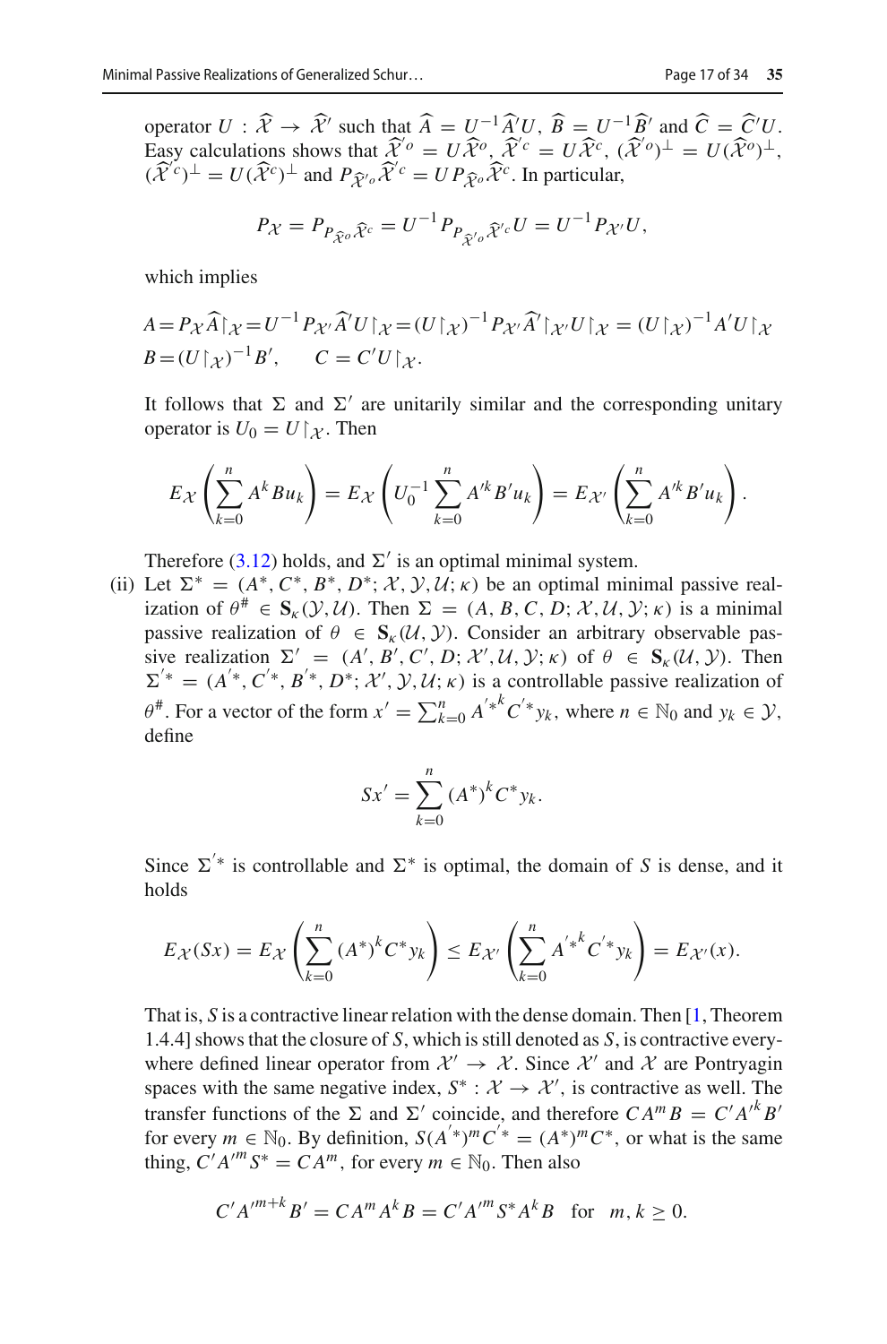operator $U : \widehat{\mathcal{X}} \to \widehat{\mathcal{X}}'$ such that $\widehat{A} = U^{-1}\widehat{A}'U$, $\widehat{B} = U^{-1}\widehat{B}'$ and $\widehat{C} = \widehat{C}'U$. Easy calculations shows that $\widehat{\mathcal{X}}'^{o} = U\widehat{\mathcal{X}}^{o}$, $\widehat{\mathcal{X}}'^{c} = U\widehat{\mathcal{X}}^{c}$, $(\widehat{\mathcal{X}}'^{o})^{\perp} = U(\widehat{\mathcal{X}}^{o})^{\perp}$, $(\widehat{\mathcal{X}}'^{c})^{\perp} = U(\widehat{\mathcal{X}}^{c})^{\perp}$ and $P_{\widehat{\mathcal{X}}'^{o}}\widehat{\mathcal{X}}'^{c} = UP_{\widehat{\mathcal{X}}^{o}}\widehat{\mathcal{X}}^{c}$. In particular,

$$P_{\mathcal{X}} = P_{P_{\widehat{\mathcal{X}}^{o}}\widehat{\mathcal{X}}^{c}} = U^{-1}P_{P_{\widehat{\mathcal{X}}'^{o}}\widehat{\mathcal{X}}'^{c}}U = U^{-1}P_{\mathcal{X}'}U,$$

which implies

$$A = P_{\mathcal{X}}\widehat{A}\restriction_{\mathcal{X}} = U^{-1}P_{\mathcal{X}'}\widehat{A}'U\restriction_{\mathcal{X}} = (U\restriction_{\mathcal{X}})^{-1}P_{\mathcal{X}'}\widehat{A}'\restriction_{\mathcal{X}'}U\restriction_{\mathcal{X}} = (U\restriction_{\mathcal{X}})^{-1}A'U\restriction_{\mathcal{X}}$$
$$B = (U\restriction_{\mathcal{X}})^{-1}B', \qquad C = C'U\restriction_{\mathcal{X}}.$$

It follows that $\Sigma$ and $\Sigma'$ are unitarily similar and the corresponding unitary operator is $U_0 = U\restriction_{\mathcal{X}}$. Then

$$E_{\mathcal{X}}\left(\sum_{k=0}^{n} A^k B u_k\right) = E_{\mathcal{X}}\left(U_0^{-1}\sum_{k=0}^{n} A'^k B' u_k\right) = E_{\mathcal{X}'}\left(\sum_{k=0}^{n} A'^k B' u_k\right).$$

Therefore (3.12) holds, and $\Sigma'$ is an optimal minimal system.

(ii) Let $\Sigma^* = (A^*, C^*, B^*, D^*; \mathcal{X}, \mathcal{Y}, \mathcal{U}; \kappa)$ be an optimal minimal passive realization of $\theta^{\#} \in \mathbf{S}_\kappa(\mathcal{Y}, \mathcal{U})$. Then $\Sigma = (A, B, C, D; \mathcal{X}, \mathcal{U}, \mathcal{Y}; \kappa)$ is a minimal passive realization of $\theta \in \mathbf{S}_\kappa(\mathcal{U}, \mathcal{Y})$. Consider an arbitrary observable passive realization $\Sigma' = (A', B', C', D; \mathcal{X}', \mathcal{U}, \mathcal{Y}; \kappa)$ of $\theta \in \mathbf{S}_\kappa(\mathcal{U}, \mathcal{Y})$. Then $\Sigma'^* = (A'^*, C'^*, B'^*, D^*; \mathcal{X}', \mathcal{Y}, \mathcal{U}; \kappa)$ is a controllable passive realization of $\theta^{\#}$. For a vector of the form $x' = \sum_{k=0}^{n} {A'^*}^k C'^* y_k$, where $n \in \mathbb{N}_0$ and $y_k \in \mathcal{Y}$, define

$$Sx' = \sum_{k=0}^{n} (A^*)^k C^* y_k.$$

Since $\Sigma'^*$ is controllable and $\Sigma^*$ is optimal, the domain of $S$ is dense, and it holds

$$E_{\mathcal{X}}(Sx) = E_{\mathcal{X}}\left(\sum_{k=0}^{n} (A^*)^k C^* y_k\right) \le E_{\mathcal{X}'}\left(\sum_{k=0}^{n} {A'^*}^k C'^* y_k\right) = E_{\mathcal{X}'}(x).$$

That is, $S$ is a contractive linear relation with the dense domain. Then [1, Theorem 1.4.4] shows that the closure of $S$, which is still denoted as $S$, is contractive everywhere defined linear operator from $\mathcal{X}' \to \mathcal{X}$. Since $\mathcal{X}'$ and $\mathcal{X}$ are Pontryagin spaces with the same negative index, $S^* : \mathcal{X} \to \mathcal{X}'$, is contractive as well. The transfer functions of the $\Sigma$ and $\Sigma'$ coincide, and therefore $CA^m B = C'{A'}^k B'$ for every $m \in \mathbb{N}_0$. By definition, $S({A'}^*)^m {C'}^* = (A^*)^m C^*$, or what is the same thing, $C'{A'}^m S^* = CA^m$, for every $m \in \mathbb{N}_0$. Then also

$$C'{A'}^{m+k}B' = CA^m A^k B = C'{A'}^m S^* A^k B \quad \text{for} \quad m, k \ge 0.$$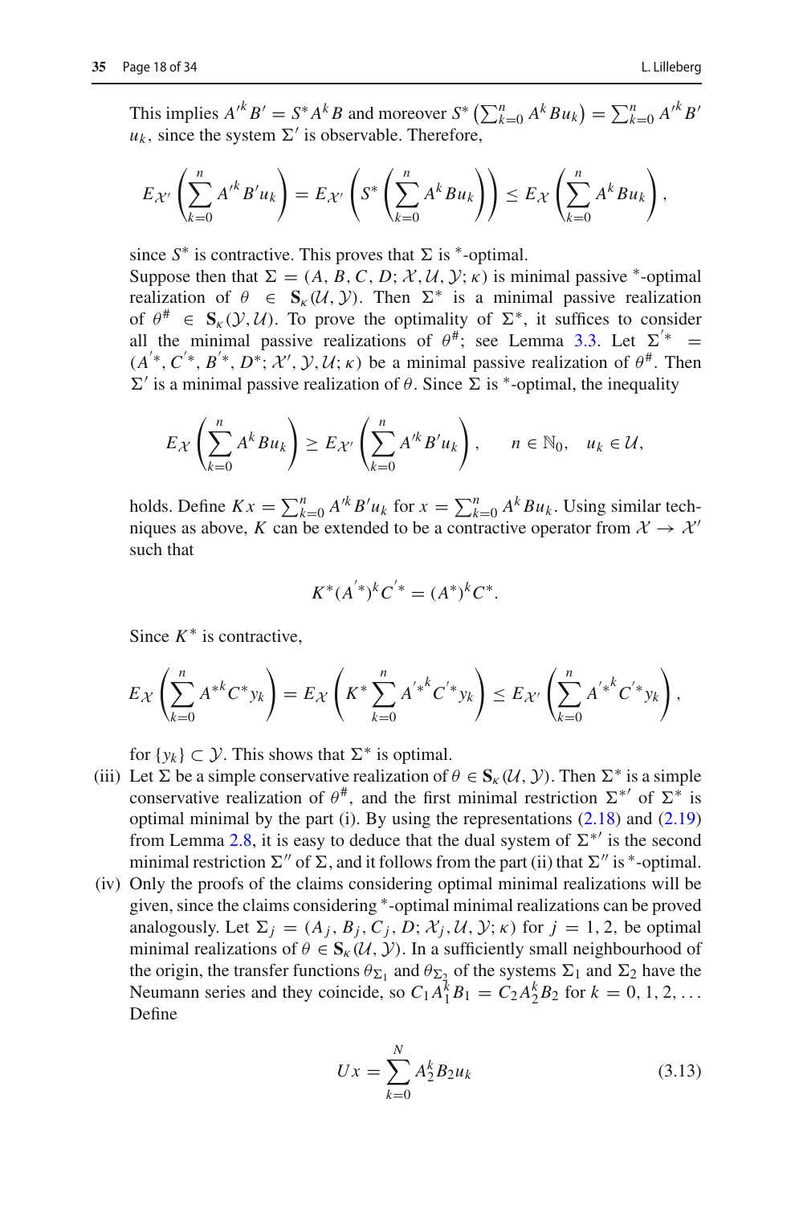This implies ${A'}^k B' = S^* A^k B$ and moreover $S^* \left(\sum_{k=0}^n A^k B u_k\right) = \sum_{k=0}^n {A'}^k B' u_k$, since the system $\Sigma'$ is observable. Therefore,

$$
E_{\mathcal{X}'}\left(\sum_{k=0}^{n} {A'}^k B' u_k\right) = E_{\mathcal{X}'}\left(S^*\left(\sum_{k=0}^{n} A^k B u_k\right)\right) \leq E_{\mathcal{X}}\left(\sum_{k=0}^{n} A^k B u_k\right),
$$

since $S^*$ is contractive. This proves that $\Sigma$ is $^*$-optimal.

Suppose then that $\Sigma = (A, B, C, D; \mathcal{X}, \mathcal{U}, \mathcal{Y}; \kappa)$ is minimal passive $^*$-optimal realization of $\theta \in \mathbf{S}_\kappa(\mathcal{U}, \mathcal{Y})$. Then $\Sigma^*$ is a minimal passive realization of $\theta^\# \in \mathbf{S}_\kappa(\mathcal{Y}, \mathcal{U})$. To prove the optimality of $\Sigma^*$, it suffices to consider all the minimal passive realizations of $\theta^\#$; see Lemma 3.3. Let $\Sigma'^* = (A'^*, C'^*, B'^*, D^*; \mathcal{X}', \mathcal{Y}, \mathcal{U}; \kappa)$ be a minimal passive realization of $\theta^\#$. Then $\Sigma'$ is a minimal passive realization of $\theta$. Since $\Sigma$ is $^*$-optimal, the inequality

$$
E_{\mathcal{X}}\left(\sum_{k=0}^{n} A^k B u_k\right) \geq E_{\mathcal{X}'}\left(\sum_{k=0}^{n} A'^k B' u_k\right), \qquad n \in \mathbb{N}_0, \quad u_k \in \mathcal{U},
$$

holds. Define $Kx = \sum_{k=0}^n A'^k B' u_k$ for $x = \sum_{k=0}^n A^k B u_k$. Using similar techniques as above, $K$ can be extended to be a contractive operator from $\mathcal{X} \to \mathcal{X}'$ such that

$$
K^*(A'^*)^k C'^* = (A^*)^k C^*.
$$

Since $K^*$ is contractive,

$$
E_{\mathcal{X}}\left(\sum_{k=0}^{n} {A^*}^k C^* y_k\right) = E_{\mathcal{X}}\left(K^* \sum_{k=0}^{n} {A'^*}^k C'^* y_k\right) \leq E_{\mathcal{X}'}\left(\sum_{k=0}^{n} {A'^*}^k C'^* y_k\right),
$$

for $\{y_k\} \subset \mathcal{Y}$. This shows that $\Sigma^*$ is optimal.

(iii) Let $\Sigma$ be a simple conservative realization of $\theta \in \mathbf{S}_\kappa(\mathcal{U}, \mathcal{Y})$. Then $\Sigma^*$ is a simple conservative realization of $\theta^\#$, and the first minimal restriction $\Sigma^{*\prime}$ of $\Sigma^*$ is optimal minimal by the part (i). By using the representations (2.18) and (2.19) from Lemma 2.8, it is easy to deduce that the dual system of $\Sigma^{*\prime}$ is the second minimal restriction $\Sigma''$ of $\Sigma$, and it follows from the part (ii) that $\Sigma''$ is $^*$-optimal.

(iv) Only the proofs of the claims considering optimal minimal realizations will be given, since the claims considering $^*$-optimal minimal realizations can be proved analogously. Let $\Sigma_j = (A_j, B_j, C_j, D; \mathcal{X}_j, \mathcal{U}, \mathcal{Y}; \kappa)$ for $j = 1, 2$, be optimal minimal realizations of $\theta \in \mathbf{S}_\kappa(\mathcal{U}, \mathcal{Y})$. In a sufficiently small neighbourhood of the origin, the transfer functions $\theta_{\Sigma_1}$ and $\theta_{\Sigma_2}$ of the systems $\Sigma_1$ and $\Sigma_2$ have the Neumann series and they coincide, so $C_1 A_1^k B_1 = C_2 A_2^k B_2$ for $k = 0, 1, 2, \ldots$ Define

$$
Ux = \sum_{k=0}^{N} A_2^k B_2 u_k \tag{3.13}
$$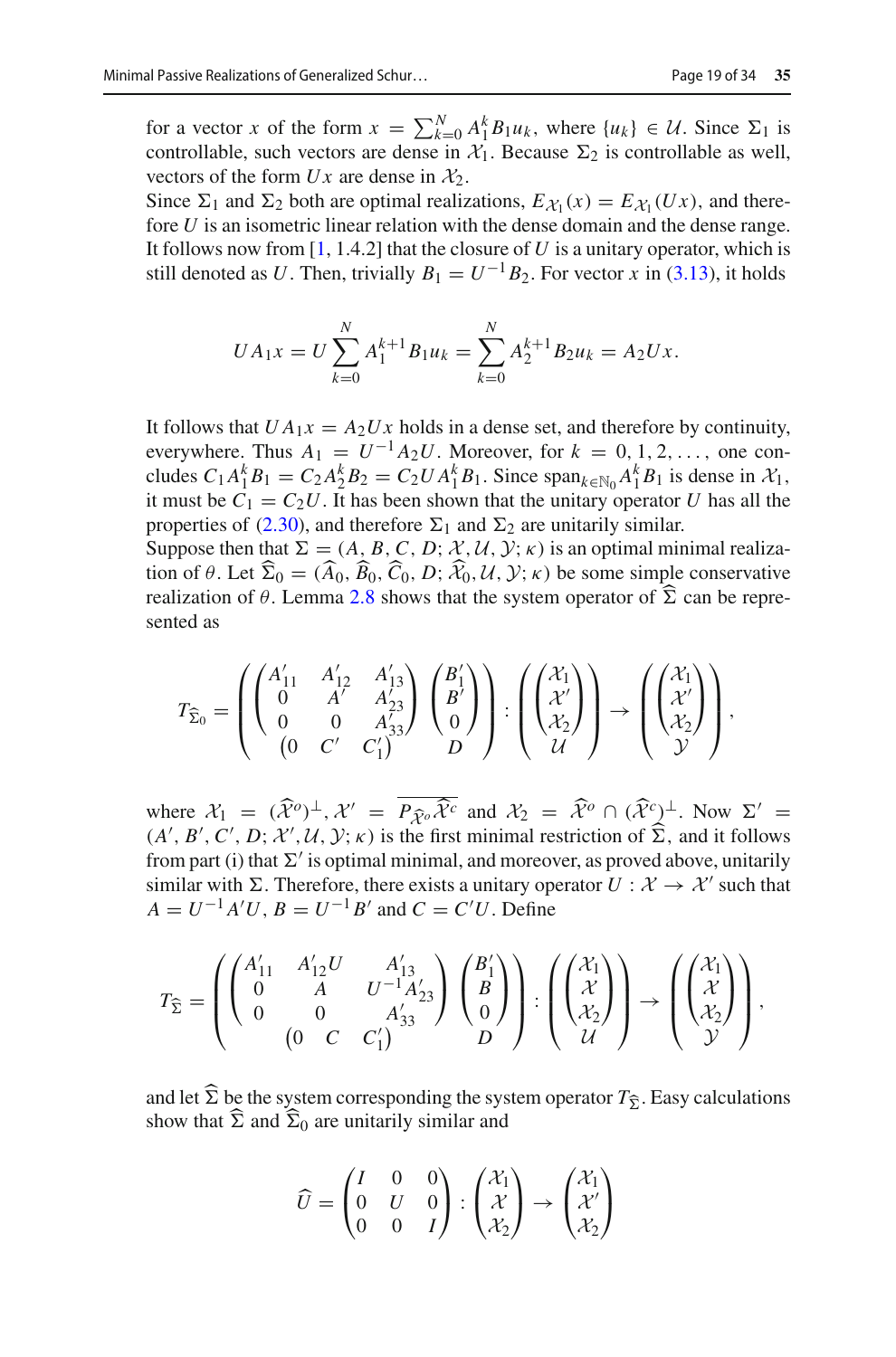for a vector $x$ of the form $x = \sum_{k=0}^{N} A_1^k B_1 u_k$, where $\{u_k\} \in \mathcal{U}$. Since $\Sigma_1$ is controllable, such vectors are dense in $\mathcal{X}_1$. Because $\Sigma_2$ is controllable as well, vectors of the form $Ux$ are dense in $\mathcal{X}_2$.

Since $\Sigma_1$ and $\Sigma_2$ both are optimal realizations, $E_{\mathcal{X}_1}(x) = E_{\mathcal{X}_1}(Ux)$, and therefore $U$ is an isometric linear relation with the dense domain and the dense range. It follows now from [1, 1.4.2] that the closure of $U$ is a unitary operator, which is still denoted as $U$. Then, trivially $B_1 = U^{-1}B_2$. For vector $x$ in (3.13), it holds

$$UA_1x = U\sum_{k=0}^{N} A_1^{k+1}B_1u_k = \sum_{k=0}^{N} A_2^{k+1}B_2u_k = A_2Ux.$$

It follows that $UA_1x = A_2Ux$ holds in a dense set, and therefore by continuity, everywhere. Thus $A_1 = U^{-1}A_2U$. Moreover, for $k = 0, 1, 2, \ldots$, one concludes $C_1A_1^kB_1 = C_2A_2^kB_2 = C_2UA_1^kB_1$. Since $\operatorname{span}_{k\in\mathbb{N}_0} A_1^kB_1$ is dense in $\mathcal{X}_1$, it must be $C_1 = C_2U$. It has been shown that the unitary operator $U$ has all the properties of (2.30), and therefore $\Sigma_1$ and $\Sigma_2$ are unitarily similar.

Suppose then that $\Sigma = (A, B, C, D; \mathcal{X}, \mathcal{U}, \mathcal{Y}; \kappa)$ is an optimal minimal realization of $\theta$. Let $\widehat{\Sigma}_0 = (\widehat{A}_0, \widehat{B}_0, \widehat{C}_0, D; \widehat{\mathcal{X}}_0, \mathcal{U}, \mathcal{Y}; \kappa)$ be some simple conservative realization of $\theta$. Lemma 2.8 shows that the system operator of $\widehat{\Sigma}$ can be represented as

$$T_{\widehat{\Sigma}_0} = \left(\begin{pmatrix} A'_{11} & A'_{12} & A'_{13} \\ 0 & A' & A'_{23} \\ 0 & 0 & A'_{33} \end{pmatrix} \begin{pmatrix} B'_1 \\ B' \\ 0 \end{pmatrix} \atop \begin{pmatrix} 0 & C' & C'_1 \end{pmatrix} \quad D \right) : \left(\begin{pmatrix} \mathcal{X}_1 \\ \mathcal{X}' \\ \mathcal{X}_2 \end{pmatrix} \atop \mathcal{U}\right) \to \left(\begin{pmatrix} \mathcal{X}_1 \\ \mathcal{X}' \\ \mathcal{X}_2 \end{pmatrix} \atop \mathcal{Y}\right),$$

where $\mathcal{X}_1 = (\widehat{\mathcal{X}}^o)^\perp$, $\mathcal{X}' = \overline{P_{\widehat{\mathcal{X}}^o}\widehat{\mathcal{X}}^c}$ and $\mathcal{X}_2 = \widehat{\mathcal{X}}^o \cap (\widehat{\mathcal{X}}^c)^\perp$. Now $\Sigma' = (A', B', C', D; \mathcal{X}', \mathcal{U}, \mathcal{Y}; \kappa)$ is the first minimal restriction of $\widehat{\Sigma}$, and it follows from part (i) that $\Sigma'$ is optimal minimal, and moreover, as proved above, unitarily similar with $\Sigma$. Therefore, there exists a unitary operator $U : \mathcal{X} \to \mathcal{X}'$ such that $A = U^{-1}A'U$, $B = U^{-1}B'$ and $C = C'U$. Define

$$T_{\widehat{\Sigma}} = \left(\begin{pmatrix} A'_{11} & A'_{12}U & A'_{13} \\ 0 & A & U^{-1}A'_{23} \\ 0 & 0 & A'_{33} \end{pmatrix} \begin{pmatrix} B'_1 \\ B \\ 0 \end{pmatrix} \atop \begin{pmatrix} 0 & C & C'_1 \end{pmatrix} \quad D \right) : \left(\begin{pmatrix} \mathcal{X}_1 \\ \mathcal{X} \\ \mathcal{X}_2 \end{pmatrix} \atop \mathcal{U}\right) \to \left(\begin{pmatrix} \mathcal{X}_1 \\ \mathcal{X} \\ \mathcal{X}_2 \end{pmatrix} \atop \mathcal{Y}\right),$$

and let $\widehat{\Sigma}$ be the system corresponding the system operator $T_{\widehat{\Sigma}}$. Easy calculations show that $\widehat{\Sigma}$ and $\widehat{\Sigma}_0$ are unitarily similar and

$$\widehat{U} = \begin{pmatrix} I & 0 & 0 \\ 0 & U & 0 \\ 0 & 0 & I \end{pmatrix} : \begin{pmatrix} \mathcal{X}_1 \\ \mathcal{X} \\ \mathcal{X}_2 \end{pmatrix} \to \begin{pmatrix} \mathcal{X}_1 \\ \mathcal{X}' \\ \mathcal{X}_2 \end{pmatrix}$$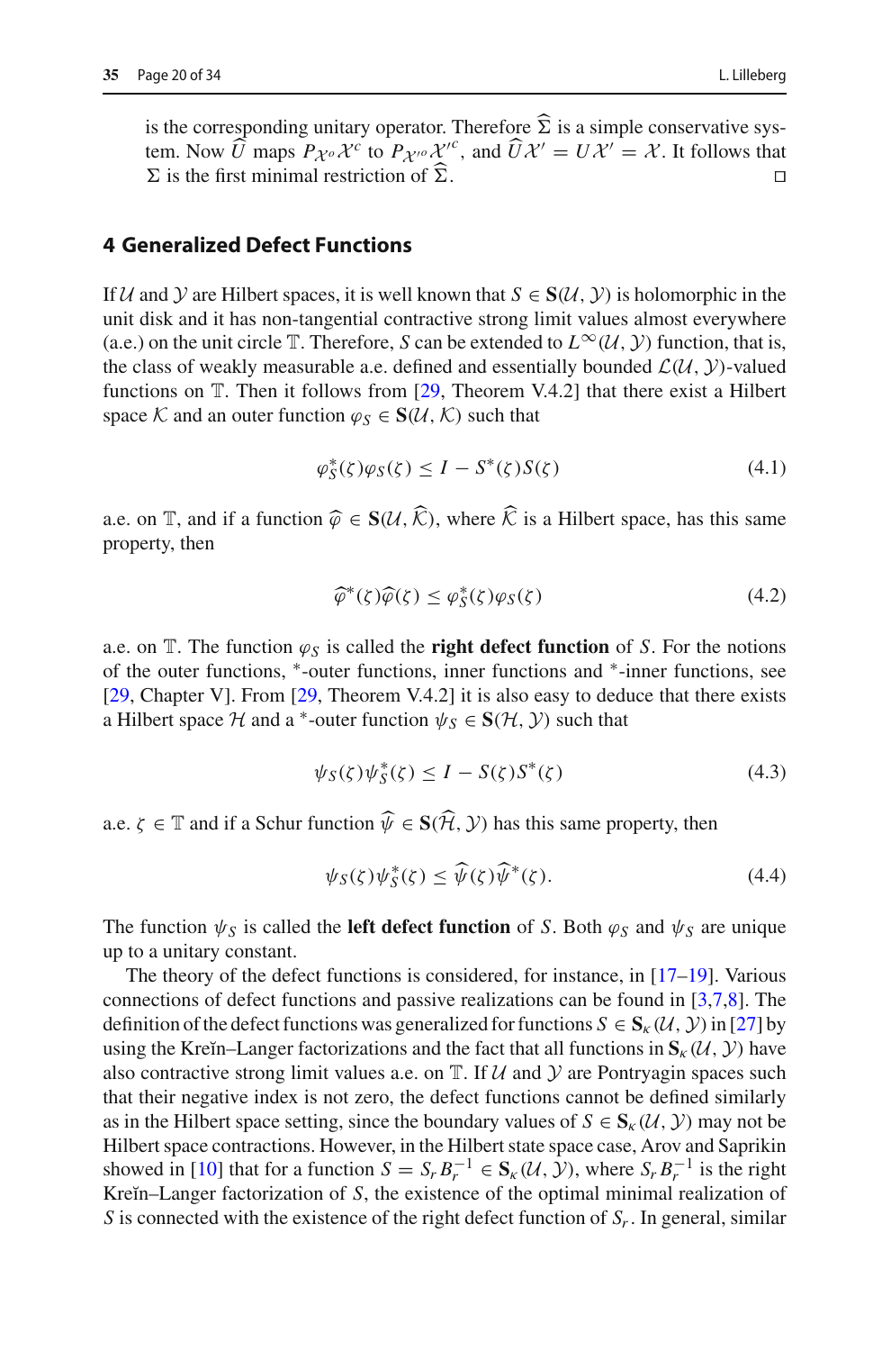is the corresponding unitary operator. Therefore $\widehat{\Sigma}$ is a simple conservative system. Now $\widehat{U}$ maps $P_{\mathcal{X}^o}\mathcal{X}^c$ to $P_{\mathcal{X}'^o}\mathcal{X}'^c$, and $\widehat{U}\mathcal{X}' = U\mathcal{X}' = \mathcal{X}$. It follows that $\Sigma$ is the first minimal restriction of $\widehat{\Sigma}$. □

## 4 Generalized Defect Functions

If $\mathcal{U}$ and $\mathcal{Y}$ are Hilbert spaces, it is well known that $S \in \mathbf{S}(\mathcal{U}, \mathcal{Y})$ is holomorphic in the unit disk and it has non-tangential contractive strong limit values almost everywhere (a.e.) on the unit circle $\mathbb{T}$. Therefore, $S$ can be extended to $L^\infty(\mathcal{U}, \mathcal{Y})$ function, that is, the class of weakly measurable a.e. defined and essentially bounded $\mathcal{L}(\mathcal{U}, \mathcal{Y})$-valued functions on $\mathbb{T}$. Then it follows from [29, Theorem V.4.2] that there exist a Hilbert space $\mathcal{K}$ and an outer function $\varphi_S \in \mathbf{S}(\mathcal{U}, \mathcal{K})$ such that

$$\varphi_S^*(\zeta)\varphi_S(\zeta) \leq I - S^*(\zeta)S(\zeta) \tag{4.1}$$

a.e. on $\mathbb{T}$, and if a function $\widehat{\varphi} \in \mathbf{S}(\mathcal{U}, \widehat{\mathcal{K}})$, where $\widehat{\mathcal{K}}$ is a Hilbert space, has this same property, then

$$\widehat{\varphi}^*(\zeta)\widehat{\varphi}(\zeta) \leq \varphi_S^*(\zeta)\varphi_S(\zeta) \tag{4.2}$$

a.e. on $\mathbb{T}$. The function $\varphi_S$ is called the **right defect function** of $S$. For the notions of the outer functions, $^*$-outer functions, inner functions and $^*$-inner functions, see [29, Chapter V]. From [29, Theorem V.4.2] it is also easy to deduce that there exists a Hilbert space $\mathcal{H}$ and a $^*$-outer function $\psi_S \in \mathbf{S}(\mathcal{H}, \mathcal{Y})$ such that

$$\psi_S(\zeta)\psi_S^*(\zeta) \leq I - S(\zeta)S^*(\zeta) \tag{4.3}$$

a.e. $\zeta \in \mathbb{T}$ and if a Schur function $\widehat{\psi} \in \mathbf{S}(\widehat{\mathcal{H}}, \mathcal{Y})$ has this same property, then

$$\psi_S(\zeta)\psi_S^*(\zeta) \leq \widehat{\psi}(\zeta)\widehat{\psi}^*(\zeta). \tag{4.4}$$

The function $\psi_S$ is called the **left defect function** of $S$. Both $\varphi_S$ and $\psi_S$ are unique up to a unitary constant.

The theory of the defect functions is considered, for instance, in [17–19]. Various connections of defect functions and passive realizations can be found in [3,7,8]. The definition of the defect functions was generalized for functions $S \in \mathbf{S}_\kappa(\mathcal{U}, \mathcal{Y})$ in [27] by using the Kreĭn–Langer factorizations and the fact that all functions in $\mathbf{S}_\kappa(\mathcal{U}, \mathcal{Y})$ have also contractive strong limit values a.e. on $\mathbb{T}$. If $\mathcal{U}$ and $\mathcal{Y}$ are Pontryagin spaces such that their negative index is not zero, the defect functions cannot be defined similarly as in the Hilbert space setting, since the boundary values of $S \in \mathbf{S}_\kappa(\mathcal{U}, \mathcal{Y})$ may not be Hilbert space contractions. However, in the Hilbert state space case, Arov and Saprikin showed in [10] that for a function $S = S_r B_r^{-1} \in \mathbf{S}_\kappa(\mathcal{U}, \mathcal{Y})$, where $S_r B_r^{-1}$ is the right Kreĭn–Langer factorization of $S$, the existence of the optimal minimal realization of $S$ is connected with the existence of the right defect function of $S_r$. In general, similar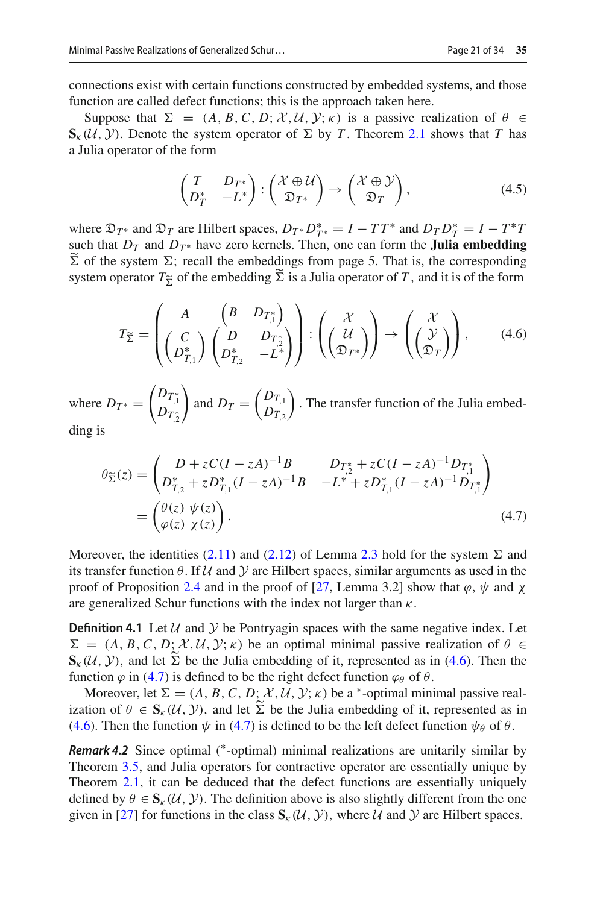connections exist with certain functions constructed by embedded systems, and those function are called defect functions; this is the approach taken here.

Suppose that $\Sigma = (A, B, C, D; \mathcal{X}, \mathcal{U}, \mathcal{Y}; \kappa)$ is a passive realization of $\theta \in \mathbf{S}_\kappa(\mathcal{U}, \mathcal{Y})$. Denote the system operator of $\Sigma$ by $T$. Theorem 2.1 shows that $T$ has a Julia operator of the form

$$\begin{pmatrix} T & D_{T^*} \\ D_T^* & -L^* \end{pmatrix} : \begin{pmatrix} \mathcal{X} \oplus \mathcal{U} \\ \mathfrak{D}_{T^*} \end{pmatrix} \to \begin{pmatrix} \mathcal{X} \oplus \mathcal{Y} \\ \mathfrak{D}_T \end{pmatrix}, \tag{4.5}$$

where $\mathfrak{D}_{T^*}$ and $\mathfrak{D}_T$ are Hilbert spaces, $D_{T^*} D_{T^*}^* = I - TT^*$ and $D_T D_T^* = I - T^*T$ such that $D_T$ and $D_{T^*}$ have zero kernels. Then, one can form the **Julia embedding** $\widetilde{\Sigma}$ of the system $\Sigma$; recall the embeddings from page 5. That is, the corresponding system operator $T_{\widetilde{\Sigma}}$ of the embedding $\widetilde{\Sigma}$ is a Julia operator of $T$, and it is of the form

$$T_{\widetilde{\Sigma}} = \begin{pmatrix} A & \begin{pmatrix} B & D_{T^*_{,1}} \end{pmatrix} \\ \begin{pmatrix} C \\ D^*_{T_{,1}} \end{pmatrix} & \begin{pmatrix} D & D_{T^*_{,2}} \\ D^*_{T_{,2}} & -L^* \end{pmatrix} \end{pmatrix} : \begin{pmatrix} \mathcal{X} \\ \begin{pmatrix} \mathcal{U} \\ \mathfrak{D}_{T^*} \end{pmatrix} \end{pmatrix} \to \begin{pmatrix} \mathcal{X} \\ \begin{pmatrix} \mathcal{Y} \\ \mathfrak{D}_T \end{pmatrix} \end{pmatrix}, \tag{4.6}$$

where $D_{T^*} = \begin{pmatrix} D_{T^*_{,1}} \\ D_{T^*_{,2}} \end{pmatrix}$ and $D_T = \begin{pmatrix} D_{T_{,1}} \\ D_{T_{,2}} \end{pmatrix}$. The transfer function of the Julia embedding is

$$\begin{aligned} \theta_{\widetilde{\Sigma}}(z) &= \begin{pmatrix} D + zC(I - zA)^{-1}B & D_{T^*_{,2}} + zC(I - zA)^{-1} D_{T^*_{,1}} \\ D^*_{T_{,2}} + zD^*_{T_{,1}}(I - zA)^{-1}B & -L^* + zD^*_{T_{,1}}(I - zA)^{-1} D_{T^*_{,1}} \end{pmatrix} \\ &= \begin{pmatrix} \theta(z) & \psi(z) \\ \varphi(z) & \chi(z) \end{pmatrix}. \end{aligned} \tag{4.7}$$

Moreover, the identities (2.11) and (2.12) of Lemma 2.3 hold for the system $\Sigma$ and its transfer function $\theta$. If $\mathcal{U}$ and $\mathcal{Y}$ are Hilbert spaces, similar arguments as used in the proof of Proposition 2.4 and in the proof of [27, Lemma 3.2] show that $\varphi$, $\psi$ and $\chi$ are generalized Schur functions with the index not larger than $\kappa$.

**Definition 4.1** Let $\mathcal{U}$ and $\mathcal{Y}$ be Pontryagin spaces with the same negative index. Let $\Sigma = (A, B, C, D; \mathcal{X}, \mathcal{U}, \mathcal{Y}; \kappa)$ be an optimal minimal passive realization of $\theta \in \mathbf{S}_\kappa(\mathcal{U}, \mathcal{Y})$, and let $\widetilde{\Sigma}$ be the Julia embedding of it, represented as in (4.6). Then the function $\varphi$ in (4.7) is defined to be the right defect function $\varphi_\theta$ of $\theta$.

Moreover, let $\Sigma = (A, B, C, D; \mathcal{X}, \mathcal{U}, \mathcal{Y}; \kappa)$ be a $^*$-optimal minimal passive realization of $\theta \in \mathbf{S}_\kappa(\mathcal{U}, \mathcal{Y})$, and let $\widetilde{\Sigma}$ be the Julia embedding of it, represented as in (4.6). Then the function $\psi$ in (4.7) is defined to be the left defect function $\psi_\theta$ of $\theta$.

***Remark 4.2*** Since optimal ($^*$-optimal) minimal realizations are unitarily similar by Theorem 3.5, and Julia operators for contractive operator are essentially unique by Theorem 2.1, it can be deduced that the defect functions are essentially uniquely defined by $\theta \in \mathbf{S}_\kappa(\mathcal{U}, \mathcal{Y})$. The definition above is also slightly different from the one given in [27] for functions in the class $\mathbf{S}_\kappa(\mathcal{U}, \mathcal{Y})$, where $\mathcal{U}$ and $\mathcal{Y}$ are Hilbert spaces.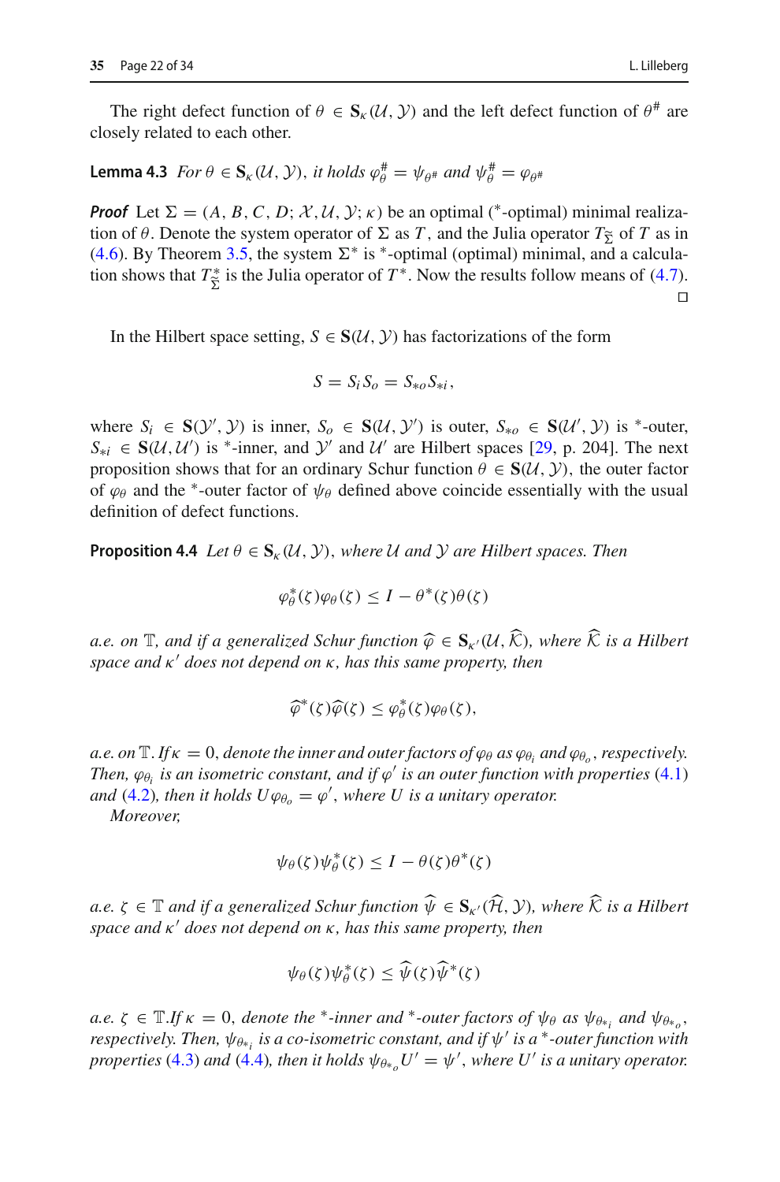The right defect function of $\theta \in \mathbf{S}_\kappa(\mathcal{U}, \mathcal{Y})$ and the left defect function of $\theta^\#$ are closely related to each other.

**Lemma 4.3** *For $\theta \in \mathbf{S}_\kappa(\mathcal{U}, \mathcal{Y})$, it holds $\varphi_\theta^\# = \psi_{\theta^\#}$ and $\psi_\theta^\# = \varphi_{\theta^\#}$*

***Proof*** Let $\Sigma = (A, B, C, D; \mathcal{X}, \mathcal{U}, \mathcal{Y}; \kappa)$ be an optimal ($^*$-optimal) minimal realization of $\theta$. Denote the system operator of $\Sigma$ as $T$, and the Julia operator $T_{\widetilde{\Sigma}}$ of $T$ as in (4.6). By Theorem 3.5, the system $\Sigma^*$ is $^*$-optimal (optimal) minimal, and a calculation shows that $T_{\widetilde{\Sigma}}^*$ is the Julia operator of $T^*$. Now the results follow means of (4.7). $\square$

In the Hilbert space setting, $S \in \mathbf{S}(\mathcal{U}, \mathcal{Y})$ has factorizations of the form

$$S = S_i S_o = S_{*o} S_{*i},$$

where $S_i \in \mathbf{S}(\mathcal{Y}', \mathcal{Y})$ is inner, $S_o \in \mathbf{S}(\mathcal{U}, \mathcal{Y}')$ is outer, $S_{*o} \in \mathbf{S}(\mathcal{U}', \mathcal{Y})$ is $^*$-outer, $S_{*i} \in \mathbf{S}(\mathcal{U}, \mathcal{U}')$ is $^*$-inner, and $\mathcal{Y}'$ and $\mathcal{U}'$ are Hilbert spaces [29, p. 204]. The next proposition shows that for an ordinary Schur function $\theta \in \mathbf{S}(\mathcal{U}, \mathcal{Y})$, the outer factor of $\varphi_\theta$ and the $^*$-outer factor of $\psi_\theta$ defined above coincide essentially with the usual definition of defect functions.

**Proposition 4.4** *Let $\theta \in \mathbf{S}_\kappa(\mathcal{U}, \mathcal{Y})$, where $\mathcal{U}$ and $\mathcal{Y}$ are Hilbert spaces. Then*

$$\varphi_\theta^*(\zeta)\varphi_\theta(\zeta) \le I - \theta^*(\zeta)\theta(\zeta)$$

*a.e. on $\mathbb{T}$, and if a generalized Schur function $\widehat{\varphi} \in \mathbf{S}_{\kappa'}(\mathcal{U}, \widehat{\mathcal{K}})$, where $\widehat{\mathcal{K}}$ is a Hilbert space and $\kappa'$ does not depend on $\kappa$, has this same property, then*

$$\widehat{\varphi}^*(\zeta)\widehat{\varphi}(\zeta) \le \varphi_\theta^*(\zeta)\varphi_\theta(\zeta),$$

*a.e. on $\mathbb{T}$. If $\kappa = 0$, denote the inner and outer factors of $\varphi_\theta$ as $\varphi_{\theta_i}$ and $\varphi_{\theta_o}$, respectively. Then, $\varphi_{\theta_i}$ is an isometric constant, and if $\varphi'$ is an outer function with properties (4.1) and (4.2), then it holds $U\varphi_{\theta_o} = \varphi'$, where $U$ is a unitary operator.*

*Moreover,*

$$\psi_\theta(\zeta)\psi_\theta^*(\zeta) \le I - \theta(\zeta)\theta^*(\zeta)$$

*a.e. $\zeta \in \mathbb{T}$ and if a generalized Schur function $\widehat{\psi} \in \mathbf{S}_{\kappa'}(\widehat{\mathcal{H}}, \mathcal{Y})$, where $\widehat{\mathcal{K}}$ is a Hilbert space and $\kappa'$ does not depend on $\kappa$, has this same property, then*

$$\psi_\theta(\zeta)\psi_\theta^*(\zeta) \le \widehat{\psi}(\zeta)\widehat{\psi}^*(\zeta)$$

*a.e. $\zeta \in \mathbb{T}$. If $\kappa = 0$, denote the $^*$-inner and $^*$-outer factors of $\psi_\theta$ as $\psi_{\theta_{*_i}}$ and $\psi_{\theta_{*_o}}$, respectively. Then, $\psi_{\theta_{*_i}}$ is a co-isometric constant, and if $\psi'$ is a $^*$-outer function with properties (4.3) and (4.4), then it holds $\psi_{\theta_{*_o}} U' = \psi'$, where $U'$ is a unitary operator.*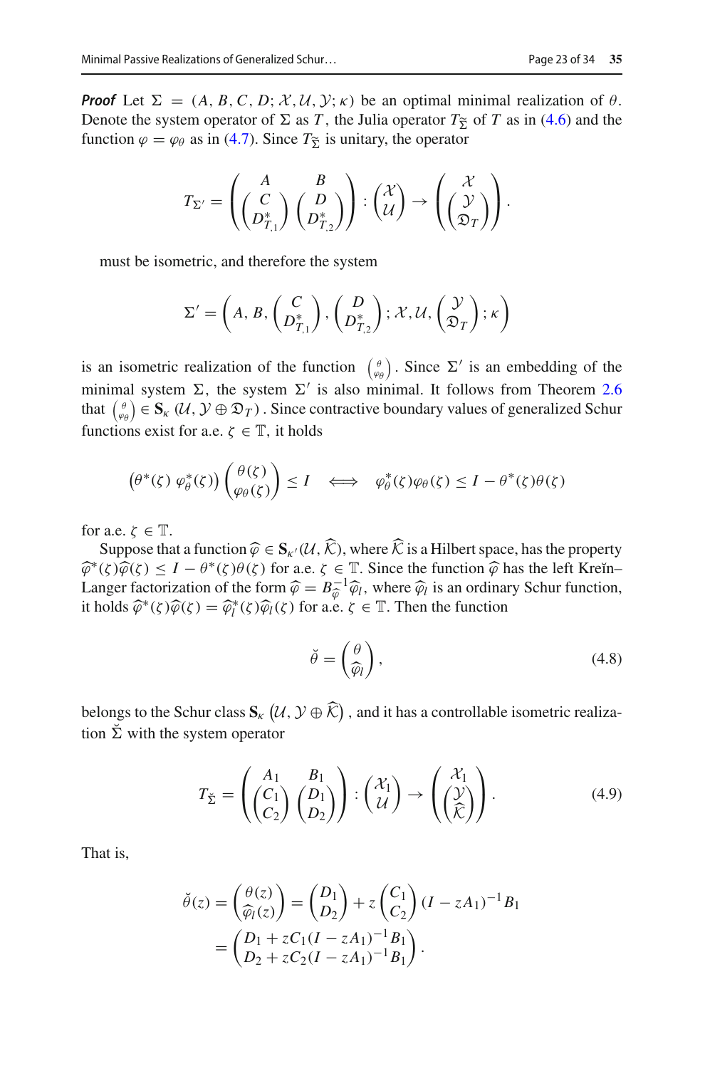***Proof*** Let $\Sigma = (A, B, C, D; \mathcal{X}, \mathcal{U}, \mathcal{Y}; \kappa)$ be an optimal minimal realization of $\theta$. Denote the system operator of $\Sigma$ as $T$, the Julia operator $T_{\widetilde{\Sigma}}$ of $T$ as in (4.6) and the function $\varphi = \varphi_\theta$ as in (4.7). Since $T_{\widetilde{\Sigma}}$ is unitary, the operator

$$T_{\Sigma'} = \begin{pmatrix} A & B \\ \begin{pmatrix} C \\ D_{T,1}^* \end{pmatrix} & \begin{pmatrix} D \\ D_{T,2}^* \end{pmatrix} \end{pmatrix} : \begin{pmatrix} \mathcal{X} \\ \mathcal{U} \end{pmatrix} \to \begin{pmatrix} \mathcal{X} \\ \begin{pmatrix} \mathcal{Y} \\ \mathfrak{D}_T \end{pmatrix} \end{pmatrix}.$$

must be isometric, and therefore the system

$$\Sigma' = \left( A, B, \begin{pmatrix} C \\ D_{T,1}^* \end{pmatrix}, \begin{pmatrix} D \\ D_{T,2}^* \end{pmatrix}; \mathcal{X}, \mathcal{U}, \begin{pmatrix} \mathcal{Y} \\ \mathfrak{D}_T \end{pmatrix}; \kappa \right)$$

is an isometric realization of the function $\left(\begin{smallmatrix} \theta \\ \varphi_\theta \end{smallmatrix}\right)$. Since $\Sigma'$ is an embedding of the minimal system $\Sigma$, the system $\Sigma'$ is also minimal. It follows from Theorem 2.6 that $\left(\begin{smallmatrix} \theta \\ \varphi_\theta \end{smallmatrix}\right) \in \mathbf{S}_\kappa \left(\mathcal{U}, \mathcal{Y} \oplus \mathfrak{D}_T\right)$. Since contractive boundary values of generalized Schur functions exist for a.e. $\zeta \in \mathbb{T}$, it holds

$$\begin{pmatrix} \theta^*(\zeta) & \varphi_\theta^*(\zeta) \end{pmatrix} \begin{pmatrix} \theta(\zeta) \\ \varphi_\theta(\zeta) \end{pmatrix} \leq I \iff \varphi_\theta^*(\zeta)\varphi_\theta(\zeta) \leq I - \theta^*(\zeta)\theta(\zeta)$$

for a.e. $\zeta \in \mathbb{T}$.

Suppose that a function $\widehat{\varphi} \in \mathbf{S}_{\kappa'}(\mathcal{U}, \widehat{\mathcal{K}})$, where $\widehat{\mathcal{K}}$ is a Hilbert space, has the property $\widehat{\varphi}^*(\zeta)\widehat{\varphi}(\zeta) \leq I - \theta^*(\zeta)\theta(\zeta)$ for a.e. $\zeta \in \mathbb{T}$. Since the function $\widehat{\varphi}$ has the left Kreĭn–Langer factorization of the form $\widehat{\varphi} = B_{\widehat{\varphi}}^{-1}\widehat{\varphi}_l$, where $\widehat{\varphi}_l$ is an ordinary Schur function, it holds $\widehat{\varphi}^*(\zeta)\widehat{\varphi}(\zeta) = \widehat{\varphi}_l^*(\zeta)\widehat{\varphi}_l(\zeta)$ for a.e. $\zeta \in \mathbb{T}$. Then the function

$$\breve{\theta} = \begin{pmatrix} \theta \\ \widehat{\varphi}_l \end{pmatrix}, \tag{4.8}$$

belongs to the Schur class $\mathbf{S}_\kappa \left(\mathcal{U}, \mathcal{Y} \oplus \widehat{\mathcal{K}}\right)$, and it has a controllable isometric realization $\breve{\Sigma}$ with the system operator

$$T_{\breve{\Sigma}} = \begin{pmatrix} A_1 & B_1 \\ \begin{pmatrix} C_1 \\ C_2 \end{pmatrix} & \begin{pmatrix} D_1 \\ D_2 \end{pmatrix} \end{pmatrix} : \begin{pmatrix} \mathcal{X}_1 \\ \mathcal{U} \end{pmatrix} \to \begin{pmatrix} \mathcal{X}_1 \\ \begin{pmatrix} \mathcal{Y} \\ \widehat{\mathcal{K}} \end{pmatrix} \end{pmatrix}. \tag{4.9}$$

That is,

$$\begin{aligned} \breve{\theta}(z) = \begin{pmatrix} \theta(z) \\ \widehat{\varphi}_l(z) \end{pmatrix} &= \begin{pmatrix} D_1 \\ D_2 \end{pmatrix} + z \begin{pmatrix} C_1 \\ C_2 \end{pmatrix} (I - zA_1)^{-1} B_1 \\ &= \begin{pmatrix} D_1 + zC_1(I - zA_1)^{-1}B_1 \\ D_2 + zC_2(I - zA_1)^{-1}B_1 \end{pmatrix}. \end{aligned}$$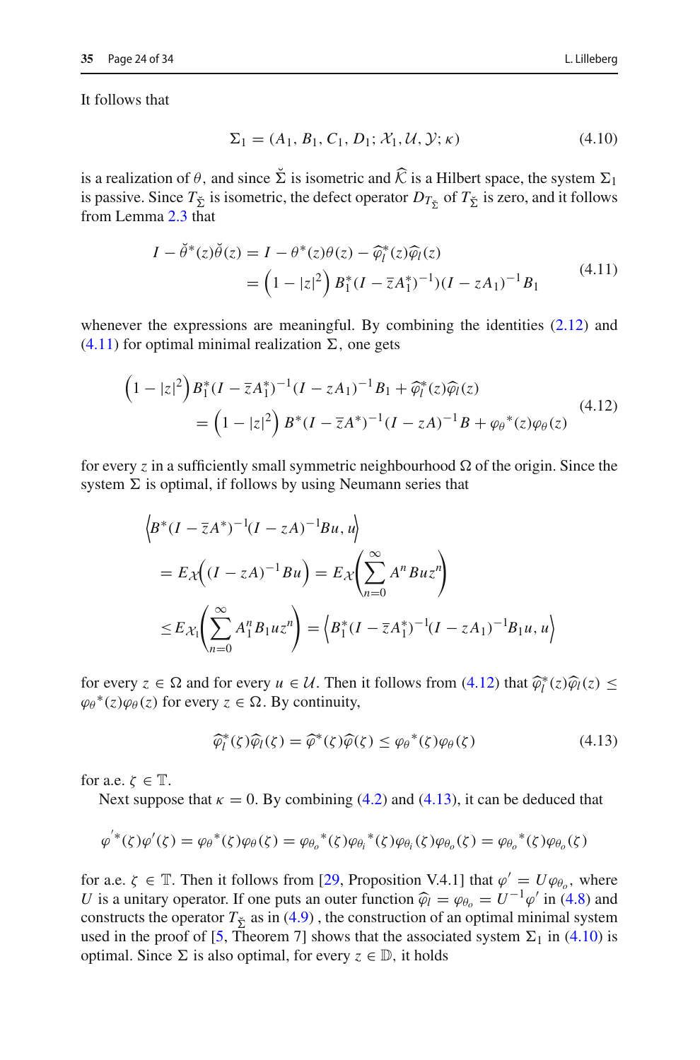It follows that

$$\Sigma_1 = (A_1, B_1, C_1, D_1; \mathcal{X}_1, \mathcal{U}, \mathcal{Y}; \kappa) \tag{4.10}$$

is a realization of $\theta$, and since $\breve{\Sigma}$ is isometric and $\widehat{\mathcal{K}}$ is a Hilbert space, the system $\Sigma_1$ is passive. Since $T_{\breve{\Sigma}}$ is isometric, the defect operator $D_{T_{\breve{\Sigma}}}$ of $T_{\breve{\Sigma}}$ is zero, and it follows from Lemma 2.3 that

$$\begin{aligned} I - \breve{\theta}^*(z)\breve{\theta}(z) &= I - \theta^*(z)\theta(z) - \widehat{\varphi}_l^*(z)\widehat{\varphi}_l(z) \\ &= \left(1-|z|^2\right) B_1^*(I - \bar{z}A_1^*)^{-1})(I - zA_1)^{-1}B_1 \end{aligned} \tag{4.11}$$

whenever the expressions are meaningful. By combining the identities (2.12) and (4.11) for optimal minimal realization $\Sigma$, one gets

$$\begin{aligned} &\left(1-|z|^2\right) B_1^*(I - \bar{z}A_1^*)^{-1}(I - zA_1)^{-1}B_1 + \widehat{\varphi}_l^*(z)\widehat{\varphi}_l(z) \\ &\quad = \left(1-|z|^2\right) B^*(I - \bar{z}A^*)^{-1}(I - zA)^{-1}B + \varphi_\theta{}^*(z)\varphi_\theta(z) \end{aligned} \tag{4.12}$$

for every $z$ in a sufficiently small symmetric neighbourhood $\Omega$ of the origin. Since the system $\Sigma$ is optimal, if follows by using Neumann series that

$$\begin{aligned} &\left\langle B^*(I - \bar{z}A^*)^{-1}(I - zA)^{-1}Bu, u\right\rangle \\ &= E_{\mathcal{X}}\left((I - zA)^{-1}Bu\right) = E_{\mathcal{X}}\left(\sum_{n=0}^{\infty} A^n B u z^n\right) \\ &\leq E_{\mathcal{X}_1}\left(\sum_{n=0}^{\infty} A_1^n B_1 u z^n\right) = \left\langle B_1^*(I - \bar{z}A_1^*)^{-1}(I - zA_1)^{-1}B_1 u, u\right\rangle \end{aligned}$$

for every $z \in \Omega$ and for every $u \in \mathcal{U}$. Then it follows from (4.12) that $\widehat{\varphi}_l^*(z)\widehat{\varphi}_l(z) \leq \varphi_\theta{}^*(z)\varphi_\theta(z)$ for every $z \in \Omega$. By continuity,

$$\widehat{\varphi}_l^*(\zeta)\widehat{\varphi}_l(\zeta) = \widehat{\varphi}^*(\zeta)\widehat{\varphi}(\zeta) \leq \varphi_\theta{}^*(\zeta)\varphi_\theta(\zeta) \tag{4.13}$$

for a.e. $\zeta \in \mathbb{T}$.

Next suppose that $\kappa = 0$. By combining (4.2) and (4.13), it can be deduced that

$$\varphi'^*(\zeta)\varphi'(\zeta) = \varphi_\theta{}^*(\zeta)\varphi_\theta(\zeta) = \varphi_{\theta_o}{}^*(\zeta)\varphi_{\theta_i}{}^*(\zeta)\varphi_{\theta_i}(\zeta)\varphi_{\theta_o}(\zeta) = \varphi_{\theta_o}{}^*(\zeta)\varphi_{\theta_o}(\zeta)$$

for a.e. $\zeta \in \mathbb{T}$. Then it follows from [29, Proposition V.4.1] that $\varphi' = U\varphi_{\theta_o}$, where $U$ is a unitary operator. If one puts an outer function $\widehat{\varphi}_l = \varphi_{\theta_o} = U^{-1}\varphi'$ in (4.8) and constructs the operator $T_{\breve{\Sigma}}$ as in (4.9) , the construction of an optimal minimal system used in the proof of [5, Theorem 7] shows that the associated system $\Sigma_1$ in (4.10) is optimal. Since $\Sigma$ is also optimal, for every $z \in \mathbb{D}$, it holds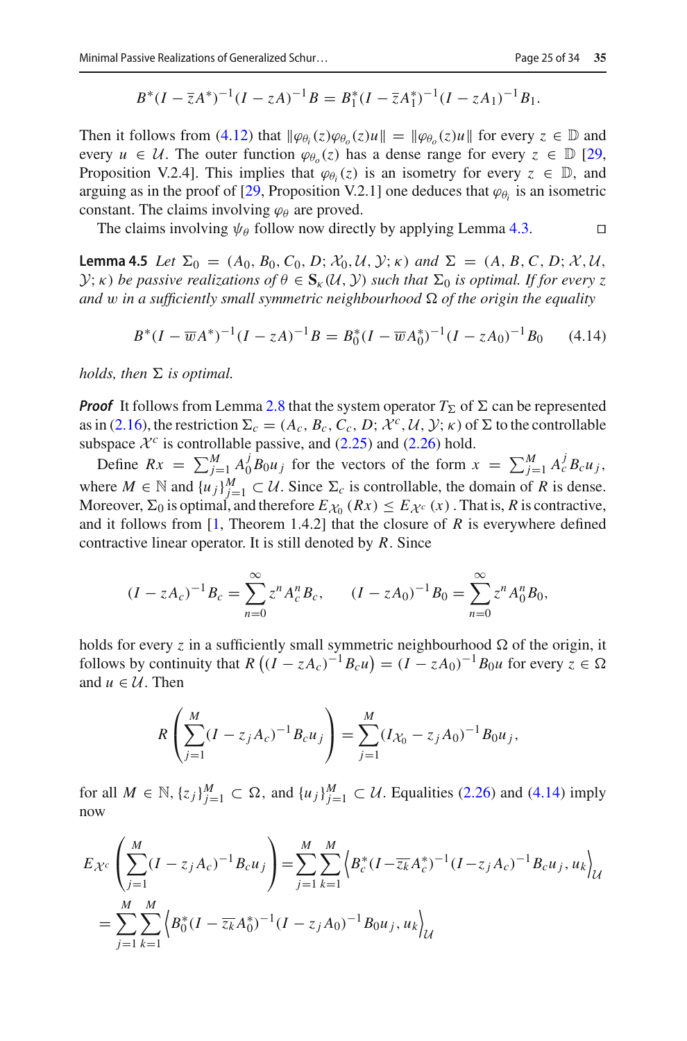$$B^*(I-\overline{z}A^*)^{-1}(I-zA)^{-1}B = B_1^*(I-\overline{z}A_1^*)^{-1}(I-zA_1)^{-1}B_1.$$

Then it follows from (4.12) that $\|\varphi_{\theta_i}(z)\varphi_{\theta_o}(z)u\| = \|\varphi_{\theta_o}(z)u\|$ for every $z \in \mathbb{D}$ and every $u \in \mathcal{U}$. The outer function $\varphi_{\theta_o}(z)$ has a dense range for every $z \in \mathbb{D}$ [29, Proposition V.2.4]. This implies that $\varphi_{\theta_i}(z)$ is an isometry for every $z \in \mathbb{D}$, and arguing as in the proof of [29, Proposition V.2.1] one deduces that $\varphi_{\theta_i}$ is an isometric constant. The claims involving $\varphi_\theta$ are proved.

The claims involving $\psi_\theta$ follow now directly by applying Lemma 4.3. □

**Lemma 4.5** *Let $\Sigma_0 = (A_0, B_0, C_0, D; \mathcal{X}_0, \mathcal{U}, \mathcal{Y}; \kappa)$ and $\Sigma = (A, B, C, D; \mathcal{X}, \mathcal{U}, \mathcal{Y}; \kappa)$ be passive realizations of $\theta \in \mathbf{S}_\kappa(\mathcal{U}, \mathcal{Y})$ such that $\Sigma_0$ is optimal. If for every $z$ and $w$ in a sufficiently small symmetric neighbourhood $\Omega$ of the origin the equality*

$$B^*(I-\overline{w}A^*)^{-1}(I-zA)^{-1}B = B_0^*(I-\overline{w}A_0^*)^{-1}(I-zA_0)^{-1}B_0 \tag{4.14}$$

*holds, then $\Sigma$ is optimal.*

***Proof*** It follows from Lemma 2.8 that the system operator $T_\Sigma$ of $\Sigma$ can be represented as in (2.16), the restriction $\Sigma_c = (A_c, B_c, C_c, D; \mathcal{X}^c, \mathcal{U}, \mathcal{Y}; \kappa)$ of $\Sigma$ to the controllable subspace $\mathcal{X}^c$ is controllable passive, and (2.25) and (2.26) hold.

Define $Rx = \sum_{j=1}^{M} A_0^j B_0 u_j$ for the vectors of the form $x = \sum_{j=1}^{M} A_c^j B_c u_j$, where $M \in \mathbb{N}$ and $\{u_j\}_{j=1}^M \subset \mathcal{U}$. Since $\Sigma_c$ is controllable, the domain of $R$ is dense. Moreover, $\Sigma_0$ is optimal, and therefore $E_{\mathcal{X}_0}(Rx) \le E_{\mathcal{X}^c}(x)$ . That is, $R$ is contractive, and it follows from [1, Theorem 1.4.2] that the closure of $R$ is everywhere defined contractive linear operator. It is still denoted by $R$. Since

$$(I-zA_c)^{-1}B_c = \sum_{n=0}^{\infty} z^n A_c^n B_c, \qquad (I-zA_0)^{-1}B_0 = \sum_{n=0}^{\infty} z^n A_0^n B_0,$$

holds for every $z$ in a sufficiently small symmetric neighbourhood $\Omega$ of the origin, it follows by continuity that $R\left((I-zA_c)^{-1}B_c u\right) = (I-zA_0)^{-1}B_0 u$ for every $z \in \Omega$ and $u \in \mathcal{U}$. Then

$$R\left(\sum_{j=1}^{M}(I-z_jA_c)^{-1}B_c u_j\right) = \sum_{j=1}^{M}(I_{\mathcal{X}_0}-z_jA_0)^{-1}B_0 u_j,$$

for all $M \in \mathbb{N}$, $\{z_j\}_{j=1}^M \subset \Omega$, and $\{u_j\}_{j=1}^M \subset \mathcal{U}$. Equalities (2.26) and (4.14) imply now

$$\begin{aligned}
E_{\mathcal{X}^c}\left(\sum_{j=1}^{M}(I-z_jA_c)^{-1}B_c u_j\right) &= \sum_{j=1}^{M}\sum_{k=1}^{M}\left\langle B_c^*(I-\overline{z_k}A_c^*)^{-1}(I-z_jA_c)^{-1}B_c u_j, u_k\right\rangle_{\mathcal{U}} \\
&= \sum_{j=1}^{M}\sum_{k=1}^{M}\left\langle B_0^*(I-\overline{z_k}A_0^*)^{-1}(I-z_jA_0)^{-1}B_0 u_j, u_k\right\rangle_{\mathcal{U}}
\end{aligned}$$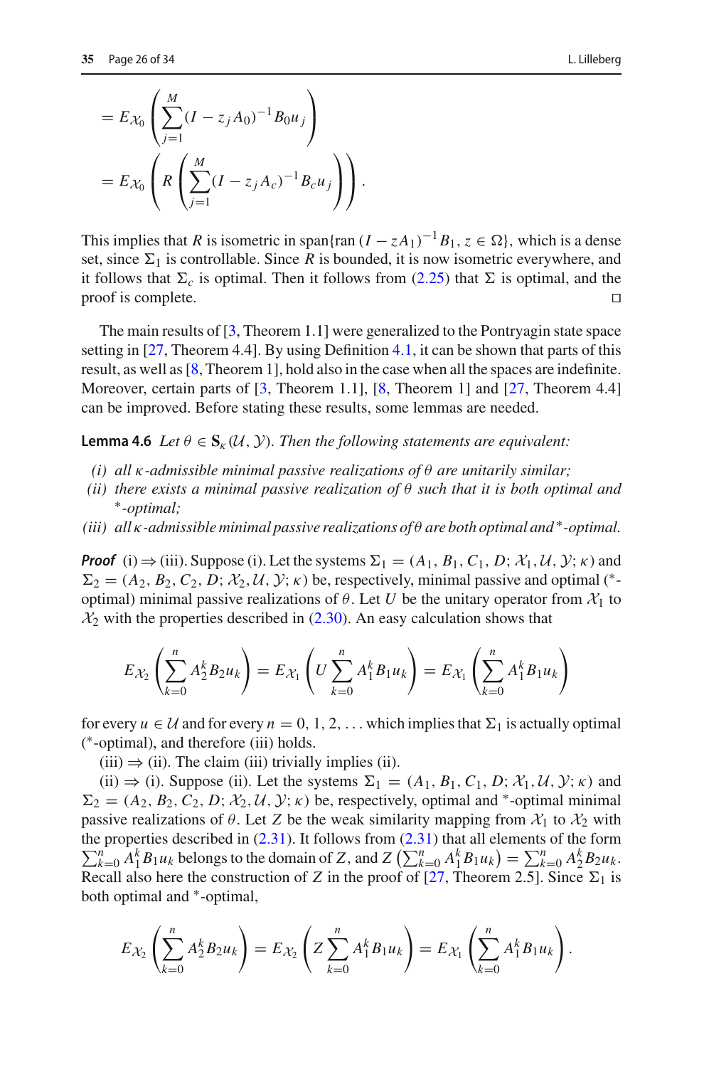$$
= E_{\mathcal{X}_0}\left(\sum_{j=1}^{M}(I - z_j A_0)^{-1} B_0 u_j\right)
$$

$$
= E_{\mathcal{X}_0}\left(R\left(\sum_{j=1}^{M}(I - z_j A_c)^{-1} B_c u_j\right)\right).
$$

This implies that $R$ is isometric in span$\{$ran $(I - zA_1)^{-1}B_1, z \in \Omega\}$, which is a dense set, since $\Sigma_1$ is controllable. Since $R$ is bounded, it is now isometric everywhere, and it follows that $\Sigma_c$ is optimal. Then it follows from (2.25) that $\Sigma$ is optimal, and the proof is complete. ◻

The main results of [3, Theorem 1.1] were generalized to the Pontryagin state space setting in [27, Theorem 4.4]. By using Definition 4.1, it can be shown that parts of this result, as well as [8, Theorem 1], hold also in the case when all the spaces are indefinite. Moreover, certain parts of [3, Theorem 1.1], [8, Theorem 1] and [27, Theorem 4.4] can be improved. Before stating these results, some lemmas are needed.

**Lemma 4.6** *Let $\theta \in \mathbf{S}_\kappa(\mathcal{U}, \mathcal{Y})$. Then the following statements are equivalent:*

- *(i) all $\kappa$-admissible minimal passive realizations of $\theta$ are unitarily similar;*
- *(ii) there exists a minimal passive realization of $\theta$ such that it is both optimal and $^*$-optimal;*
- *(iii) all $\kappa$-admissible minimal passive realizations of $\theta$ are both optimal and $^*$-optimal.*

***Proof*** (i) $\Rightarrow$ (iii). Suppose (i). Let the systems $\Sigma_1 = (A_1, B_1, C_1, D; \mathcal{X}_1, \mathcal{U}, \mathcal{Y}; \kappa)$ and $\Sigma_2 = (A_2, B_2, C_2, D; \mathcal{X}_2, \mathcal{U}, \mathcal{Y}; \kappa)$ be, respectively, minimal passive and optimal ($^*$-optimal) minimal passive realizations of $\theta$. Let $U$ be the unitary operator from $\mathcal{X}_1$ to $\mathcal{X}_2$ with the properties described in (2.30). An easy calculation shows that

$$
E_{\mathcal{X}_2}\left(\sum_{k=0}^{n} A_2^k B_2 u_k\right) = E_{\mathcal{X}_1}\left(U \sum_{k=0}^{n} A_1^k B_1 u_k\right) = E_{\mathcal{X}_1}\left(\sum_{k=0}^{n} A_1^k B_1 u_k\right)
$$

for every $u \in \mathcal{U}$ and for every $n = 0, 1, 2, \ldots$ which implies that $\Sigma_1$ is actually optimal ($^*$-optimal), and therefore (iii) holds.

(iii) $\Rightarrow$ (ii). The claim (iii) trivially implies (ii).

(ii) $\Rightarrow$ (i). Suppose (ii). Let the systems $\Sigma_1 = (A_1, B_1, C_1, D; \mathcal{X}_1, \mathcal{U}, \mathcal{Y}; \kappa)$ and $\Sigma_2 = (A_2, B_2, C_2, D; \mathcal{X}_2, \mathcal{U}, \mathcal{Y}; \kappa)$ be, respectively, optimal and $^*$-optimal minimal passive realizations of $\theta$. Let $Z$ be the weak similarity mapping from $\mathcal{X}_1$ to $\mathcal{X}_2$ with the properties described in (2.31). It follows from (2.31) that all elements of the form $\sum_{k=0}^{n} A_1^k B_1 u_k$ belongs to the domain of $Z$, and $Z\left(\sum_{k=0}^{n} A_1^k B_1 u_k\right) = \sum_{k=0}^{n} A_2^k B_2 u_k$. Recall also here the construction of $Z$ in the proof of [27, Theorem 2.5]. Since $\Sigma_1$ is both optimal and $^*$-optimal,

$$
E_{\mathcal{X}_2}\left(\sum_{k=0}^{n} A_2^k B_2 u_k\right) = E_{\mathcal{X}_2}\left(Z \sum_{k=0}^{n} A_1^k B_1 u_k\right) = E_{\mathcal{X}_1}\left(\sum_{k=0}^{n} A_1^k B_1 u_k\right).
$$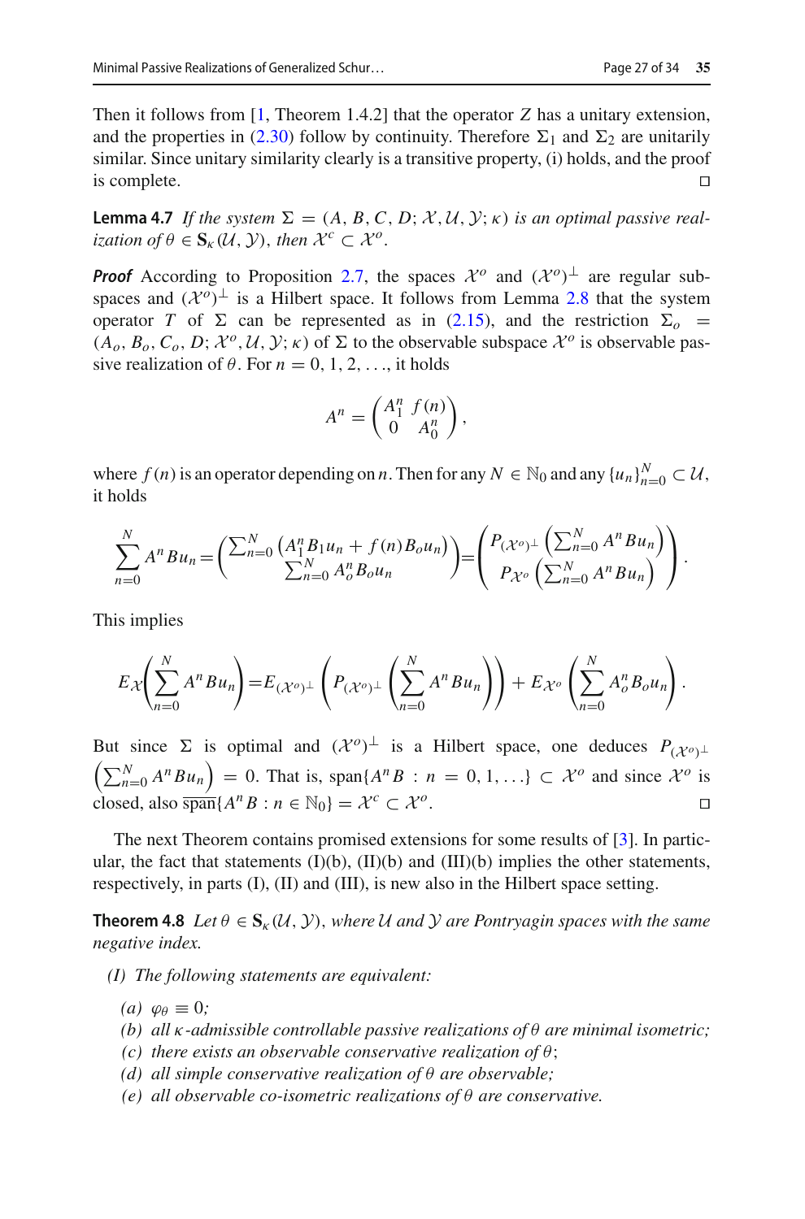Then it follows from [1, Theorem 1.4.2] that the operator $Z$ has a unitary extension, and the properties in (2.30) follow by continuity. Therefore $\Sigma_1$ and $\Sigma_2$ are unitarily similar. Since unitary similarity clearly is a transitive property, (i) holds, and the proof is complete. □

**Lemma 4.7** *If the system $\Sigma = (A, B, C, D; \mathcal{X}, \mathcal{U}, \mathcal{Y}; \kappa)$ is an optimal passive realization of $\theta \in \mathbf{S}_\kappa(\mathcal{U}, \mathcal{Y})$, then $\mathcal{X}^c \subset \mathcal{X}^o$.*

***Proof*** According to Proposition 2.7, the spaces $\mathcal{X}^o$ and $(\mathcal{X}^o)^\perp$ are regular subspaces and $(\mathcal{X}^o)^\perp$ is a Hilbert space. It follows from Lemma 2.8 that the system operator $T$ of $\Sigma$ can be represented as in (2.15), and the restriction $\Sigma_o = (A_o, B_o, C_o, D; \mathcal{X}^o, \mathcal{U}, \mathcal{Y}; \kappa)$ of $\Sigma$ to the observable subspace $\mathcal{X}^o$ is observable passive realization of $\theta$. For $n = 0, 1, 2, \ldots$, it holds

$$A^n = \begin{pmatrix} A_1^n & f(n) \\ 0 & A_0^n \end{pmatrix},$$

where $f(n)$ is an operator depending on $n$. Then for any $N \in \mathbb{N}_0$ and any $\{u_n\}_{n=0}^N \subset \mathcal{U}$, it holds

$$\sum_{n=0}^N A^n B u_n = \begin{pmatrix} \sum_{n=0}^N \left( A_1^n B_1 u_n + f(n) B_o u_n \right) \\ \sum_{n=0}^N A_o^n B_o u_n \end{pmatrix} = \begin{pmatrix} P_{(\mathcal{X}^o)^\perp} \left( \sum_{n=0}^N A^n B u_n \right) \\ P_{\mathcal{X}^o} \left( \sum_{n=0}^N A^n B u_n \right) \end{pmatrix}.$$

This implies

$$E_{\mathcal{X}}\left( \sum_{n=0}^N A^n B u_n \right) = E_{(\mathcal{X}^o)^\perp} \left( P_{(\mathcal{X}^o)^\perp} \left( \sum_{n=0}^N A^n B u_n \right) \right) + E_{\mathcal{X}^o} \left( \sum_{n=0}^N A_o^n B_o u_n \right).$$

But since $\Sigma$ is optimal and $(\mathcal{X}^o)^\perp$ is a Hilbert space, one deduces $P_{(\mathcal{X}^o)^\perp} \left( \sum_{n=0}^N A^n B u_n \right) = 0$. That is, $\text{span}\{A^n B : n = 0, 1, \ldots\} \subset \mathcal{X}^o$ and since $\mathcal{X}^o$ is closed, also $\overline{\text{span}}\{A^n B : n \in \mathbb{N}_0\} = \mathcal{X}^c \subset \mathcal{X}^o$. □

The next Theorem contains promised extensions for some results of [3]. In particular, the fact that statements (I)(b), (II)(b) and (III)(b) implies the other statements, respectively, in parts (I), (II) and (III), is new also in the Hilbert space setting.

**Theorem 4.8** *Let $\theta \in \mathbf{S}_\kappa(\mathcal{U}, \mathcal{Y})$, where $\mathcal{U}$ and $\mathcal{Y}$ are Pontryagin spaces with the same negative index.*

*(I) The following statements are equivalent:*

- *(a) $\varphi_\theta \equiv 0$;*
- *(b) all $\kappa$-admissible controllable passive realizations of $\theta$ are minimal isometric;*
- *(c) there exists an observable conservative realization of $\theta$;*
- *(d) all simple conservative realization of $\theta$ are observable;*
- *(e) all observable co-isometric realizations of $\theta$ are conservative.*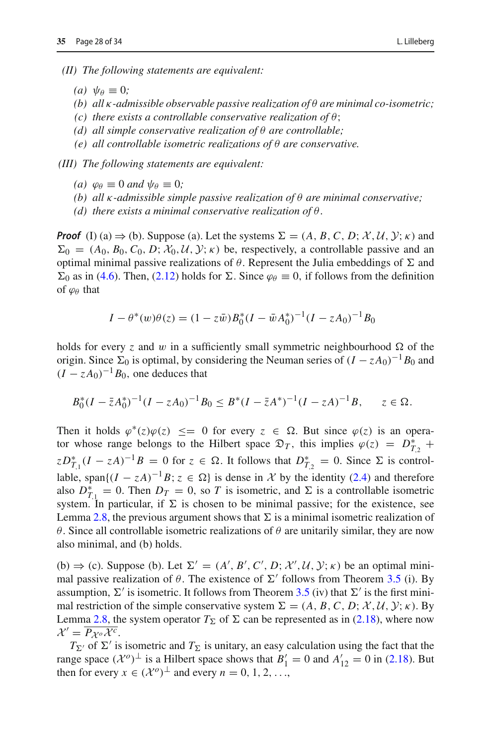*(II) The following statements are equivalent:*

*(a)* $\psi_\theta \equiv 0$*;*
*(b) all* $\kappa$*-admissible observable passive realization of* $\theta$ *are minimal co-isometric;*
*(c) there exists a controllable conservative realization of* $\theta$*;*
*(d) all simple conservative realization of* $\theta$ *are controllable;*
*(e) all controllable isometric realizations of* $\theta$ *are conservative.*

*(III) The following statements are equivalent:*

*(a)* $\varphi_\theta \equiv 0$ *and* $\psi_\theta \equiv 0$*;*
*(b) all* $\kappa$*-admissible simple passive realization of* $\theta$ *are minimal conservative;*
*(d) there exists a minimal conservative realization of* $\theta$*.*

***Proof*** (I) (a) $\Rightarrow$ (b). Suppose (a). Let the systems $\Sigma = (A, B, C, D; \mathcal{X}, \mathcal{U}, \mathcal{Y}; \kappa)$ and $\Sigma_0 = (A_0, B_0, C_0, D; \mathcal{X}_0, \mathcal{U}, \mathcal{Y}; \kappa)$ be, respectively, a controllable passive and an optimal minimal passive realizations of $\theta$. Represent the Julia embeddings of $\Sigma$ and $\Sigma_0$ as in (4.6). Then, (2.12) holds for $\Sigma$. Since $\varphi_\theta \equiv 0$, if follows from the definition of $\varphi_\theta$ that

$$I - \theta^*(w)\theta(z) = (1 - z\bar{w})B_0^*(I - \bar{w}A_0^*)^{-1}(I - zA_0)^{-1}B_0$$

holds for every $z$ and $w$ in a sufficiently small symmetric neighbourhood $\Omega$ of the origin. Since $\Sigma_0$ is optimal, by considering the Neuman series of $(I - zA_0)^{-1}B_0$ and $(I - zA_0)^{-1}B_0$, one deduces that

$$B_0^*(I - \bar{z}A_0^*)^{-1}(I - zA_0)^{-1}B_0 \leq B^*(I - \bar{z}A^*)^{-1}(I - zA)^{-1}B, \qquad z \in \Omega.$$

Then it holds $\varphi^*(z)\varphi(z) \ <= \ 0$ for every $z \in \Omega$. But since $\varphi(z)$ is an operator whose range belongs to the Hilbert space $\mathfrak{D}_T$, this implies $\varphi(z) = D_{T_{,2}}^* + zD_{T_{,1}}^*(I - zA)^{-1}B = 0$ for $z \in \Omega$. It follows that $D_{T_{,2}}^* = 0$. Since $\Sigma$ is controllable, $\text{span}\{(I - zA)^{-1}B; z \in \Omega\}$ is dense in $\mathcal{X}$ by the identity (2.4) and therefore also $D_{T_{,1}}^* = 0$. Then $D_T = 0$, so $T$ is isometric, and $\Sigma$ is a controllable isometric system. In particular, if $\Sigma$ is chosen to be minimal passive; for the existence, see Lemma 2.8, the previous argument shows that $\Sigma$ is a minimal isometric realization of $\theta$. Since all controllable isometric realizations of $\theta$ are unitarily similar, they are now also minimal, and (b) holds.

(b) $\Rightarrow$ (c). Suppose (b). Let $\Sigma' = (A', B', C', D; \mathcal{X}', \mathcal{U}, \mathcal{Y}; \kappa)$ be an optimal minimal passive realization of $\theta$. The existence of $\Sigma'$ follows from Theorem 3.5 (i). By assumption, $\Sigma'$ is isometric. It follows from Theorem 3.5 (iv) that $\Sigma'$ is the first minimal restriction of the simple conservative system $\Sigma = (A, B, C, D; \mathcal{X}, \mathcal{U}, \mathcal{Y}; \kappa)$. By Lemma 2.8, the system operator $T_\Sigma$ of $\Sigma$ can be represented as in (2.18), where now $\mathcal{X}' = \overline{P_{\mathcal{X}^o}\mathcal{X}^c}$.

$T_{\Sigma'}$ of $\Sigma'$ is isometric and $T_\Sigma$ is unitary, an easy calculation using the fact that the range space $(\mathcal{X}^o)^\perp$ is a Hilbert space shows that $B_1' = 0$ and $A_{12}' = 0$ in (2.18). But then for every $x \in (\mathcal{X}^o)^\perp$ and every $n = 0, 1, 2, \ldots$,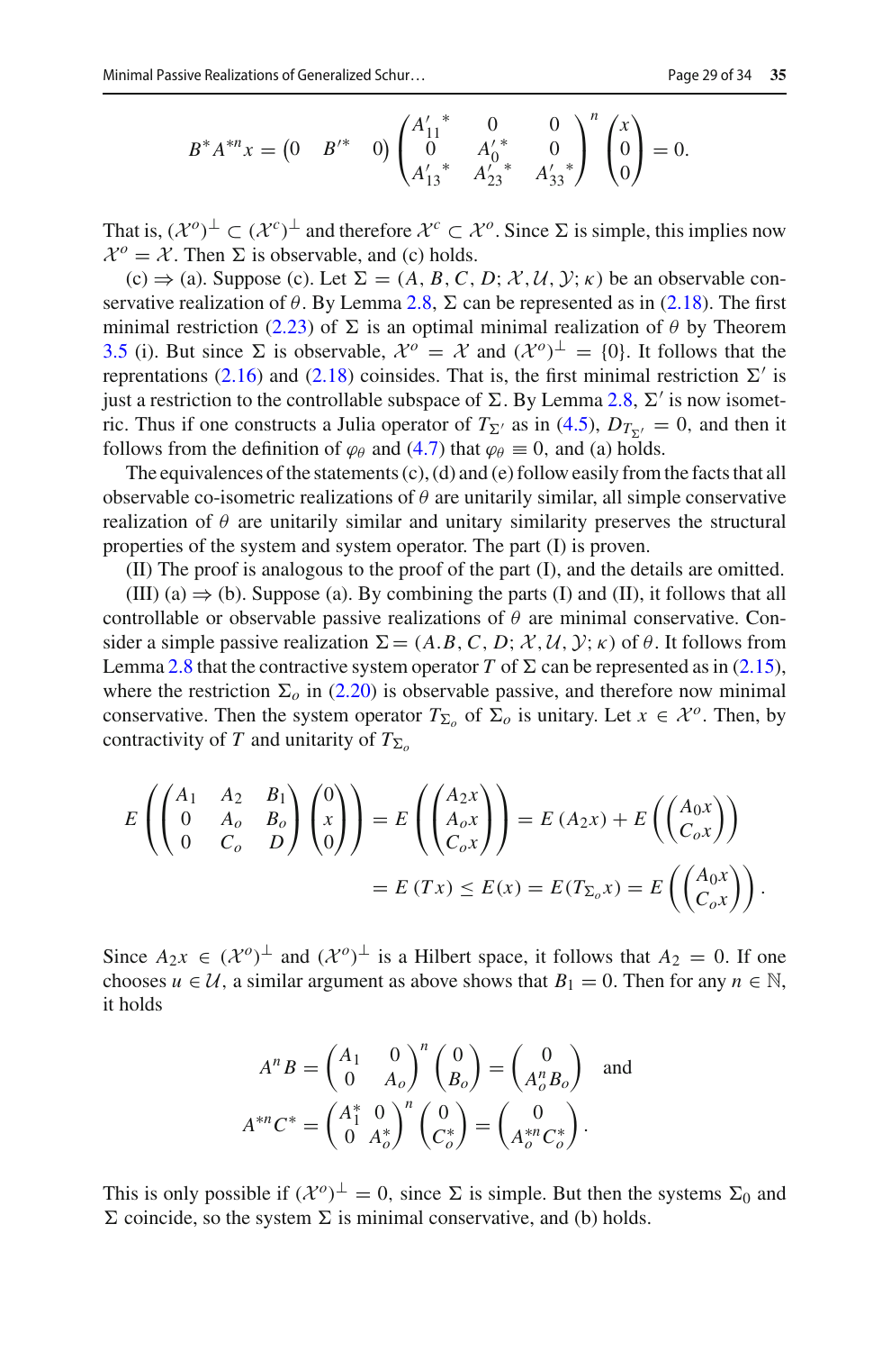$$B^* A^{*n} x = \begin{pmatrix} 0 & B'^* & 0 \end{pmatrix} \begin{pmatrix} {A'_{11}}^* & 0 & 0 \\ 0 & {A'_0}^* & 0 \\ {A'_{13}}^* & {A'_{23}}^* & {A'_{33}}^* \end{pmatrix}^n \begin{pmatrix} x \\ 0 \\ 0 \end{pmatrix} = 0.$$

That is, $(\mathcal{X}^o)^\perp \subset (\mathcal{X}^c)^\perp$ and therefore $\mathcal{X}^c \subset \mathcal{X}^o$. Since $\Sigma$ is simple, this implies now $\mathcal{X}^o = \mathcal{X}$. Then $\Sigma$ is observable, and (c) holds.

(c) $\Rightarrow$ (a). Suppose (c). Let $\Sigma = (A, B, C, D; \mathcal{X}, \mathcal{U}, \mathcal{Y}; \kappa)$ be an observable conservative realization of $\theta$. By Lemma 2.8, $\Sigma$ can be represented as in (2.18). The first minimal restriction (2.23) of $\Sigma$ is an optimal minimal realization of $\theta$ by Theorem 3.5 (i). But since $\Sigma$ is observable, $\mathcal{X}^o = \mathcal{X}$ and $(\mathcal{X}^o)^\perp = \{0\}$. It follows that the reprentations (2.16) and (2.18) coinsides. That is, the first minimal restriction $\Sigma'$ is just a restriction to the controllable subspace of $\Sigma$. By Lemma 2.8, $\Sigma'$ is now isometric. Thus if one constructs a Julia operator of $T_{\Sigma'}$ as in (4.5), $D_{T_{\Sigma'}} = 0$, and then it follows from the definition of $\varphi_\theta$ and (4.7) that $\varphi_\theta \equiv 0$, and (a) holds.

The equivalences of the statements (c), (d) and (e) follow easily from the facts that all observable co-isometric realizations of $\theta$ are unitarily similar, all simple conservative realization of $\theta$ are unitarily similar and unitary similarity preserves the structural properties of the system and system operator. The part (I) is proven.

(II) The proof is analogous to the proof of the part (I), and the details are omitted.

(III) (a) $\Rightarrow$ (b). Suppose (a). By combining the parts (I) and (II), it follows that all controllable or observable passive realizations of $\theta$ are minimal conservative. Consider a simple passive realization $\Sigma = (A.B, C, D; \mathcal{X}, \mathcal{U}, \mathcal{Y}; \kappa)$ of $\theta$. It follows from Lemma 2.8 that the contractive system operator $T$ of $\Sigma$ can be represented as in (2.15), where the restriction $\Sigma_o$ in (2.20) is observable passive, and therefore now minimal conservative. Then the system operator $T_{\Sigma_o}$ of $\Sigma_o$ is unitary. Let $x \in \mathcal{X}^o$. Then, by contractivity of $T$ and unitarity of $T_{\Sigma_o}$

$$\begin{aligned} E\left( \begin{pmatrix} A_1 & A_2 & B_1 \\ 0 & A_o & B_o \\ 0 & C_o & D \end{pmatrix} \begin{pmatrix} 0 \\ x \\ 0 \end{pmatrix} \right) &= E\left( \begin{pmatrix} A_2 x \\ A_o x \\ C_o x \end{pmatrix} \right) = E\left(A_2 x\right) + E\left( \begin{pmatrix} A_0 x \\ C_o x \end{pmatrix} \right) \\ &= E\left(T x\right) \leq E(x) = E(T_{\Sigma_o} x) = E\left( \begin{pmatrix} A_0 x \\ C_o x \end{pmatrix} \right). \end{aligned}$$

Since $A_2 x \in (\mathcal{X}^o)^\perp$ and $(\mathcal{X}^o)^\perp$ is a Hilbert space, it follows that $A_2 = 0$. If one chooses $u \in \mathcal{U}$, a similar argument as above shows that $B_1 = 0$. Then for any $n \in \mathbb{N}$, it holds

$$A^n B = \begin{pmatrix} A_1 & 0 \\ 0 & A_o \end{pmatrix}^n \begin{pmatrix} 0 \\ B_o \end{pmatrix} = \begin{pmatrix} 0 \\ A_o^n B_o \end{pmatrix} \quad \text{and}$$
$$A^{*n} C^* = \begin{pmatrix} A_1^* & 0 \\ 0 & A_o^* \end{pmatrix}^n \begin{pmatrix} 0 \\ C_o^* \end{pmatrix} = \begin{pmatrix} 0 \\ A_o^{*n} C_o^* \end{pmatrix}.$$

This is only possible if $(\mathcal{X}^o)^\perp = 0$, since $\Sigma$ is simple. But then the systems $\Sigma_0$ and $\Sigma$ coincide, so the system $\Sigma$ is minimal conservative, and (b) holds.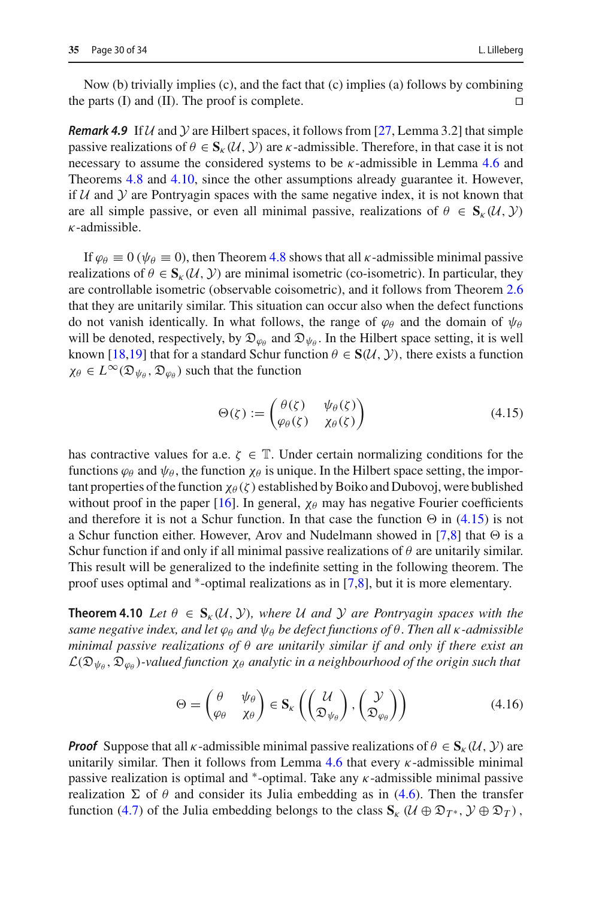Now (b) trivially implies (c), and the fact that (c) implies (a) follows by combining the parts (I) and (II). The proof is complete. ◻

***Remark 4.9*** If $\mathcal{U}$ and $\mathcal{Y}$ are Hilbert spaces, it follows from [27, Lemma 3.2] that simple passive realizations of $\theta \in \mathbf{S}_\kappa(\mathcal{U}, \mathcal{Y})$ are $\kappa$-admissible. Therefore, in that case it is not necessary to assume the considered systems to be $\kappa$-admissible in Lemma 4.6 and Theorems 4.8 and 4.10, since the other assumptions already guarantee it. However, if $\mathcal{U}$ and $\mathcal{Y}$ are Pontryagin spaces with the same negative index, it is not known that are all simple passive, or even all minimal passive, realizations of $\theta \in \mathbf{S}_\kappa(\mathcal{U}, \mathcal{Y})$ $\kappa$-admissible.

If $\varphi_\theta \equiv 0$ ($\psi_\theta \equiv 0$), then Theorem 4.8 shows that all $\kappa$-admissible minimal passive realizations of $\theta \in \mathbf{S}_\kappa(\mathcal{U}, \mathcal{Y})$ are minimal isometric (co-isometric). In particular, they are controllable isometric (observable coisometric), and it follows from Theorem 2.6 that they are unitarily similar. This situation can occur also when the defect functions do not vanish identically. In what follows, the range of $\varphi_\theta$ and the domain of $\psi_\theta$ will be denoted, respectively, by $\mathfrak{D}_{\varphi_\theta}$ and $\mathfrak{D}_{\psi_\theta}$. In the Hilbert space setting, it is well known [18,19] that for a standard Schur function $\theta \in \mathbf{S}(\mathcal{U}, \mathcal{Y})$, there exists a function $\chi_\theta \in L^\infty(\mathfrak{D}_{\psi_\theta}, \mathfrak{D}_{\varphi_\theta})$ such that the function

$$
\Theta(\zeta) := \begin{pmatrix} \theta(\zeta) & \psi_\theta(\zeta) \\ \varphi_\theta(\zeta) & \chi_\theta(\zeta) \end{pmatrix} \tag{4.15}
$$

has contractive values for a.e. $\zeta \in \mathbb{T}$. Under certain normalizing conditions for the functions $\varphi_\theta$ and $\psi_\theta$, the function $\chi_\theta$ is unique. In the Hilbert space setting, the important properties of the function $\chi_\theta(\zeta)$ established by Boiko and Dubovoj, were bublished without proof in the paper [16]. In general, $\chi_\theta$ may has negative Fourier coefficients and therefore it is not a Schur function. In that case the function $\Theta$ in (4.15) is not a Schur function either. However, Arov and Nudelmann showed in [7,8] that $\Theta$ is a Schur function if and only if all minimal passive realizations of $\theta$ are unitarily similar. This result will be generalized to the indefinite setting in the following theorem. The proof uses optimal and $^*$-optimal realizations as in [7,8], but it is more elementary.

**Theorem 4.10** *Let $\theta \in \mathbf{S}_\kappa(\mathcal{U}, \mathcal{Y})$, where $\mathcal{U}$ and $\mathcal{Y}$ are Pontryagin spaces with the same negative index, and let $\varphi_\theta$ and $\psi_\theta$ be defect functions of $\theta$. Then all $\kappa$-admissible minimal passive realizations of $\theta$ are unitarily similar if and only if there exist an $\mathcal{L}(\mathfrak{D}_{\psi_\theta}, \mathfrak{D}_{\varphi_\theta})$-valued function $\chi_\theta$ analytic in a neighbourhood of the origin such that*

$$
\Theta = \begin{pmatrix} \theta & \psi_\theta \\ \varphi_\theta & \chi_\theta \end{pmatrix} \in \mathbf{S}_\kappa\left( \begin{pmatrix} \mathcal{U} \\ \mathfrak{D}_{\psi_\theta} \end{pmatrix}, \begin{pmatrix} \mathcal{Y} \\ \mathfrak{D}_{\varphi_\theta} \end{pmatrix} \right) \tag{4.16}
$$

***Proof*** Suppose that all $\kappa$-admissible minimal passive realizations of $\theta \in \mathbf{S}_\kappa(\mathcal{U}, \mathcal{Y})$ are unitarily similar. Then it follows from Lemma 4.6 that every $\kappa$-admissible minimal passive realization is optimal and $^*$-optimal. Take any $\kappa$-admissible minimal passive realization $\Sigma$ of $\theta$ and consider its Julia embedding as in (4.6). Then the transfer function (4.7) of the Julia embedding belongs to the class $\mathbf{S}_\kappa\left(\mathcal{U} \oplus \mathfrak{D}_{T^*}, \mathcal{Y} \oplus \mathfrak{D}_T\right)$,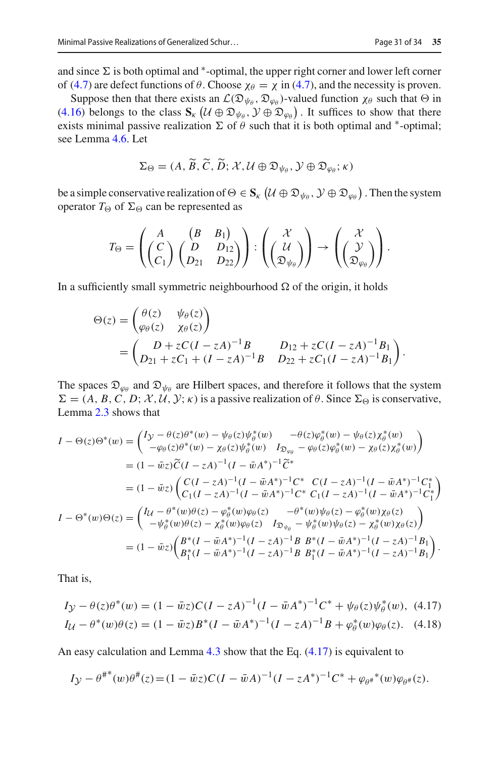and since $\Sigma$ is both optimal and $^*$-optimal, the upper right corner and lower left corner of (4.7) are defect functions of $\theta$. Choose $\chi_\theta = \chi$ in (4.7), and the necessity is proven.

Suppose then that there exists an $\mathcal{L}(\mathfrak{D}_{\psi_\theta}, \mathfrak{D}_{\varphi_\theta})$-valued function $\chi_\theta$ such that $\Theta$ in (4.16) belongs to the class $\mathbf{S}_\kappa\left(\mathcal{U} \oplus \mathfrak{D}_{\psi_\theta}, \mathcal{Y} \oplus \mathfrak{D}_{\varphi_\theta}\right)$. It suffices to show that there exists minimal passive realization $\Sigma$ of $\theta$ such that it is both optimal and $^*$-optimal; see Lemma 4.6. Let

$$\Sigma_\Theta = (A, \widetilde{B}, \widetilde{C}, \widetilde{D}; \mathcal{X}, \mathcal{U} \oplus \mathfrak{D}_{\psi_\theta}, \mathcal{Y} \oplus \mathfrak{D}_{\varphi_\theta}; \kappa)$$

be a simple conservative realization of $\Theta \in \mathbf{S}_\kappa\left(\mathcal{U} \oplus \mathfrak{D}_{\psi_\theta}, \mathcal{Y} \oplus \mathfrak{D}_{\varphi_\theta}\right)$. Then the system operator $T_\Theta$ of $\Sigma_\Theta$ can be represented as

$$T_\Theta = \begin{pmatrix} A & \begin{pmatrix} B & B_1 \end{pmatrix} \\ \begin{pmatrix} C \\ C_1 \end{pmatrix} & \begin{pmatrix} D & D_{12} \\ D_{21} & D_{22} \end{pmatrix} \end{pmatrix} : \begin{pmatrix} \mathcal{X} \\ \begin{pmatrix} \mathcal{U} \\ \mathfrak{D}_{\psi_\theta} \end{pmatrix} \end{pmatrix} \to \begin{pmatrix} \mathcal{X} \\ \begin{pmatrix} \mathcal{Y} \\ \mathfrak{D}_{\varphi_\theta} \end{pmatrix} \end{pmatrix}.$$

In a sufficiently small symmetric neighbourhood $\Omega$ of the origin, it holds

$$\begin{aligned}
\Theta(z) &= \begin{pmatrix} \theta(z) & \psi_\theta(z) \\ \varphi_\theta(z) & \chi_\theta(z) \end{pmatrix} \\
&= \begin{pmatrix} D + zC(I - zA)^{-1}B & D_{12} + zC(I - zA)^{-1}B_1 \\ D_{21} + zC_1 + (I - zA)^{-1}B & D_{22} + zC_1(I - zA)^{-1}B_1 \end{pmatrix}.
\end{aligned}$$

The spaces $\mathfrak{D}_{\varphi_\theta}$ and $\mathfrak{D}_{\psi_\theta}$ are Hilbert spaces, and therefore it follows that the system $\Sigma = (A, B, C, D; \mathcal{X}, \mathcal{U}, \mathcal{Y}; \kappa)$ is a passive realization of $\theta$. Since $\Sigma_\Theta$ is conservative, Lemma 2.3 shows that

$$\begin{aligned}
I - \Theta(z)\Theta^*(w) &= \begin{pmatrix} I_\mathcal{Y} - \theta(z)\theta^*(w) - \psi_\theta(z)\psi_\theta^*(w) & -\theta(z)\varphi_\theta^*(w) - \psi_\theta(z)\chi_\theta^*(w) \\ -\varphi_\theta(z)\theta^*(w) - \chi_\theta(z)\psi_\theta^*(w) & I_{\mathfrak{D}_{\varphi_\theta}} - \varphi_\theta(z)\varphi_\theta^*(w) - \chi_\theta(z)\chi_\theta^*(w) \end{pmatrix} \\
&= (1 - \bar{w}z)\widetilde{C}(I - zA)^{-1}(I - \bar{w}A^*)^{-1}\widetilde{C}^* \\
&= (1 - \bar{w}z)\begin{pmatrix} C(I - zA)^{-1}(I - \bar{w}A^*)^{-1}C^* & C(I - zA)^{-1}(I - \bar{w}A^*)^{-1}C_1^* \\ C_1(I - zA)^{-1}(I - \bar{w}A^*)^{-1}C^* & C_1(I - zA)^{-1}(I - \bar{w}A^*)^{-1}C_1^* \end{pmatrix} \\
I - \Theta^*(w)\Theta(z) &= \begin{pmatrix} I_\mathcal{U} - \theta^*(w)\theta(z) - \varphi_\theta^*(w)\varphi_\theta(z) & -\theta^*(w)\psi_\theta(z) - \varphi_\theta^*(w)\chi_\theta(z) \\ -\psi_\theta^*(w)\theta(z) - \chi_\theta^*(w)\varphi_\theta(z) & I_{\mathfrak{D}_{\psi_\theta}} - \psi_\theta^*(w)\psi_\theta(z) - \chi_\theta^*(w)\chi_\theta(z) \end{pmatrix} \\
&= (1 - \bar{w}z)\begin{pmatrix} B^*(I - \bar{w}A^*)^{-1}(I - zA)^{-1}B & B^*(I - \bar{w}A^*)^{-1}(I - zA)^{-1}B_1 \\ B_1^*(I - \bar{w}A^*)^{-1}(I - zA)^{-1}B & B_1^*(I - \bar{w}A^*)^{-1}(I - zA)^{-1}B_1 \end{pmatrix}.
\end{aligned}$$

That is,

$$I_\mathcal{Y} - \theta(z)\theta^*(w) = (1 - \bar{w}z)C(I - zA)^{-1}(I - \bar{w}A^*)^{-1}C^* + \psi_\theta(z)\psi_\theta^*(w), \quad (4.17)$$

$$I_\mathcal{U} - \theta^*(w)\theta(z) = (1 - \bar{w}z)B^*(I - \bar{w}A^*)^{-1}(I - zA)^{-1}B + \varphi_\theta^*(w)\varphi_\theta(z). \quad (4.18)$$

An easy calculation and Lemma 4.3 show that the Eq. (4.17) is equivalent to

$$I_\mathcal{Y} - \theta^{\#*}(w)\theta^\#(z) = (1 - \bar{w}z)C(I - \bar{w}A)^{-1}(I - zA^*)^{-1}C^* + \varphi_{\theta^\#}{}^*(w)\varphi_{\theta^\#}(z).$$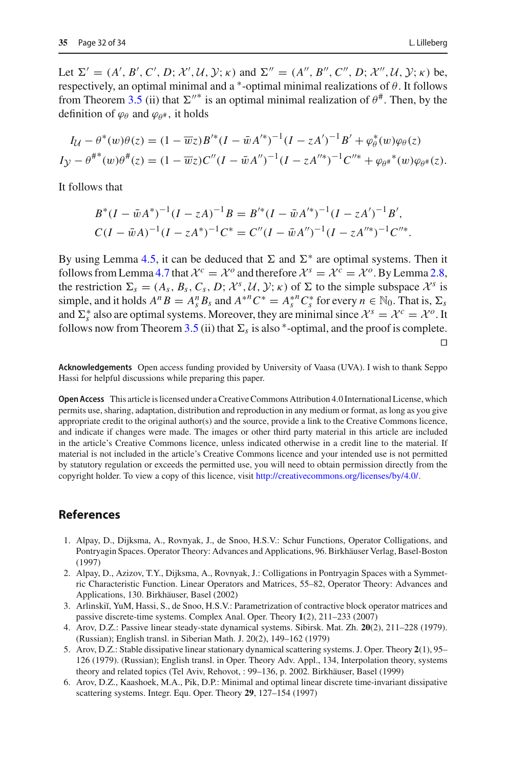Let $\Sigma' = (A', B', C', D; \mathcal{X}', \mathcal{U}, \mathcal{Y}; \kappa)$ and $\Sigma'' = (A'', B'', C'', D; \mathcal{X}'', \mathcal{U}, \mathcal{Y}; \kappa)$ be, respectively, an optimal minimal and a $^*$-optimal minimal realizations of $\theta$. It follows from Theorem 3.5 (ii) that $\Sigma''^*$ is an optimal minimal realization of $\theta^\#$. Then, by the definition of $\varphi_\theta$ and $\varphi_{\theta^\#}$, it holds

$$I_{\mathcal{U}} - \theta^*(w)\theta(z) = (1 - \overline{w}z)B'^*(I - \bar{w}A'^*)^{-1}(I - zA')^{-1}B' + \varphi_\theta^*(w)\varphi_\theta(z)$$
$$I_{\mathcal{Y}} - \theta^{\#*}(w)\theta^\#(z) = (1 - \overline{w}z)C''(I - \bar{w}A'')^{-1}(I - zA''^*)^{-1}C''^* + {\varphi_{\theta^\#}}^*(w)\varphi_{\theta^\#}(z).$$

It follows that

$$B^*(I - \bar{w}A^*)^{-1}(I - zA)^{-1}B = B'^*(I - \bar{w}A'^*)^{-1}(I - zA')^{-1}B',$$
$$C(I - \bar{w}A)^{-1}(I - zA^*)^{-1}C^* = C''(I - \bar{w}A'')^{-1}(I - zA''^*)^{-1}C''^*.$$

By using Lemma 4.5, it can be deduced that $\Sigma$ and $\Sigma^*$ are optimal systems. Then it follows from Lemma 4.7 that $\mathcal{X}^c = \mathcal{X}^o$ and therefore $\mathcal{X}^s = \mathcal{X}^c = \mathcal{X}^o$. By Lemma 2.8, the restriction $\Sigma_s = (A_s, B_s, C_s, D; \mathcal{X}^s, \mathcal{U}, \mathcal{Y}; \kappa)$ of $\Sigma$ to the simple subspace $\mathcal{X}^s$ is simple, and it holds $A^n B = A_s^n B_s$ and $A^{*n} C^* = A_s^{*n} C_s^*$ for every $n \in \mathbb{N}_0$. That is, $\Sigma_s$ and $\Sigma_s^*$ also are optimal systems. Moreover, they are minimal since $\mathcal{X}^s = \mathcal{X}^c = \mathcal{X}^o$. It follows now from Theorem 3.5 (ii) that $\Sigma_s$ is also $^*$-optimal, and the proof is complete. $\square$

**Acknowledgements** Open access funding provided by University of Vaasa (UVA). I wish to thank Seppo Hassi for helpful discussions while preparing this paper.

**Open Access** This article is licensed under a Creative Commons Attribution 4.0 International License, which permits use, sharing, adaptation, distribution and reproduction in any medium or format, as long as you give appropriate credit to the original author(s) and the source, provide a link to the Creative Commons licence, and indicate if changes were made. The images or other third party material in this article are included in the article's Creative Commons licence, unless indicated otherwise in a credit line to the material. If material is not included in the article's Creative Commons licence and your intended use is not permitted by statutory regulation or exceeds the permitted use, you will need to obtain permission directly from the copyright holder. To view a copy of this licence, visit http://creativecommons.org/licenses/by/4.0/.

## References

1. Alpay, D., Dijksma, A., Rovnyak, J., de Snoo, H.S.V.: Schur Functions, Operator Colligations, and Pontryagin Spaces. Operator Theory: Advances and Applications, 96. Birkhäuser Verlag, Basel-Boston (1997)
2. Alpay, D., Azizov, T.Y., Dijksma, A., Rovnyak, J.: Colligations in Pontryagin Spaces with a Symmetric Characteristic Function. Linear Operators and Matrices, 55–82, Operator Theory: Advances and Applications, 130. Birkhäuser, Basel (2002)
3. Arlinskiĭ, YuM, Hassi, S., de Snoo, H.S.V.: Parametrization of contractive block operator matrices and passive discrete-time systems. Complex Anal. Oper. Theory **1**(2), 211–233 (2007)
4. Arov, D.Z.: Passive linear steady-state dynamical systems. Sibirsk. Mat. Zh. **20**(2), 211–228 (1979). (Russian); English transl. in Siberian Math. J. 20(2), 149–162 (1979)
5. Arov, D.Z.: Stable dissipative linear stationary dynamical scattering systems. J. Oper. Theory **2**(1), 95–126 (1979). (Russian); English transl. in Oper. Theory Adv. Appl., 134, Interpolation theory, systems theory and related topics (Tel Aviv, Rehovot, : 99–136, p. 2002. Birkhäuser, Basel (1999)
6. Arov, D.Z., Kaashoek, M.A., Pik, D.P.: Minimal and optimal linear discrete time-invariant dissipative scattering systems. Integr. Equ. Oper. Theory **29**, 127–154 (1997)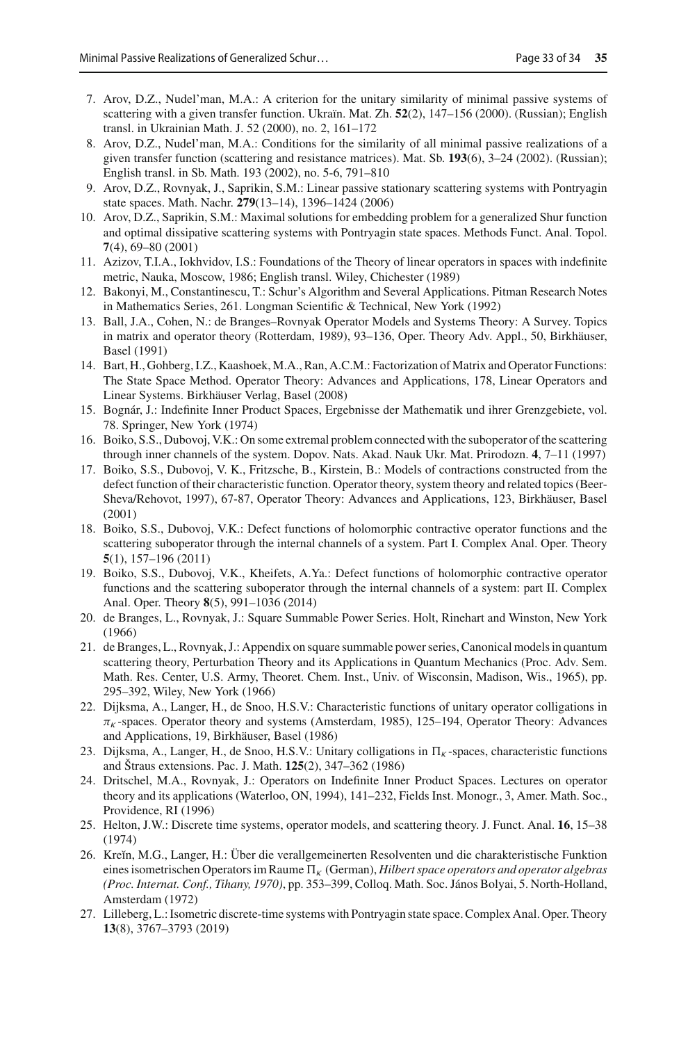7. Arov, D.Z., Nudel'man, M.A.: A criterion for the unitary similarity of minimal passive systems of scattering with a given transfer function. Ukraïn. Mat. Zh. **52**(2), 147–156 (2000). (Russian); English transl. in Ukrainian Math. J. 52 (2000), no. 2, 161–172
8. Arov, D.Z., Nudel'man, M.A.: Conditions for the similarity of all minimal passive realizations of a given transfer function (scattering and resistance matrices). Mat. Sb. **193**(6), 3–24 (2002). (Russian); English transl. in Sb. Math. 193 (2002), no. 5-6, 791–810
9. Arov, D.Z., Rovnyak, J., Saprikin, S.M.: Linear passive stationary scattering systems with Pontryagin state spaces. Math. Nachr. **279**(13–14), 1396–1424 (2006)
10. Arov, D.Z., Saprikin, S.M.: Maximal solutions for embedding problem for a generalized Shur function and optimal dissipative scattering systems with Pontryagin state spaces. Methods Funct. Anal. Topol. **7**(4), 69–80 (2001)
11. Azizov, T.I.A., Iokhvidov, I.S.: Foundations of the Theory of linear operators in spaces with indefinite metric, Nauka, Moscow, 1986; English transl. Wiley, Chichester (1989)
12. Bakonyi, M., Constantinescu, T.: Schur's Algorithm and Several Applications. Pitman Research Notes in Mathematics Series, 261. Longman Scientific & Technical, New York (1992)
13. Ball, J.A., Cohen, N.: de Branges–Rovnyak Operator Models and Systems Theory: A Survey. Topics in matrix and operator theory (Rotterdam, 1989), 93–136, Oper. Theory Adv. Appl., 50, Birkhäuser, Basel (1991)
14. Bart, H., Gohberg, I.Z., Kaashoek, M.A., Ran, A.C.M.: Factorization of Matrix and Operator Functions: The State Space Method. Operator Theory: Advances and Applications, 178, Linear Operators and Linear Systems. Birkhäuser Verlag, Basel (2008)
15. Bognár, J.: Indefinite Inner Product Spaces, Ergebnisse der Mathematik und ihrer Grenzgebiete, vol. 78. Springer, New York (1974)
16. Boiko, S.S., Dubovoj, V.K.: On some extremal problem connected with the suboperator of the scattering through inner channels of the system. Dopov. Nats. Akad. Nauk Ukr. Mat. Prirodozn. **4**, 7–11 (1997)
17. Boiko, S.S., Dubovoj, V. K., Fritzsche, B., Kirstein, B.: Models of contractions constructed from the defect function of their characteristic function. Operator theory, system theory and related topics (Beer-Sheva/Rehovot, 1997), 67-87, Operator Theory: Advances and Applications, 123, Birkhäuser, Basel (2001)
18. Boiko, S.S., Dubovoj, V.K.: Defect functions of holomorphic contractive operator functions and the scattering suboperator through the internal channels of a system. Part I. Complex Anal. Oper. Theory **5**(1), 157–196 (2011)
19. Boiko, S.S., Dubovoj, V.K., Kheifets, A.Ya.: Defect functions of holomorphic contractive operator functions and the scattering suboperator through the internal channels of a system: part II. Complex Anal. Oper. Theory **8**(5), 991–1036 (2014)
20. de Branges, L., Rovnyak, J.: Square Summable Power Series. Holt, Rinehart and Winston, New York (1966)
21. de Branges, L., Rovnyak, J.: Appendix on square summable power series, Canonical models in quantum scattering theory, Perturbation Theory and its Applications in Quantum Mechanics (Proc. Adv. Sem. Math. Res. Center, U.S. Army, Theoret. Chem. Inst., Univ. of Wisconsin, Madison, Wis., 1965), pp. 295–392, Wiley, New York (1966)
22. Dijksma, A., Langer, H., de Snoo, H.S.V.: Characteristic functions of unitary operator colligations in $\pi_\kappa$-spaces. Operator theory and systems (Amsterdam, 1985), 125–194, Operator Theory: Advances and Applications, 19, Birkhäuser, Basel (1986)
23. Dijksma, A., Langer, H., de Snoo, H.S.V.: Unitary colligations in $\Pi_\kappa$-spaces, characteristic functions and Štraus extensions. Pac. J. Math. **125**(2), 347–362 (1986)
24. Dritschel, M.A., Rovnyak, J.: Operators on Indefinite Inner Product Spaces. Lectures on operator theory and its applications (Waterloo, ON, 1994), 141–232, Fields Inst. Monogr., 3, Amer. Math. Soc., Providence, RI (1996)
25. Helton, J.W.: Discrete time systems, operator models, and scattering theory. J. Funct. Anal. **16**, 15–38 (1974)
26. Kreĭn, M.G., Langer, H.: Über die verallgemeinerten Resolventen und die charakteristische Funktion eines isometrischen Operators im Raume $\Pi_\kappa$ (German), *Hilbert space operators and operator algebras (Proc. Internat. Conf., Tihany, 1970)*, pp. 353–399, Colloq. Math. Soc. János Bolyai, 5. North-Holland, Amsterdam (1972)
27. Lilleberg, L.: Isometric discrete-time systems with Pontryagin state space. Complex Anal. Oper. Theory **13**(8), 3767–3793 (2019)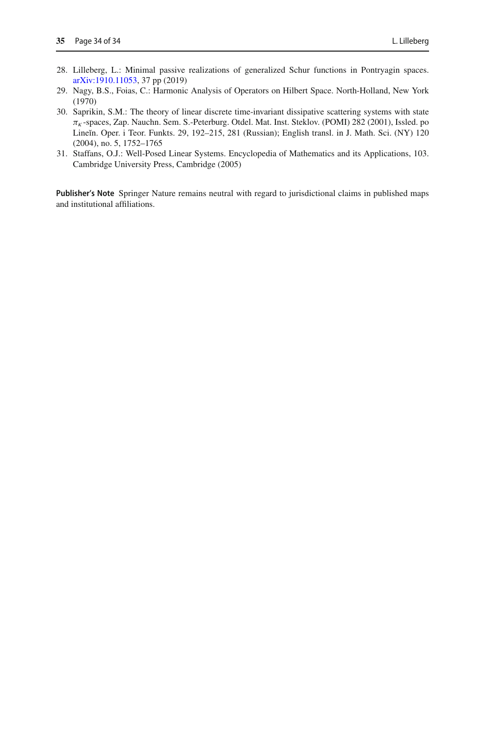28. Lilleberg, L.: Minimal passive realizations of generalized Schur functions in Pontryagin spaces. arXiv:1910.11053, 37 pp (2019)
29. Nagy, B.S., Foias, C.: Harmonic Analysis of Operators on Hilbert Space. North-Holland, New York (1970)
30. Saprikin, S.M.: The theory of linear discrete time-invariant dissipative scattering systems with state $\pi_\kappa$-spaces, Zap. Nauchn. Sem. S.-Peterburg. Otdel. Mat. Inst. Steklov. (POMI) 282 (2001), Issled. po Lineĭn. Oper. i Teor. Funkts. 29, 192–215, 281 (Russian); English transl. in J. Math. Sci. (NY) 120 (2004), no. 5, 1752–1765
31. Staffans, O.J.: Well-Posed Linear Systems. Encyclopedia of Mathematics and its Applications, 103. Cambridge University Press, Cambridge (2005)

**Publisher's Note** Springer Nature remains neutral with regard to jurisdictional claims in published maps and institutional affiliations.